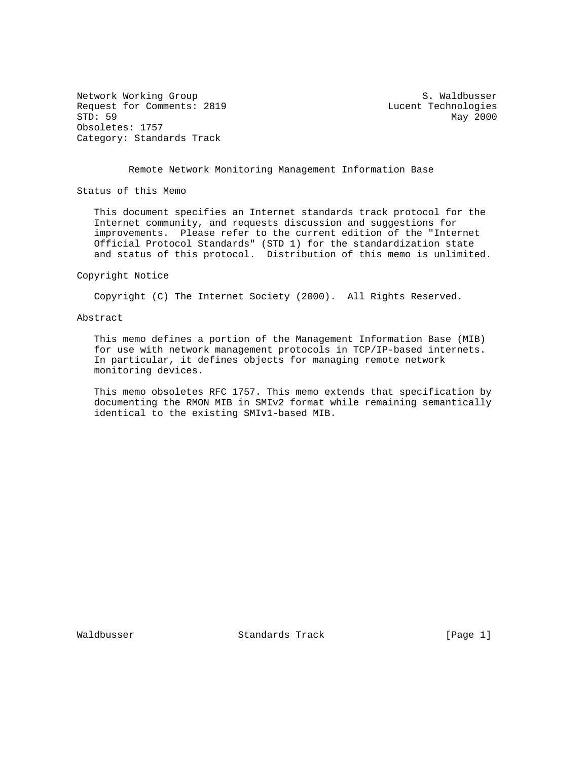Network Working Group S. Waldbusser
Request for Comments: 2819 Lucent Technologies
STD: 59 May 2000
Obsoletes: 1757
Category: Standards Track

# Remote Network Monitoring Management Information Base

## Status of this Memo

This document specifies an Internet standards track protocol for the Internet community, and requests discussion and suggestions for improvements. Please refer to the current edition of the "Internet Official Protocol Standards" (STD 1) for the standardization state and status of this protocol. Distribution of this memo is unlimited.

## Copyright Notice

Copyright (C) The Internet Society (2000). All Rights Reserved.

## Abstract

This memo defines a portion of the Management Information Base (MIB) for use with network management protocols in TCP/IP-based internets. In particular, it defines objects for managing remote network monitoring devices.

This memo obsoletes RFC 1757. This memo extends that specification by documenting the RMON MIB in SMIv2 format while remaining semantically identical to the existing SMIv1-based MIB.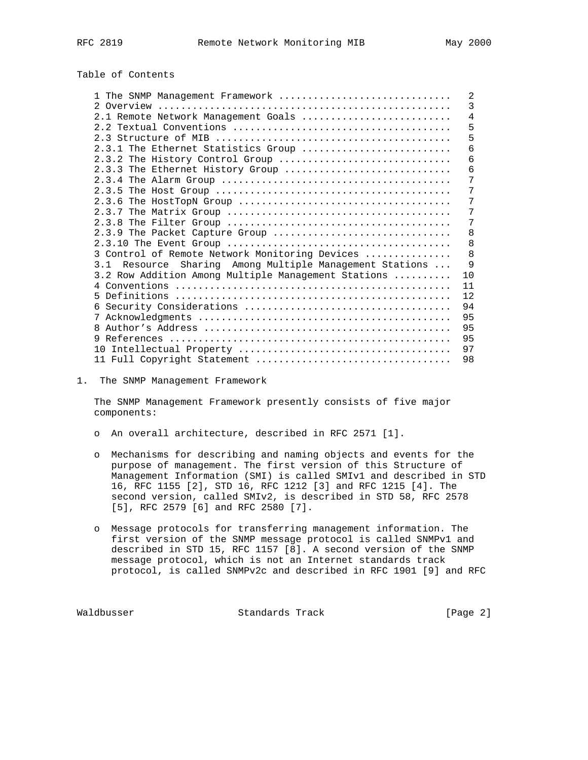Table of Contents

```
1 The SNMP Management Framework .............................   2
2 Overview ..................................................   3
2.1 Remote Network Management Goals .........................   4
2.2 Textual Conventions .....................................   5
2.3 Structure of MIB ........................................   5
2.3.1 The Ethernet Statistics Group .........................   6
2.3.2 The History Control Group .............................   6
2.3.3 The Ethernet History Group ............................   6
2.3.4 The Alarm Group .......................................   7
2.3.5 The Host Group ........................................   7
2.3.6 The HostTopN Group ....................................   7
2.3.7 The Matrix Group ......................................   7
2.3.8 The Filter Group ......................................   7
2.3.9 The Packet Capture Group ..............................   8
2.3.10 The Event Group ......................................   8
3 Control of Remote Network Monitoring Devices ..............   8
3.1  Resource  Sharing  Among Multiple Management Stations ...   9
3.2 Row Addition Among Multiple Management Stations ..........  10
4 Conventions ...............................................  11
5 Definitions ...............................................  12
6 Security Considerations ...................................  94
7 Acknowledgments ...........................................  95
8 Author's Address ..........................................  95
9 References ................................................  95
10 Intellectual Property ....................................  97
11 Full Copyright Statement .................................  98
```

## 1. The SNMP Management Framework

The SNMP Management Framework presently consists of five major components:

- An overall architecture, described in RFC 2571 [1].

- Mechanisms for describing and naming objects and events for the purpose of management. The first version of this Structure of Management Information (SMI) is called SMIv1 and described in STD 16, RFC 1155 [2], STD 16, RFC 1212 [3] and RFC 1215 [4]. The second version, called SMIv2, is described in STD 58, RFC 2578 [5], RFC 2579 [6] and RFC 2580 [7].

- Message protocols for transferring management information. The first version of the SNMP message protocol is called SNMPv1 and described in STD 15, RFC 1157 [8]. A second version of the SNMP message protocol, which is not an Internet standards track protocol, is called SNMPv2c and described in RFC 1901 [9] and RFC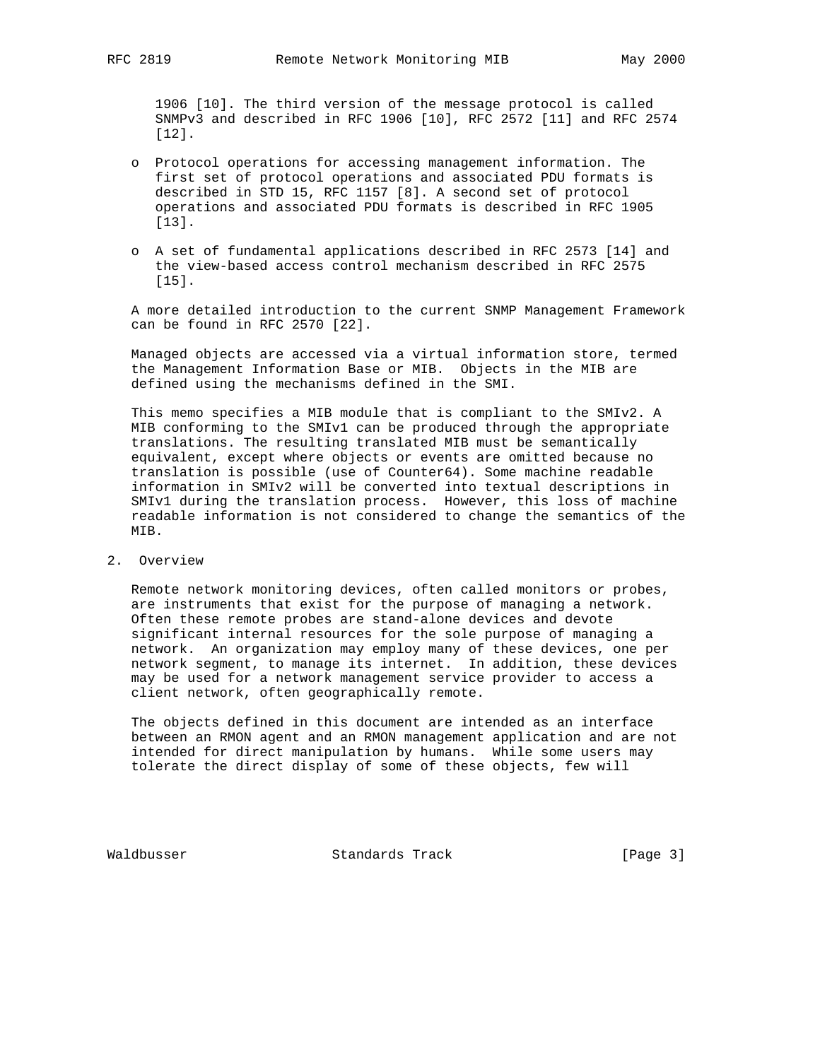1906 [10]. The third version of the message protocol is called SNMPv3 and described in RFC 1906 [10], RFC 2572 [11] and RFC 2574 [12].

- Protocol operations for accessing management information. The first set of protocol operations and associated PDU formats is described in STD 15, RFC 1157 [8]. A second set of protocol operations and associated PDU formats is described in RFC 1905 [13].

- A set of fundamental applications described in RFC 2573 [14] and the view-based access control mechanism described in RFC 2575 [15].

A more detailed introduction to the current SNMP Management Framework can be found in RFC 2570 [22].

Managed objects are accessed via a virtual information store, termed the Management Information Base or MIB. Objects in the MIB are defined using the mechanisms defined in the SMI.

This memo specifies a MIB module that is compliant to the SMIv2. A MIB conforming to the SMIv1 can be produced through the appropriate translations. The resulting translated MIB must be semantically equivalent, except where objects or events are omitted because no translation is possible (use of Counter64). Some machine readable information in SMIv2 will be converted into textual descriptions in SMIv1 during the translation process. However, this loss of machine readable information is not considered to change the semantics of the MIB.

## 2. Overview

Remote network monitoring devices, often called monitors or probes, are instruments that exist for the purpose of managing a network. Often these remote probes are stand-alone devices and devote significant internal resources for the sole purpose of managing a network. An organization may employ many of these devices, one per network segment, to manage its internet. In addition, these devices may be used for a network management service provider to access a client network, often geographically remote.

The objects defined in this document are intended as an interface between an RMON agent and an RMON management application and are not intended for direct manipulation by humans. While some users may tolerate the direct display of some of these objects, few will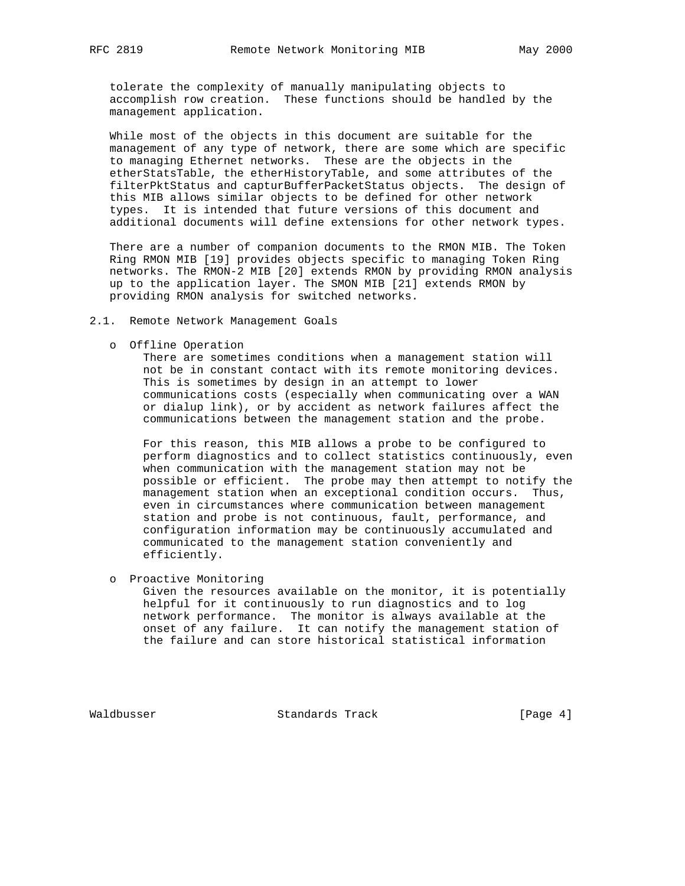tolerate the complexity of manually manipulating objects to accomplish row creation. These functions should be handled by the management application.

While most of the objects in this document are suitable for the management of any type of network, there are some which are specific to managing Ethernet networks. These are the objects in the etherStatsTable, the etherHistoryTable, and some attributes of the filterPktStatus and capturBufferPacketStatus objects. The design of this MIB allows similar objects to be defined for other network types. It is intended that future versions of this document and additional documents will define extensions for other network types.

There are a number of companion documents to the RMON MIB. The Token Ring RMON MIB [19] provides objects specific to managing Token Ring networks. The RMON-2 MIB [20] extends RMON by providing RMON analysis up to the application layer. The SMON MIB [21] extends RMON by providing RMON analysis for switched networks.

## 2.1. Remote Network Management Goals

- Offline Operation

  There are sometimes conditions when a management station will not be in constant contact with its remote monitoring devices. This is sometimes by design in an attempt to lower communications costs (especially when communicating over a WAN or dialup link), or by accident as network failures affect the communications between the management station and the probe.

  For this reason, this MIB allows a probe to be configured to perform diagnostics and to collect statistics continuously, even when communication with the management station may not be possible or efficient. The probe may then attempt to notify the management station when an exceptional condition occurs. Thus, even in circumstances where communication between management station and probe is not continuous, fault, performance, and configuration information may be continuously accumulated and communicated to the management station conveniently and efficiently.

- Proactive Monitoring

  Given the resources available on the monitor, it is potentially helpful for it continuously to run diagnostics and to log network performance. The monitor is always available at the onset of any failure. It can notify the management station of the failure and can store historical statistical information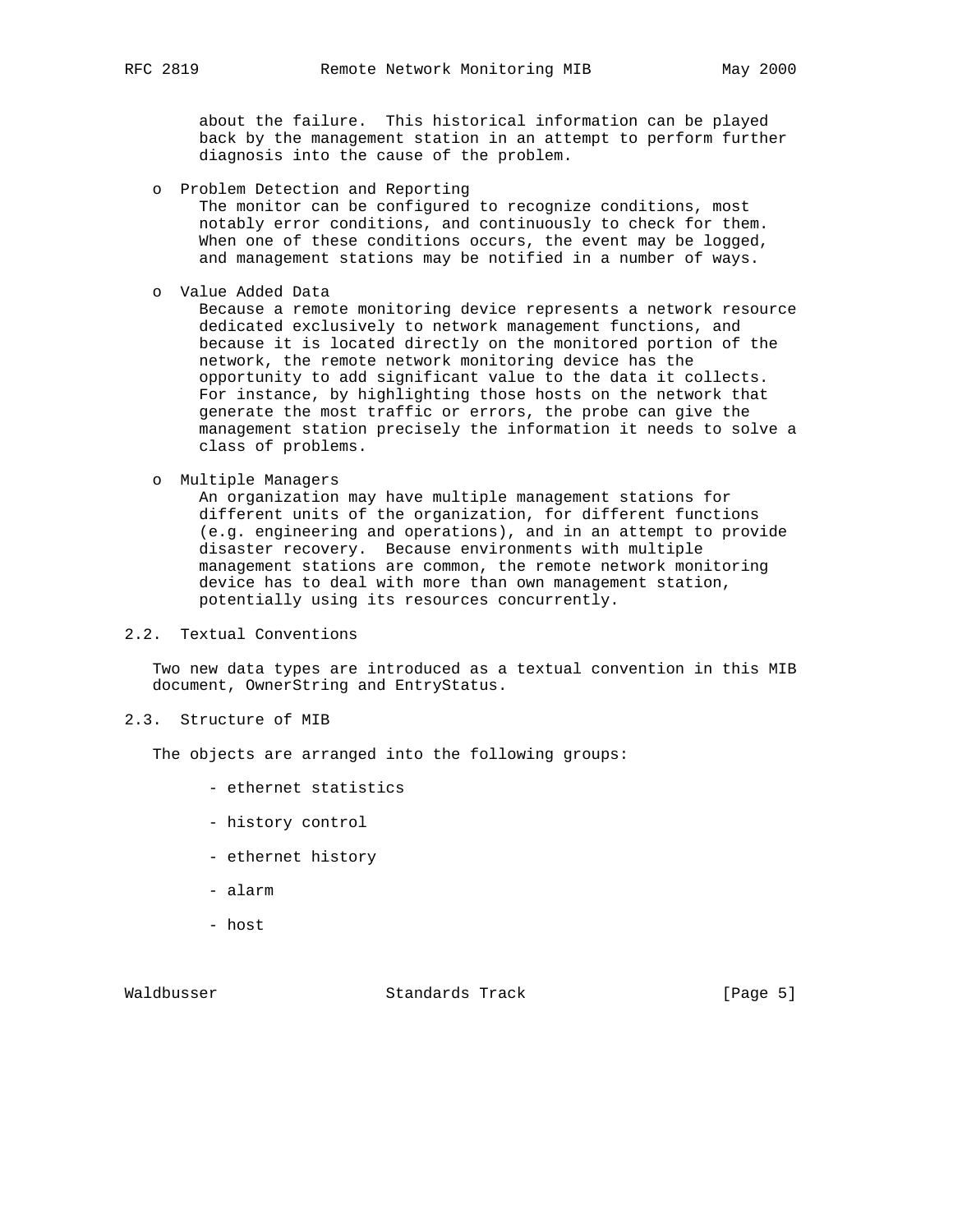about the failure. This historical information can be played back by the management station in an attempt to perform further diagnosis into the cause of the problem.

- Problem Detection and Reporting
  The monitor can be configured to recognize conditions, most notably error conditions, and continuously to check for them. When one of these conditions occurs, the event may be logged, and management stations may be notified in a number of ways.

- Value Added Data
  Because a remote monitoring device represents a network resource dedicated exclusively to network management functions, and because it is located directly on the monitored portion of the network, the remote network monitoring device has the opportunity to add significant value to the data it collects. For instance, by highlighting those hosts on the network that generate the most traffic or errors, the probe can give the management station precisely the information it needs to solve a class of problems.

- Multiple Managers
  An organization may have multiple management stations for different units of the organization, for different functions (e.g. engineering and operations), and in an attempt to provide disaster recovery. Because environments with multiple management stations are common, the remote network monitoring device has to deal with more than own management station, potentially using its resources concurrently.

## 2.2. Textual Conventions

Two new data types are introduced as a textual convention in this MIB document, OwnerString and EntryStatus.

## 2.3. Structure of MIB

The objects are arranged into the following groups:

- ethernet statistics
- history control
- ethernet history
- alarm
- host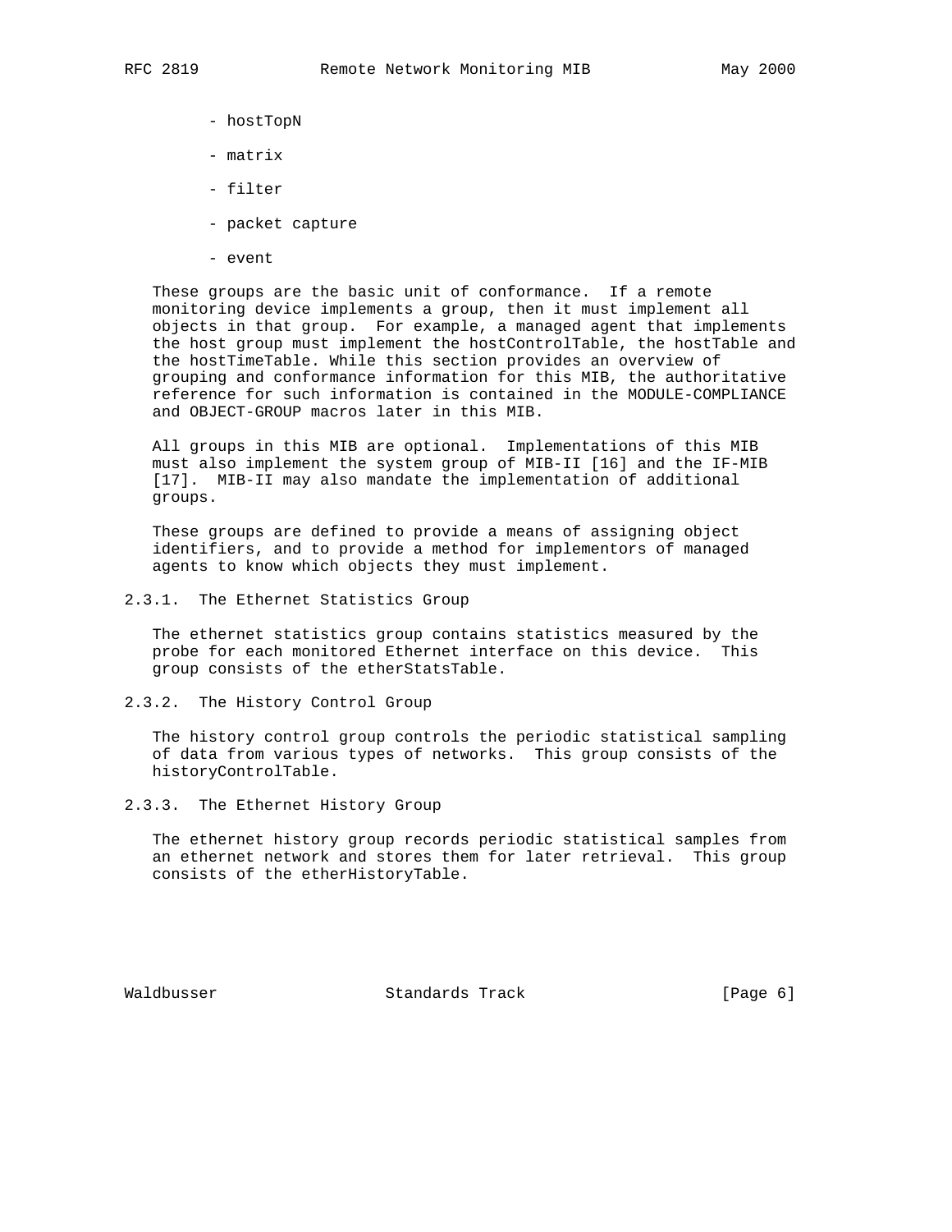- hostTopN
- matrix
- filter
- packet capture
- event

These groups are the basic unit of conformance. If a remote monitoring device implements a group, then it must implement all objects in that group. For example, a managed agent that implements the host group must implement the hostControlTable, the hostTable and the hostTimeTable. While this section provides an overview of grouping and conformance information for this MIB, the authoritative reference for such information is contained in the MODULE-COMPLIANCE and OBJECT-GROUP macros later in this MIB.

All groups in this MIB are optional. Implementations of this MIB must also implement the system group of MIB-II [16] and the IF-MIB [17]. MIB-II may also mandate the implementation of additional groups.

These groups are defined to provide a means of assigning object identifiers, and to provide a method for implementors of managed agents to know which objects they must implement.

### 2.3.1. The Ethernet Statistics Group

The ethernet statistics group contains statistics measured by the probe for each monitored Ethernet interface on this device. This group consists of the etherStatsTable.

### 2.3.2. The History Control Group

The history control group controls the periodic statistical sampling of data from various types of networks. This group consists of the historyControlTable.

### 2.3.3. The Ethernet History Group

The ethernet history group records periodic statistical samples from an ethernet network and stores them for later retrieval. This group consists of the etherHistoryTable.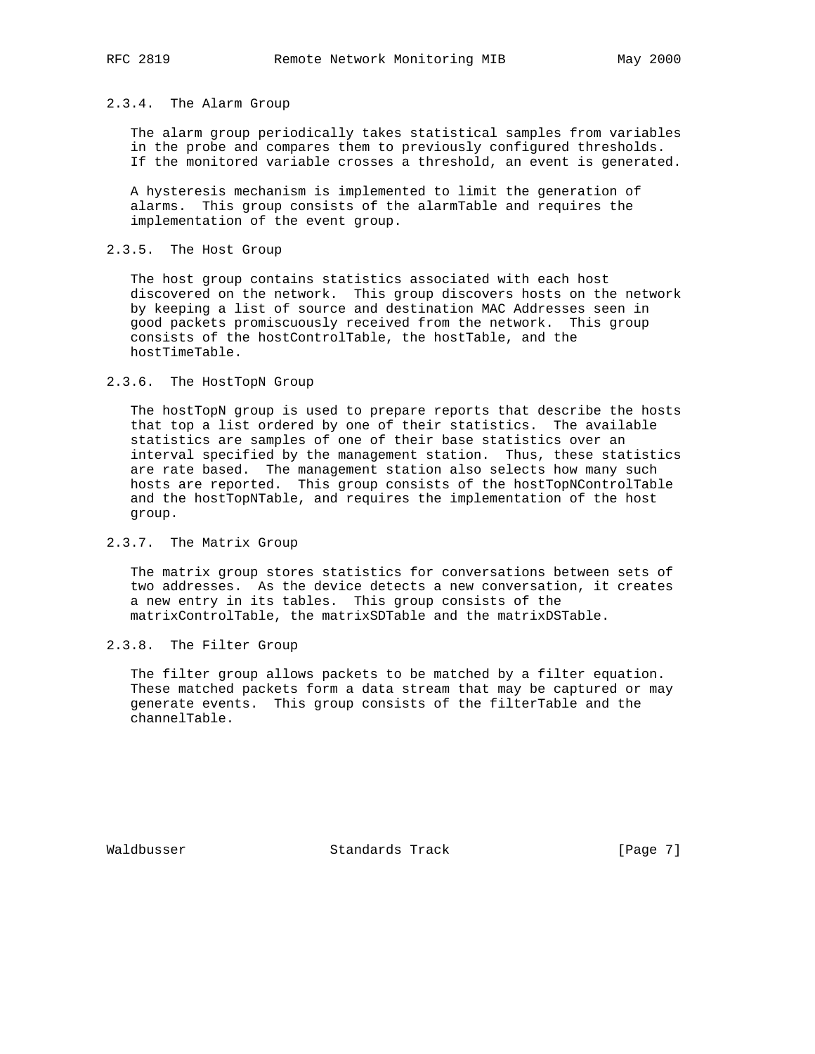### 2.3.4. The Alarm Group

The alarm group periodically takes statistical samples from variables in the probe and compares them to previously configured thresholds. If the monitored variable crosses a threshold, an event is generated.

A hysteresis mechanism is implemented to limit the generation of alarms. This group consists of the alarmTable and requires the implementation of the event group.

### 2.3.5. The Host Group

The host group contains statistics associated with each host discovered on the network. This group discovers hosts on the network by keeping a list of source and destination MAC Addresses seen in good packets promiscuously received from the network. This group consists of the hostControlTable, the hostTable, and the hostTimeTable.

### 2.3.6. The HostTopN Group

The hostTopN group is used to prepare reports that describe the hosts that top a list ordered by one of their statistics. The available statistics are samples of one of their base statistics over an interval specified by the management station. Thus, these statistics are rate based. The management station also selects how many such hosts are reported. This group consists of the hostTopNControlTable and the hostTopNTable, and requires the implementation of the host group.

### 2.3.7. The Matrix Group

The matrix group stores statistics for conversations between sets of two addresses. As the device detects a new conversation, it creates a new entry in its tables. This group consists of the matrixControlTable, the matrixSDTable and the matrixDSTable.

### 2.3.8. The Filter Group

The filter group allows packets to be matched by a filter equation. These matched packets form a data stream that may be captured or may generate events. This group consists of the filterTable and the channelTable.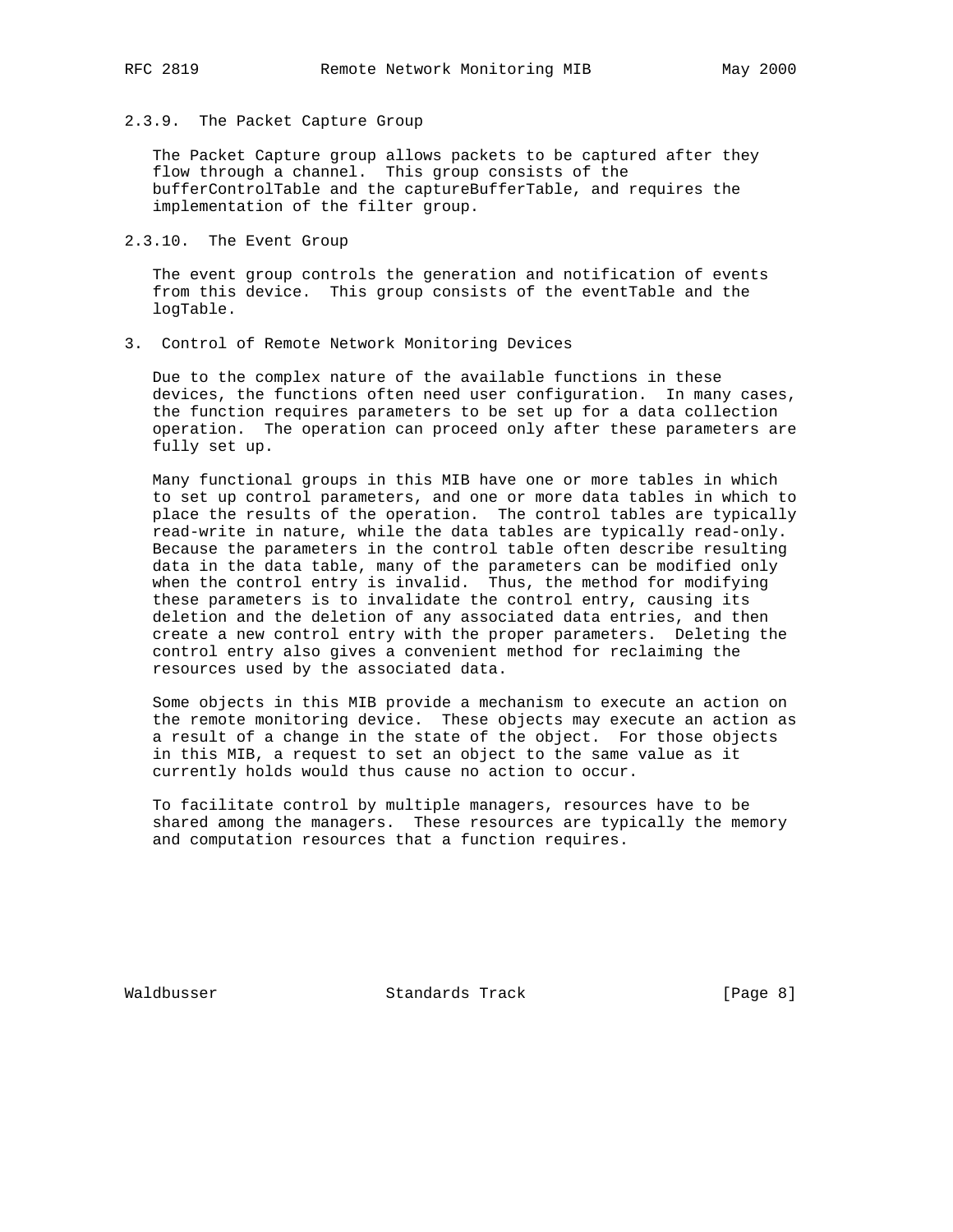### 2.3.9. The Packet Capture Group

The Packet Capture group allows packets to be captured after they flow through a channel. This group consists of the bufferControlTable and the captureBufferTable, and requires the implementation of the filter group.

### 2.3.10. The Event Group

The event group controls the generation and notification of events from this device. This group consists of the eventTable and the logTable.

## 3. Control of Remote Network Monitoring Devices

Due to the complex nature of the available functions in these devices, the functions often need user configuration. In many cases, the function requires parameters to be set up for a data collection operation. The operation can proceed only after these parameters are fully set up.

Many functional groups in this MIB have one or more tables in which to set up control parameters, and one or more data tables in which to place the results of the operation. The control tables are typically read-write in nature, while the data tables are typically read-only. Because the parameters in the control table often describe resulting data in the data table, many of the parameters can be modified only when the control entry is invalid. Thus, the method for modifying these parameters is to invalidate the control entry, causing its deletion and the deletion of any associated data entries, and then create a new control entry with the proper parameters. Deleting the control entry also gives a convenient method for reclaiming the resources used by the associated data.

Some objects in this MIB provide a mechanism to execute an action on the remote monitoring device. These objects may execute an action as a result of a change in the state of the object. For those objects in this MIB, a request to set an object to the same value as it currently holds would thus cause no action to occur.

To facilitate control by multiple managers, resources have to be shared among the managers. These resources are typically the memory and computation resources that a function requires.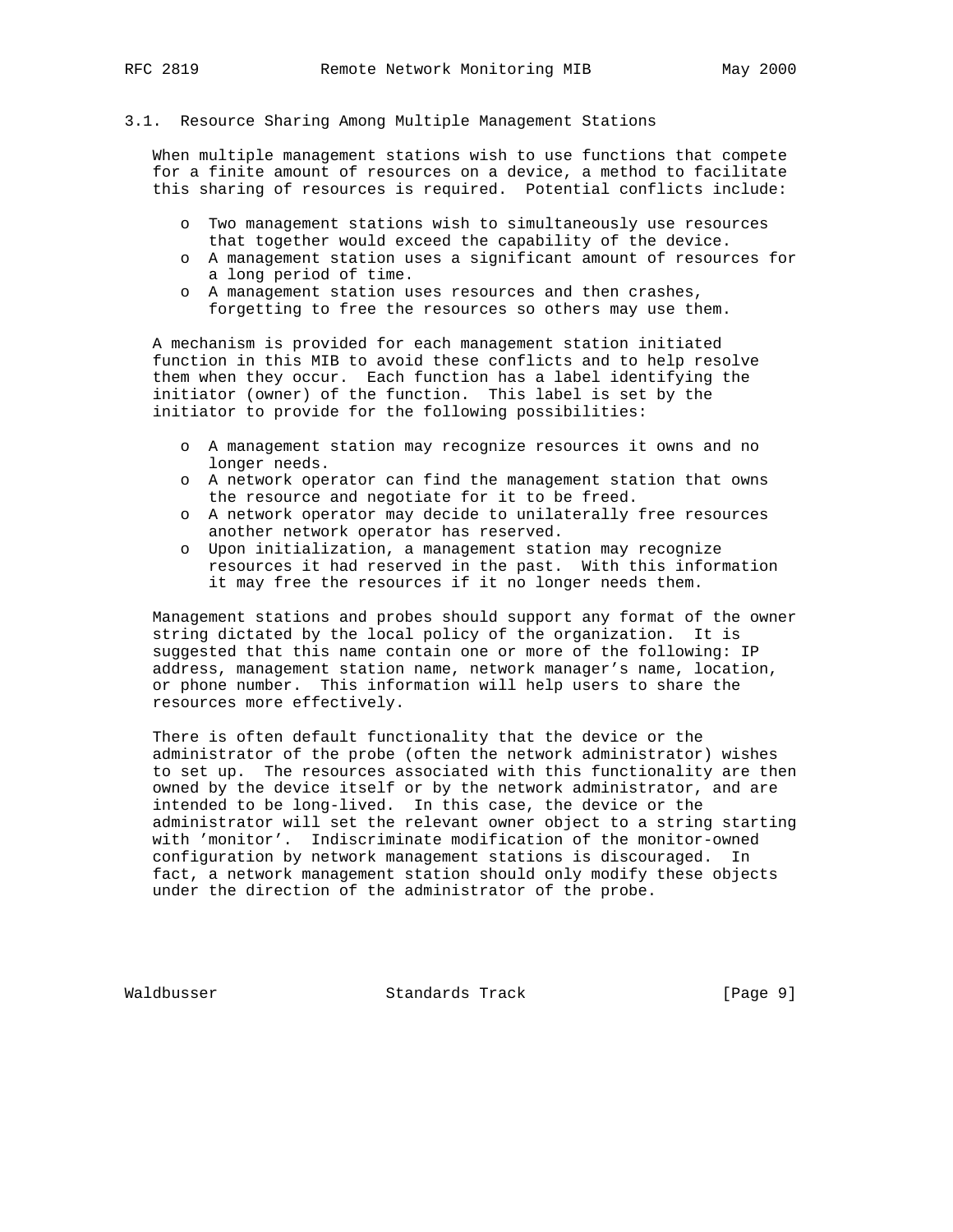### 3.1. Resource Sharing Among Multiple Management Stations

When multiple management stations wish to use functions that compete for a finite amount of resources on a device, a method to facilitate this sharing of resources is required. Potential conflicts include:

- Two management stations wish to simultaneously use resources that together would exceed the capability of the device.
- A management station uses a significant amount of resources for a long period of time.
- A management station uses resources and then crashes, forgetting to free the resources so others may use them.

A mechanism is provided for each management station initiated function in this MIB to avoid these conflicts and to help resolve them when they occur. Each function has a label identifying the initiator (owner) of the function. This label is set by the initiator to provide for the following possibilities:

- A management station may recognize resources it owns and no longer needs.
- A network operator can find the management station that owns the resource and negotiate for it to be freed.
- A network operator may decide to unilaterally free resources another network operator has reserved.
- Upon initialization, a management station may recognize resources it had reserved in the past. With this information it may free the resources if it no longer needs them.

Management stations and probes should support any format of the owner string dictated by the local policy of the organization. It is suggested that this name contain one or more of the following: IP address, management station name, network manager's name, location, or phone number. This information will help users to share the resources more effectively.

There is often default functionality that the device or the administrator of the probe (often the network administrator) wishes to set up. The resources associated with this functionality are then owned by the device itself or by the network administrator, and are intended to be long-lived. In this case, the device or the administrator will set the relevant owner object to a string starting with 'monitor'. Indiscriminate modification of the monitor-owned configuration by network management stations is discouraged. In fact, a network management station should only modify these objects under the direction of the administrator of the probe.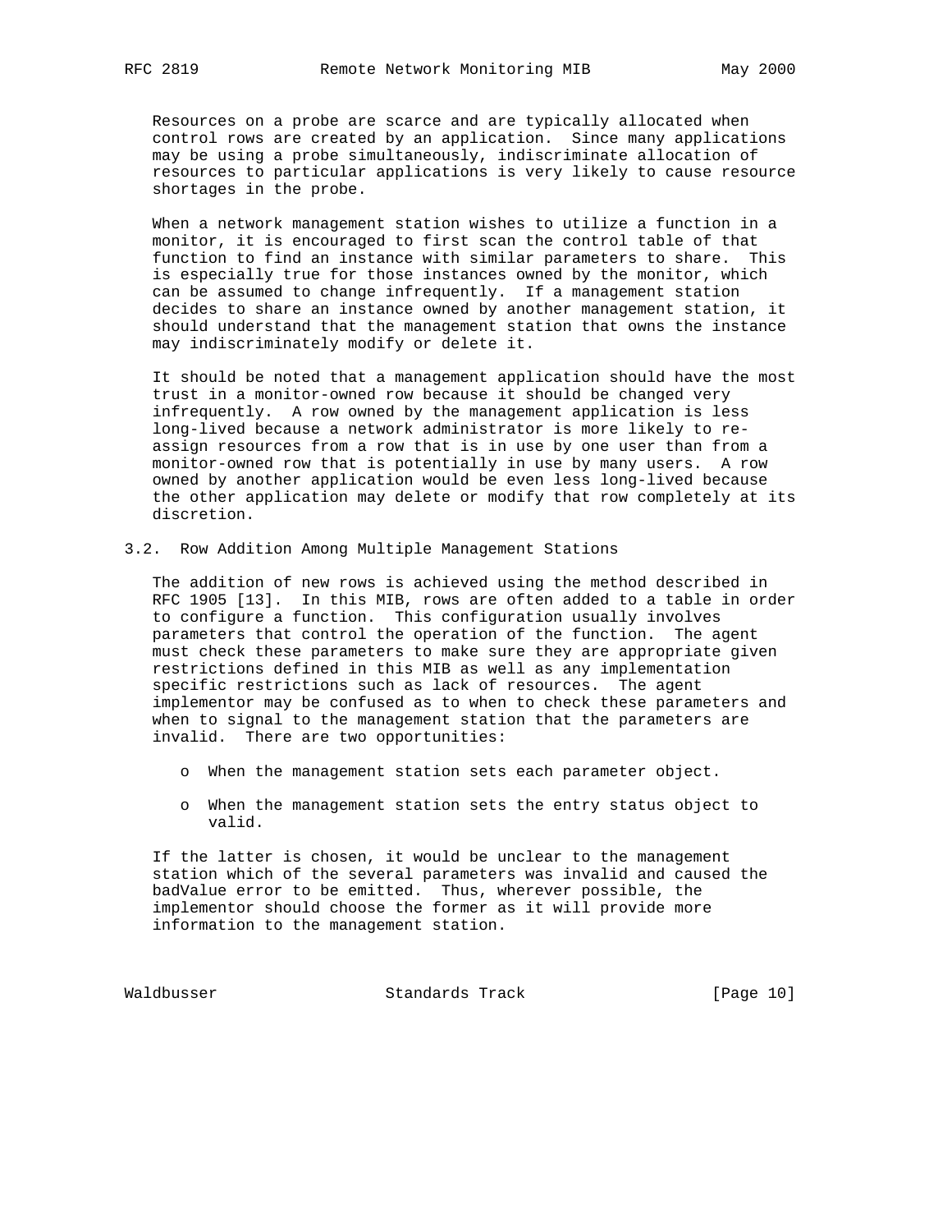Resources on a probe are scarce and are typically allocated when control rows are created by an application. Since many applications may be using a probe simultaneously, indiscriminate allocation of resources to particular applications is very likely to cause resource shortages in the probe.

When a network management station wishes to utilize a function in a monitor, it is encouraged to first scan the control table of that function to find an instance with similar parameters to share. This is especially true for those instances owned by the monitor, which can be assumed to change infrequently. If a management station decides to share an instance owned by another management station, it should understand that the management station that owns the instance may indiscriminately modify or delete it.

It should be noted that a management application should have the most trust in a monitor-owned row because it should be changed very infrequently. A row owned by the management application is less long-lived because a network administrator is more likely to re-assign resources from a row that is in use by one user than from a monitor-owned row that is potentially in use by many users. A row owned by another application would be even less long-lived because the other application may delete or modify that row completely at its discretion.

## 3.2. Row Addition Among Multiple Management Stations

The addition of new rows is achieved using the method described in RFC 1905 [13]. In this MIB, rows are often added to a table in order to configure a function. This configuration usually involves parameters that control the operation of the function. The agent must check these parameters to make sure they are appropriate given restrictions defined in this MIB as well as any implementation specific restrictions such as lack of resources. The agent implementor may be confused as to when to check these parameters and when to signal to the management station that the parameters are invalid. There are two opportunities:

- When the management station sets each parameter object.
- When the management station sets the entry status object to valid.

If the latter is chosen, it would be unclear to the management station which of the several parameters was invalid and caused the badValue error to be emitted. Thus, wherever possible, the implementor should choose the former as it will provide more information to the management station.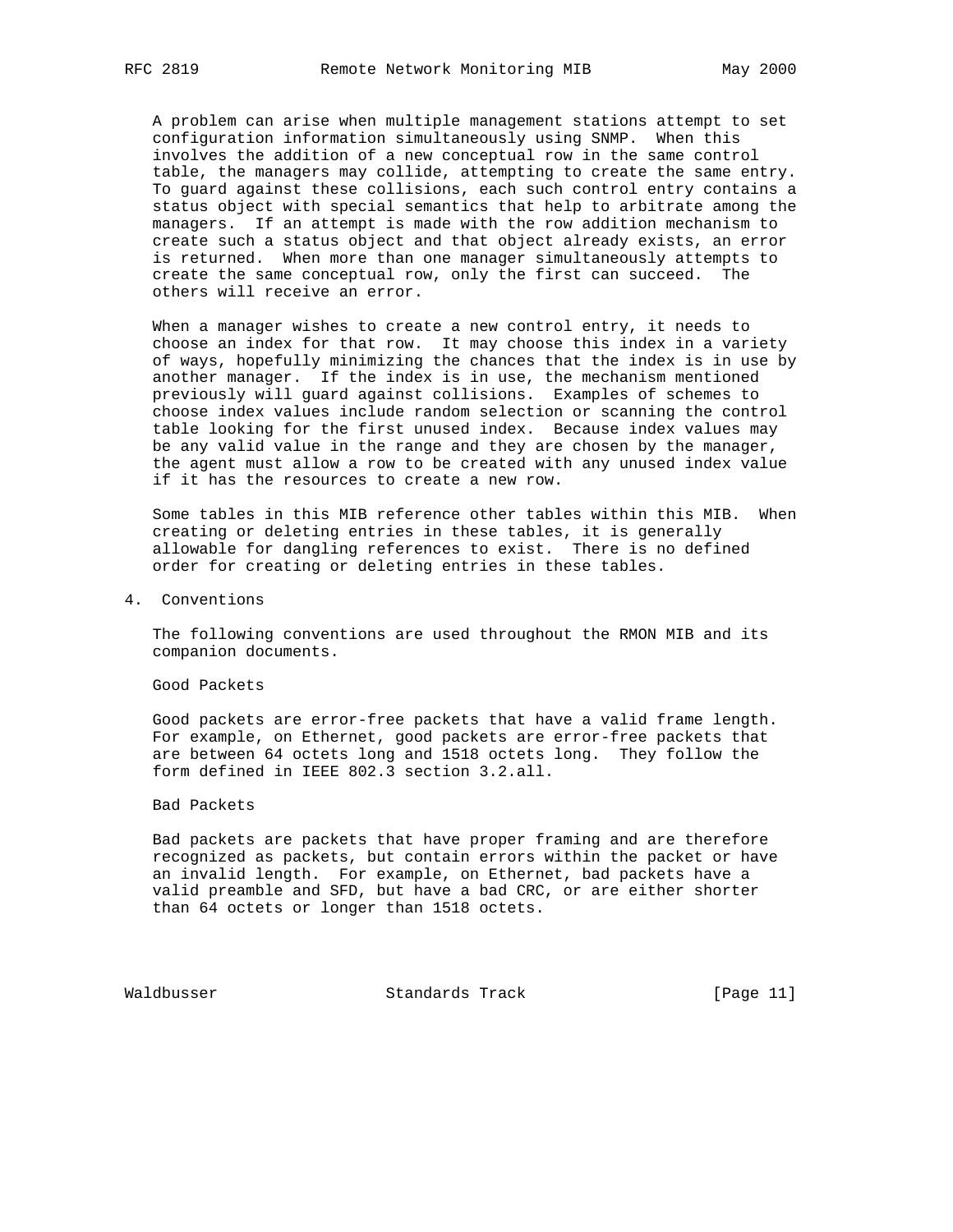A problem can arise when multiple management stations attempt to set configuration information simultaneously using SNMP. When this involves the addition of a new conceptual row in the same control table, the managers may collide, attempting to create the same entry. To guard against these collisions, each such control entry contains a status object with special semantics that help to arbitrate among the managers. If an attempt is made with the row addition mechanism to create such a status object and that object already exists, an error is returned. When more than one manager simultaneously attempts to create the same conceptual row, only the first can succeed. The others will receive an error.

When a manager wishes to create a new control entry, it needs to choose an index for that row. It may choose this index in a variety of ways, hopefully minimizing the chances that the index is in use by another manager. If the index is in use, the mechanism mentioned previously will guard against collisions. Examples of schemes to choose index values include random selection or scanning the control table looking for the first unused index. Because index values may be any valid value in the range and they are chosen by the manager, the agent must allow a row to be created with any unused index value if it has the resources to create a new row.

Some tables in this MIB reference other tables within this MIB. When creating or deleting entries in these tables, it is generally allowable for dangling references to exist. There is no defined order for creating or deleting entries in these tables.

## 4. Conventions

The following conventions are used throughout the RMON MIB and its companion documents.

Good Packets

Good packets are error-free packets that have a valid frame length. For example, on Ethernet, good packets are error-free packets that are between 64 octets long and 1518 octets long. They follow the form defined in IEEE 802.3 section 3.2.all.

Bad Packets

Bad packets are packets that have proper framing and are therefore recognized as packets, but contain errors within the packet or have an invalid length. For example, on Ethernet, bad packets have a valid preamble and SFD, but have a bad CRC, or are either shorter than 64 octets or longer than 1518 octets.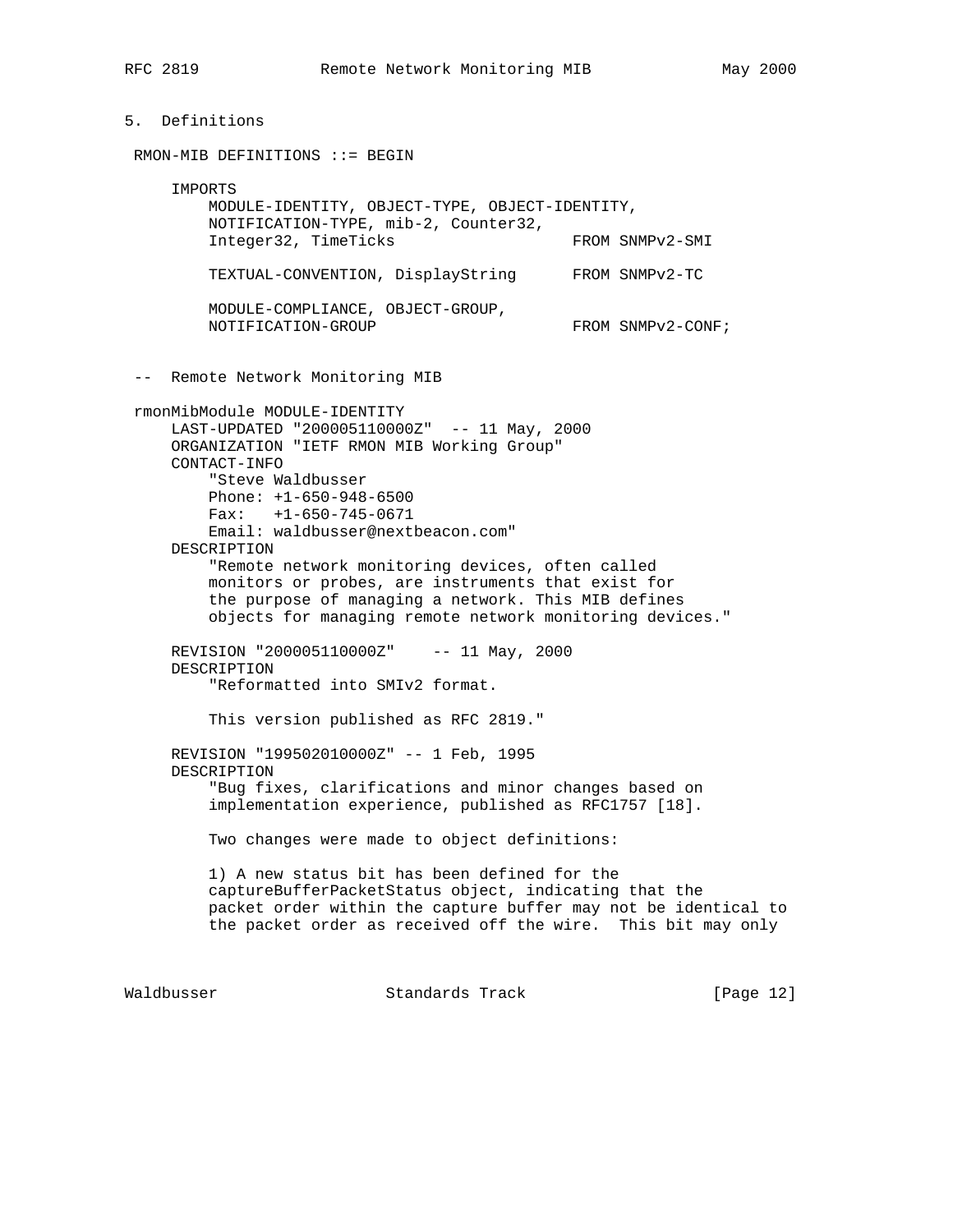## 5. Definitions

```
 RMON-MIB DEFINITIONS ::= BEGIN

     IMPORTS
         MODULE-IDENTITY, OBJECT-TYPE, OBJECT-IDENTITY,
         NOTIFICATION-TYPE, mib-2, Counter32,
         Integer32, TimeTicks                  FROM SNMPv2-SMI

         TEXTUAL-CONVENTION, DisplayString      FROM SNMPv2-TC

         MODULE-COMPLIANCE, OBJECT-GROUP,
         NOTIFICATION-GROUP                     FROM SNMPv2-CONF;


 --  Remote Network Monitoring MIB

 rmonMibModule MODULE-IDENTITY
     LAST-UPDATED "200005110000Z"  -- 11 May, 2000
     ORGANIZATION "IETF RMON MIB Working Group"
     CONTACT-INFO
         "Steve Waldbusser
         Phone: +1-650-948-6500
         Fax:   +1-650-745-0671
         Email: waldbusser@nextbeacon.com"
     DESCRIPTION
         "Remote network monitoring devices, often called
         monitors or probes, are instruments that exist for
         the purpose of managing a network. This MIB defines
         objects for managing remote network monitoring devices."

     REVISION "200005110000Z"    -- 11 May, 2000
     DESCRIPTION
         "Reformatted into SMIv2 format.

         This version published as RFC 2819."

     REVISION "199502010000Z" -- 1 Feb, 1995
     DESCRIPTION
         "Bug fixes, clarifications and minor changes based on
         implementation experience, published as RFC1757 [18].

         Two changes were made to object definitions:

         1) A new status bit has been defined for the
         captureBufferPacketStatus object, indicating that the
         packet order within the capture buffer may not be identical to
         the packet order as received off the wire.  This bit may only
```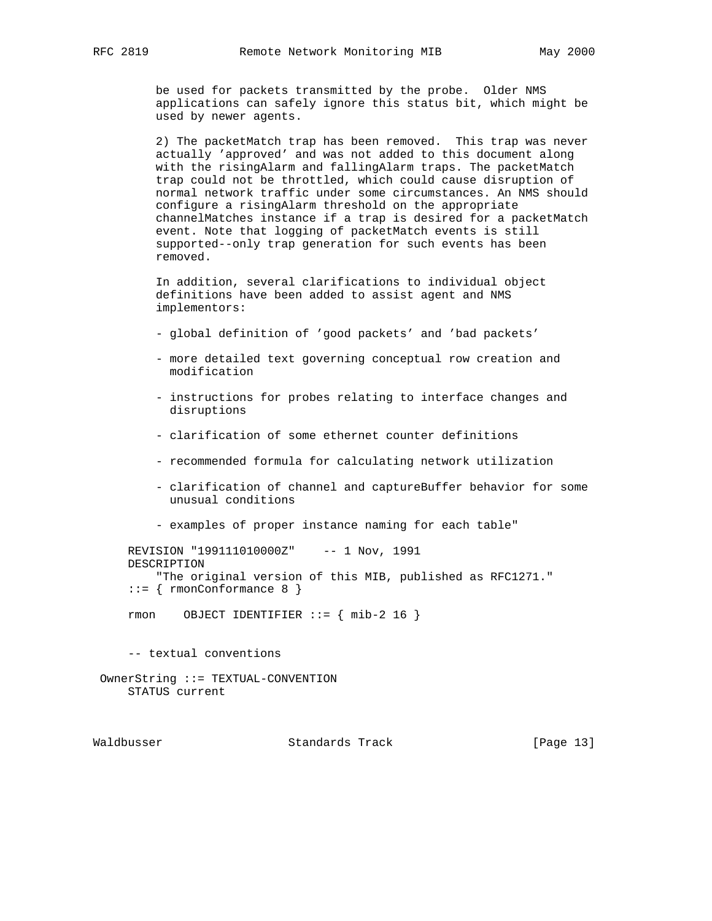```
        be used for packets transmitted by the probe.  Older NMS
        applications can safely ignore this status bit, which might be
        used by newer agents.

        2) The packetMatch trap has been removed.  This trap was never
        actually 'approved' and was not added to this document along
        with the risingAlarm and fallingAlarm traps. The packetMatch
        trap could not be throttled, which could cause disruption of
        normal network traffic under some circumstances. An NMS should
        configure a risingAlarm threshold on the appropriate
        channelMatches instance if a trap is desired for a packetMatch
        event. Note that logging of packetMatch events is still
        supported--only trap generation for such events has been
        removed.

        In addition, several clarifications to individual object
        definitions have been added to assist agent and NMS
        implementors:

        - global definition of 'good packets' and 'bad packets'

        - more detailed text governing conceptual row creation and
          modification

        - instructions for probes relating to interface changes and
          disruptions

        - clarification of some ethernet counter definitions

        - recommended formula for calculating network utilization

        - clarification of channel and captureBuffer behavior for some
          unusual conditions

        - examples of proper instance naming for each table"

    REVISION "199111010000Z"    -- 1 Nov, 1991
    DESCRIPTION
        "The original version of this MIB, published as RFC1271."
    ::= { rmonConformance 8 }

    rmon    OBJECT IDENTIFIER ::= { mib-2 16 }


    -- textual conventions

 OwnerString ::= TEXTUAL-CONVENTION
    STATUS current
```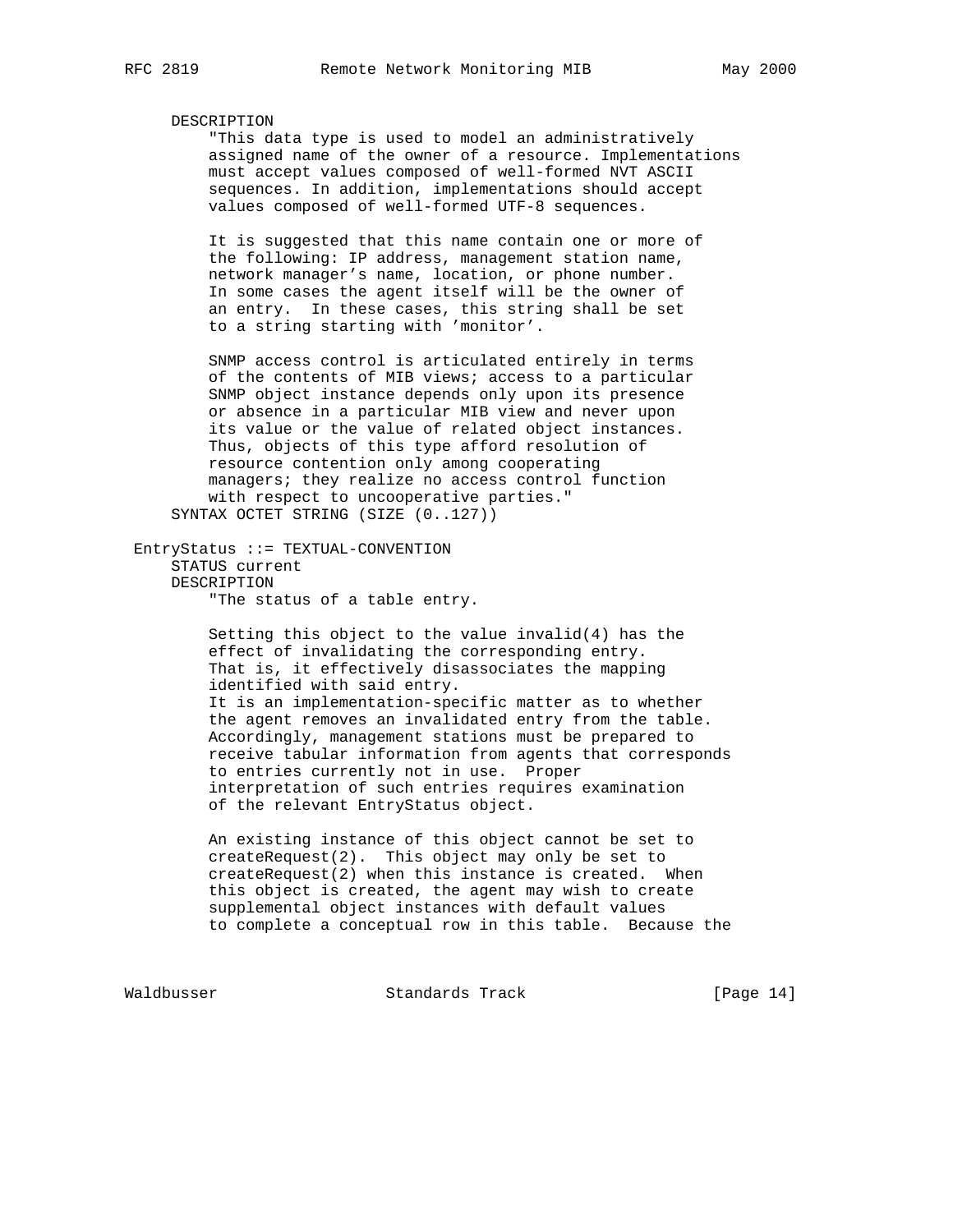```
     DESCRIPTION
         "This data type is used to model an administratively
         assigned name of the owner of a resource. Implementations
         must accept values composed of well-formed NVT ASCII
         sequences. In addition, implementations should accept
         values composed of well-formed UTF-8 sequences.

         It is suggested that this name contain one or more of
         the following: IP address, management station name,
         network manager's name, location, or phone number.
         In some cases the agent itself will be the owner of
         an entry.  In these cases, this string shall be set
         to a string starting with 'monitor'.

         SNMP access control is articulated entirely in terms
         of the contents of MIB views; access to a particular
         SNMP object instance depends only upon its presence
         or absence in a particular MIB view and never upon
         its value or the value of related object instances.
         Thus, objects of this type afford resolution of
         resource contention only among cooperating
         managers; they realize no access control function
         with respect to uncooperative parties."
     SYNTAX OCTET STRING (SIZE (0..127))

 EntryStatus ::= TEXTUAL-CONVENTION
     STATUS current
     DESCRIPTION
         "The status of a table entry.

         Setting this object to the value invalid(4) has the
         effect of invalidating the corresponding entry.
         That is, it effectively disassociates the mapping
         identified with said entry.
         It is an implementation-specific matter as to whether
         the agent removes an invalidated entry from the table.
         Accordingly, management stations must be prepared to
         receive tabular information from agents that corresponds
         to entries currently not in use.  Proper
         interpretation of such entries requires examination
         of the relevant EntryStatus object.

         An existing instance of this object cannot be set to
         createRequest(2).  This object may only be set to
         createRequest(2) when this instance is created.  When
         this object is created, the agent may wish to create
         supplemental object instances with default values
         to complete a conceptual row in this table.  Because the
```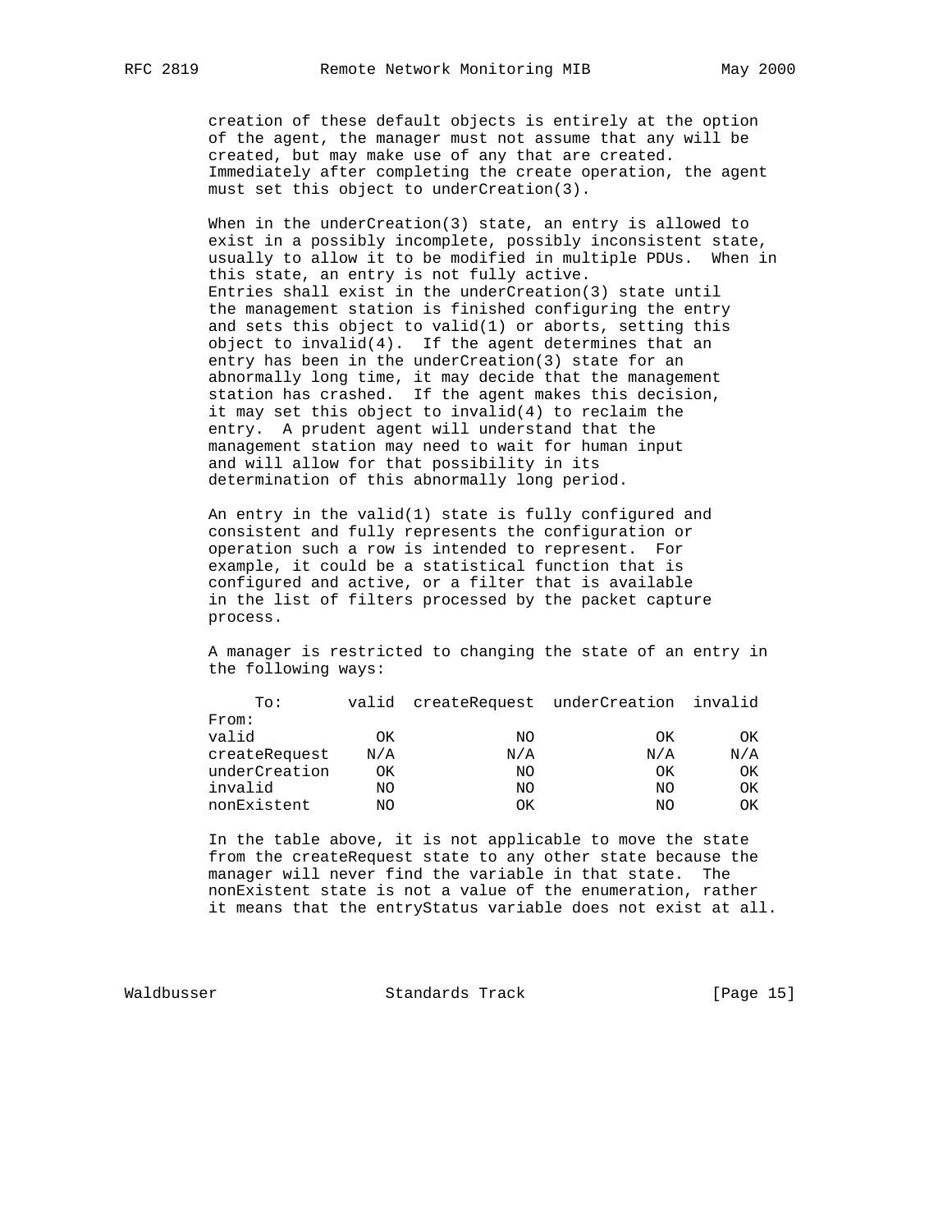creation of these default objects is entirely at the option of the agent, the manager must not assume that any will be created, but may make use of any that are created. Immediately after completing the create operation, the agent must set this object to underCreation(3).

When in the underCreation(3) state, an entry is allowed to exist in a possibly incomplete, possibly inconsistent state, usually to allow it to be modified in multiple PDUs. When in this state, an entry is not fully active.
Entries shall exist in the underCreation(3) state until the management station is finished configuring the entry and sets this object to valid(1) or aborts, setting this object to invalid(4). If the agent determines that an entry has been in the underCreation(3) state for an abnormally long time, it may decide that the management station has crashed. If the agent makes this decision, it may set this object to invalid(4) to reclaim the entry. A prudent agent will understand that the management station may need to wait for human input and will allow for that possibility in its determination of this abnormally long period.

An entry in the valid(1) state is fully configured and consistent and fully represents the configuration or operation such a row is intended to represent. For example, it could be a statistical function that is configured and active, or a filter that is available in the list of filters processed by the packet capture process.

A manager is restricted to changing the state of an entry in the following ways:

| From: \ To: | valid | createRequest | underCreation | invalid |
|---|---|---|---|---|
| valid | OK | NO | OK | OK |
| createRequest | N/A | N/A | N/A | N/A |
| underCreation | OK | NO | OK | OK |
| invalid | NO | NO | NO | OK |
| nonExistent | NO | OK | NO | OK |

In the table above, it is not applicable to move the state from the createRequest state to any other state because the manager will never find the variable in that state. The nonExistent state is not a value of the enumeration, rather it means that the entryStatus variable does not exist at all.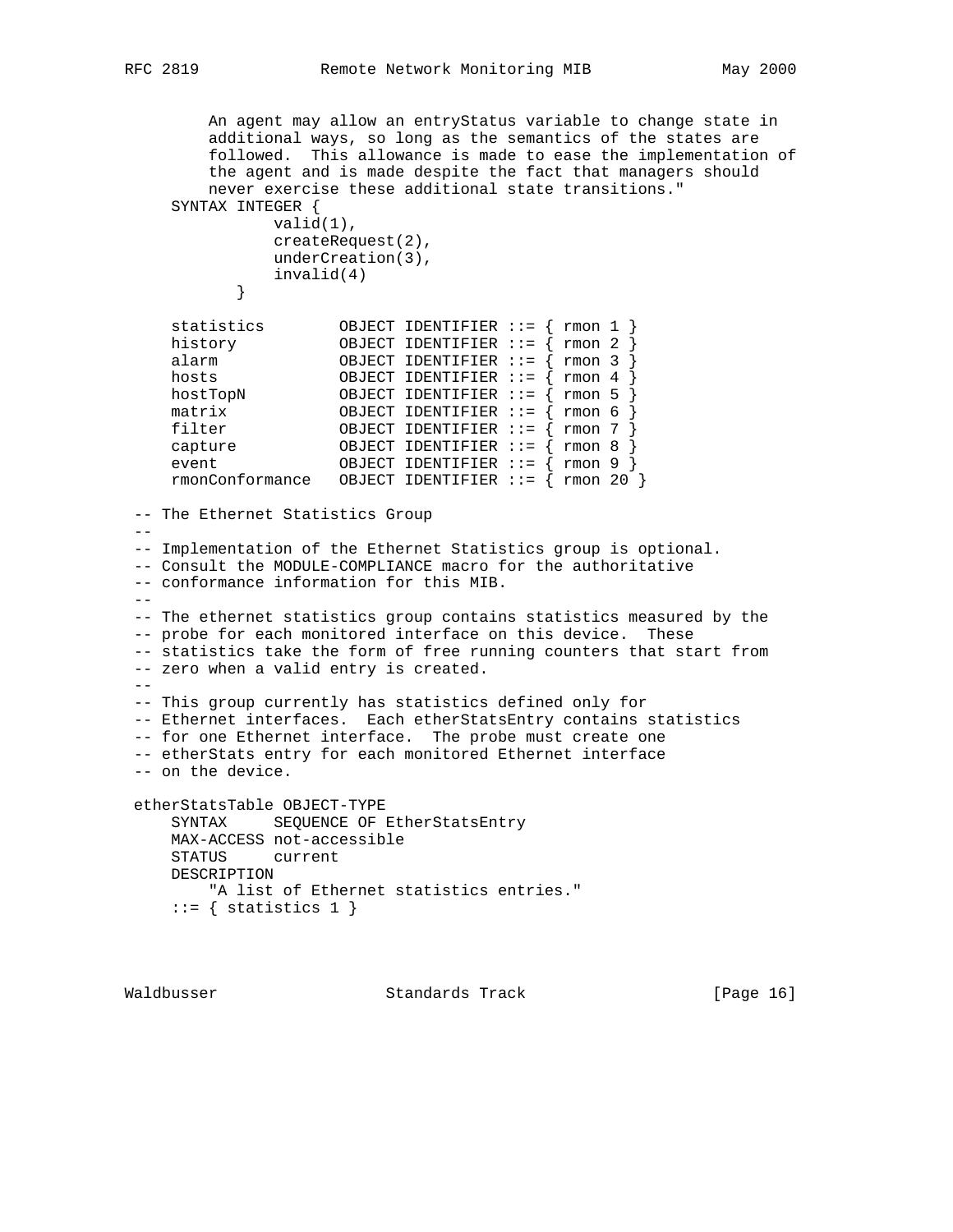```
          An agent may allow an entryStatus variable to change state in
          additional ways, so long as the semantics of the states are
          followed.  This allowance is made to ease the implementation of
          the agent and is made despite the fact that managers should
          never exercise these additional state transitions."
     SYNTAX INTEGER {
                valid(1),
                createRequest(2),
                underCreation(3),
                invalid(4)
            }

     statistics        OBJECT IDENTIFIER ::= { rmon 1 }
     history           OBJECT IDENTIFIER ::= { rmon 2 }
     alarm             OBJECT IDENTIFIER ::= { rmon 3 }
     hosts             OBJECT IDENTIFIER ::= { rmon 4 }
     hostTopN          OBJECT IDENTIFIER ::= { rmon 5 }
     matrix            OBJECT IDENTIFIER ::= { rmon 6 }
     filter            OBJECT IDENTIFIER ::= { rmon 7 }
     capture           OBJECT IDENTIFIER ::= { rmon 8 }
     event             OBJECT IDENTIFIER ::= { rmon 9 }
     rmonConformance   OBJECT IDENTIFIER ::= { rmon 20 }

 -- The Ethernet Statistics Group
 --
 -- Implementation of the Ethernet Statistics group is optional.
 -- Consult the MODULE-COMPLIANCE macro for the authoritative
 -- conformance information for this MIB.
 --
 -- The ethernet statistics group contains statistics measured by the
 -- probe for each monitored interface on this device.  These
 -- statistics take the form of free running counters that start from
 -- zero when a valid entry is created.
 --
 -- This group currently has statistics defined only for
 -- Ethernet interfaces.  Each etherStatsEntry contains statistics
 -- for one Ethernet interface.  The probe must create one
 -- etherStats entry for each monitored Ethernet interface
 -- on the device.

 etherStatsTable OBJECT-TYPE
     SYNTAX     SEQUENCE OF EtherStatsEntry
     MAX-ACCESS not-accessible
     STATUS     current
     DESCRIPTION
         "A list of Ethernet statistics entries."
     ::= { statistics 1 }
```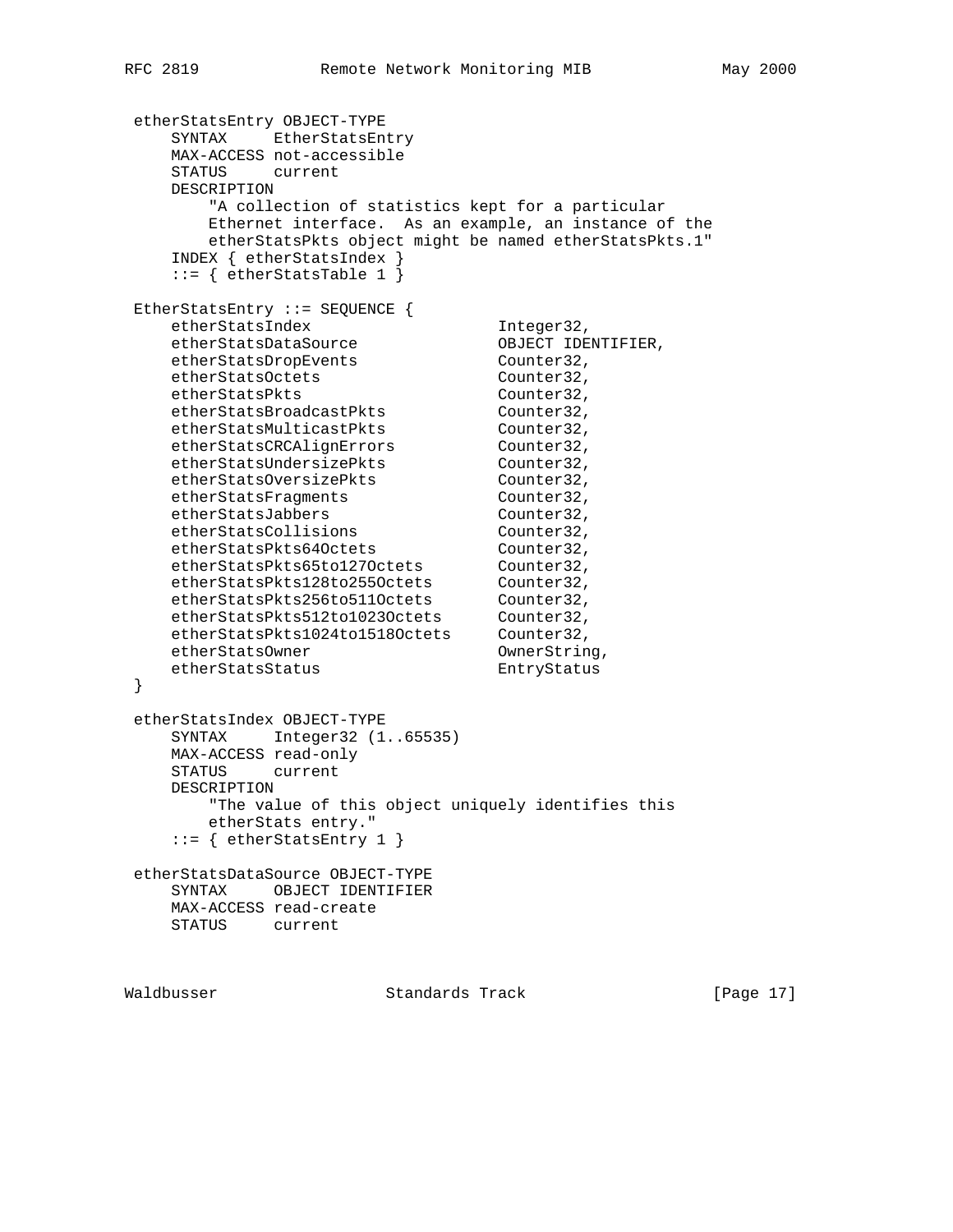```
 etherStatsEntry OBJECT-TYPE
     SYNTAX     EtherStatsEntry
     MAX-ACCESS not-accessible
     STATUS     current
     DESCRIPTION
         "A collection of statistics kept for a particular
         Ethernet interface.  As an example, an instance of the
         etherStatsPkts object might be named etherStatsPkts.1"
     INDEX { etherStatsIndex }
     ::= { etherStatsTable 1 }

 EtherStatsEntry ::= SEQUENCE {
     etherStatsIndex                    Integer32,
     etherStatsDataSource               OBJECT IDENTIFIER,
     etherStatsDropEvents               Counter32,
     etherStatsOctets                   Counter32,
     etherStatsPkts                     Counter32,
     etherStatsBroadcastPkts            Counter32,
     etherStatsMulticastPkts            Counter32,
     etherStatsCRCAlignErrors           Counter32,
     etherStatsUndersizePkts            Counter32,
     etherStatsOversizePkts             Counter32,
     etherStatsFragments                Counter32,
     etherStatsJabbers                  Counter32,
     etherStatsCollisions               Counter32,
     etherStatsPkts64Octets             Counter32,
     etherStatsPkts65to127Octets        Counter32,
     etherStatsPkts128to255Octets       Counter32,
     etherStatsPkts256to511Octets       Counter32,
     etherStatsPkts512to1023Octets      Counter32,
     etherStatsPkts1024to1518Octets     Counter32,
     etherStatsOwner                    OwnerString,
     etherStatsStatus                   EntryStatus
 }

 etherStatsIndex OBJECT-TYPE
     SYNTAX     Integer32 (1..65535)
     MAX-ACCESS read-only
     STATUS     current
     DESCRIPTION
         "The value of this object uniquely identifies this
         etherStats entry."
     ::= { etherStatsEntry 1 }

 etherStatsDataSource OBJECT-TYPE
     SYNTAX     OBJECT IDENTIFIER
     MAX-ACCESS read-create
     STATUS     current
```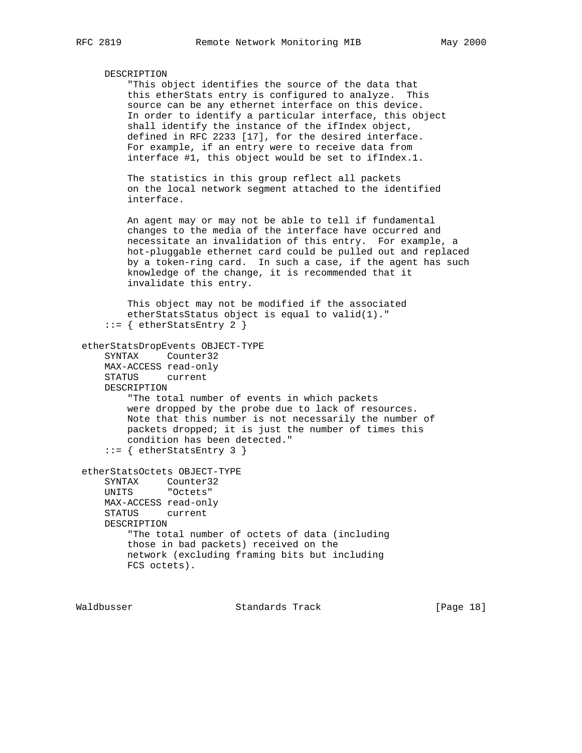```
     DESCRIPTION
         "This object identifies the source of the data that
         this etherStats entry is configured to analyze.  This
         source can be any ethernet interface on this device.
         In order to identify a particular interface, this object
         shall identify the instance of the ifIndex object,
         defined in RFC 2233 [17], for the desired interface.
         For example, if an entry were to receive data from
         interface #1, this object would be set to ifIndex.1.

         The statistics in this group reflect all packets
         on the local network segment attached to the identified
         interface.

         An agent may or may not be able to tell if fundamental
         changes to the media of the interface have occurred and
         necessitate an invalidation of this entry.  For example, a
         hot-pluggable ethernet card could be pulled out and replaced
         by a token-ring card.  In such a case, if the agent has such
         knowledge of the change, it is recommended that it
         invalidate this entry.

         This object may not be modified if the associated
         etherStatsStatus object is equal to valid(1)."
     ::= { etherStatsEntry 2 }

 etherStatsDropEvents OBJECT-TYPE
     SYNTAX     Counter32
     MAX-ACCESS read-only
     STATUS     current
     DESCRIPTION
         "The total number of events in which packets
         were dropped by the probe due to lack of resources.
         Note that this number is not necessarily the number of
         packets dropped; it is just the number of times this
         condition has been detected."
     ::= { etherStatsEntry 3 }

 etherStatsOctets OBJECT-TYPE
     SYNTAX     Counter32
     UNITS      "Octets"
     MAX-ACCESS read-only
     STATUS     current
     DESCRIPTION
         "The total number of octets of data (including
         those in bad packets) received on the
         network (excluding framing bits but including
         FCS octets).
```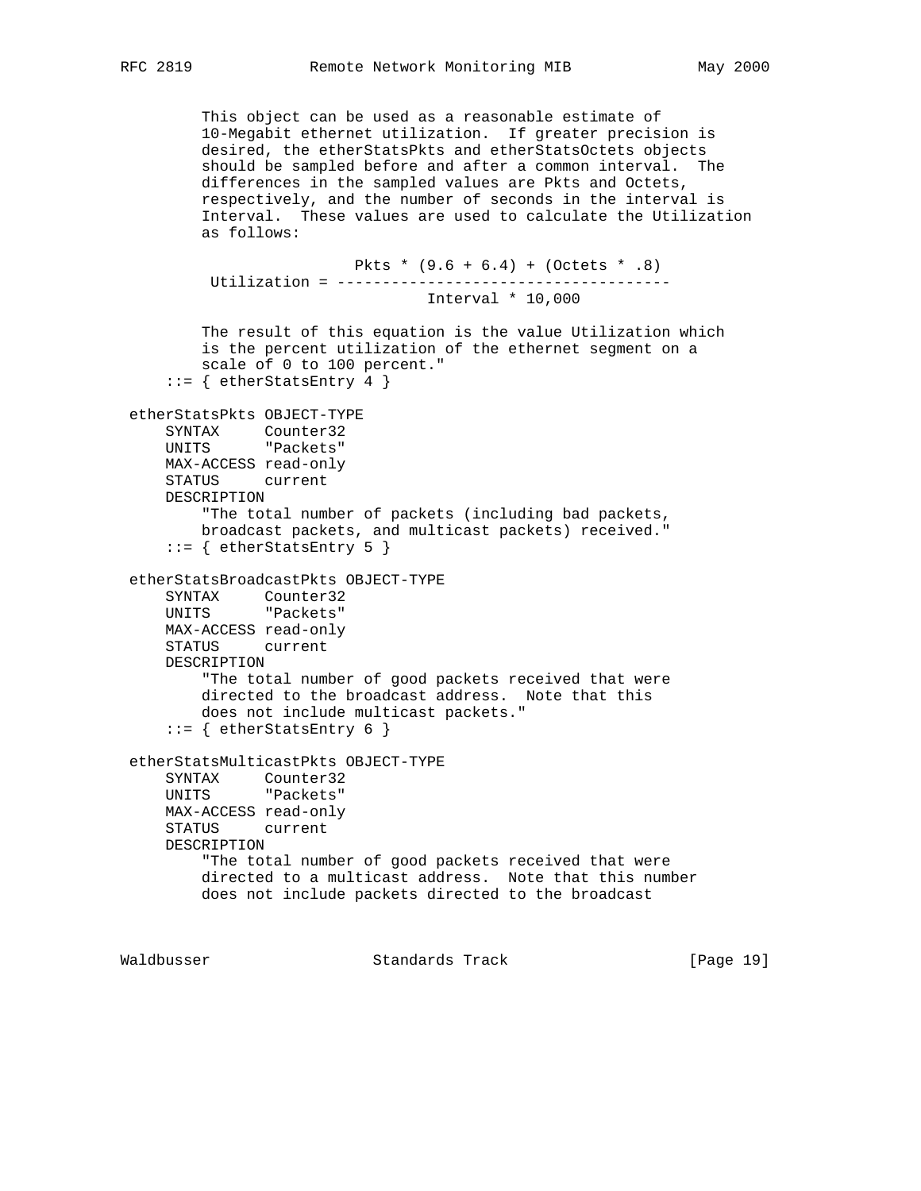```
        This object can be used as a reasonable estimate of
        10-Megabit ethernet utilization.  If greater precision is
        desired, the etherStatsPkts and etherStatsOctets objects
        should be sampled before and after a common interval.  The
        differences in the sampled values are Pkts and Octets,
        respectively, and the number of seconds in the interval is
        Interval.  These values are used to calculate the Utilization
        as follows:

                         Pkts * (9.6 + 6.4) + (Octets * .8)
         Utilization = -------------------------------------
                                 Interval * 10,000

        The result of this equation is the value Utilization which
        is the percent utilization of the ethernet segment on a
        scale of 0 to 100 percent."
    ::= { etherStatsEntry 4 }

etherStatsPkts OBJECT-TYPE
    SYNTAX     Counter32
    UNITS      "Packets"
    MAX-ACCESS read-only
    STATUS     current
    DESCRIPTION
        "The total number of packets (including bad packets,
        broadcast packets, and multicast packets) received."
    ::= { etherStatsEntry 5 }

etherStatsBroadcastPkts OBJECT-TYPE
    SYNTAX     Counter32
    UNITS      "Packets"
    MAX-ACCESS read-only
    STATUS     current
    DESCRIPTION
        "The total number of good packets received that were
        directed to the broadcast address.  Note that this
        does not include multicast packets."
    ::= { etherStatsEntry 6 }

etherStatsMulticastPkts OBJECT-TYPE
    SYNTAX     Counter32
    UNITS      "Packets"
    MAX-ACCESS read-only
    STATUS     current
    DESCRIPTION
        "The total number of good packets received that were
        directed to a multicast address.  Note that this number
        does not include packets directed to the broadcast
```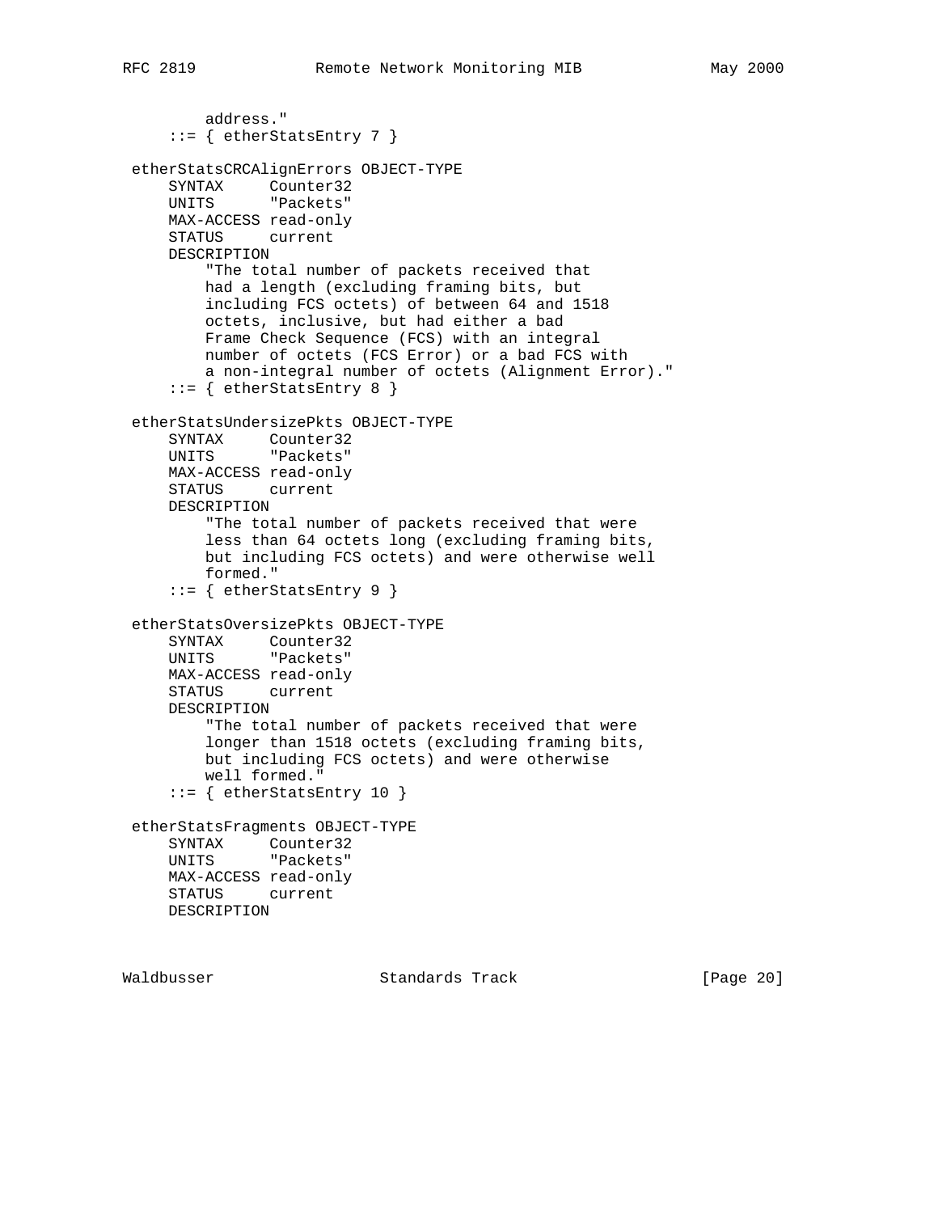```
         address."
     ::= { etherStatsEntry 7 }

 etherStatsCRCAlignErrors OBJECT-TYPE
     SYNTAX     Counter32
     UNITS      "Packets"
     MAX-ACCESS read-only
     STATUS     current
     DESCRIPTION
         "The total number of packets received that
         had a length (excluding framing bits, but
         including FCS octets) of between 64 and 1518
         octets, inclusive, but had either a bad
         Frame Check Sequence (FCS) with an integral
         number of octets (FCS Error) or a bad FCS with
         a non-integral number of octets (Alignment Error)."
     ::= { etherStatsEntry 8 }

 etherStatsUndersizePkts OBJECT-TYPE
     SYNTAX     Counter32
     UNITS      "Packets"
     MAX-ACCESS read-only
     STATUS     current
     DESCRIPTION
         "The total number of packets received that were
         less than 64 octets long (excluding framing bits,
         but including FCS octets) and were otherwise well
         formed."
     ::= { etherStatsEntry 9 }

 etherStatsOversizePkts OBJECT-TYPE
     SYNTAX     Counter32
     UNITS      "Packets"
     MAX-ACCESS read-only
     STATUS     current
     DESCRIPTION
         "The total number of packets received that were
         longer than 1518 octets (excluding framing bits,
         but including FCS octets) and were otherwise
         well formed."
     ::= { etherStatsEntry 10 }

 etherStatsFragments OBJECT-TYPE
     SYNTAX     Counter32
     UNITS      "Packets"
     MAX-ACCESS read-only
     STATUS     current
     DESCRIPTION
```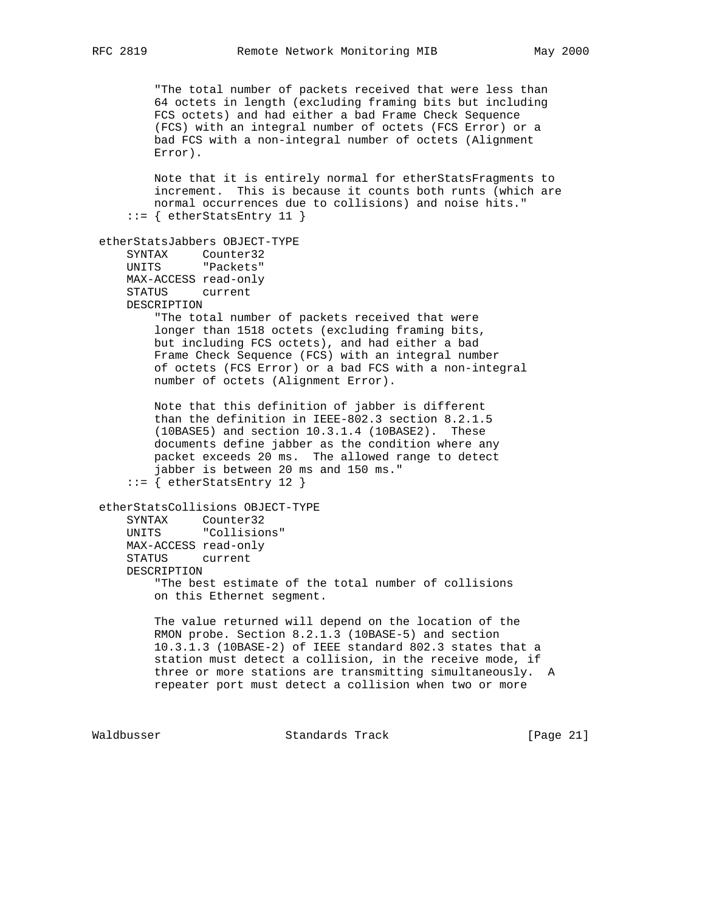```
        "The total number of packets received that were less than
        64 octets in length (excluding framing bits but including
        FCS octets) and had either a bad Frame Check Sequence
        (FCS) with an integral number of octets (FCS Error) or a
        bad FCS with a non-integral number of octets (Alignment
        Error).

        Note that it is entirely normal for etherStatsFragments to
        increment.  This is because it counts both runts (which are
        normal occurrences due to collisions) and noise hits."
    ::= { etherStatsEntry 11 }

etherStatsJabbers OBJECT-TYPE
    SYNTAX     Counter32
    UNITS      "Packets"
    MAX-ACCESS read-only
    STATUS     current
    DESCRIPTION
        "The total number of packets received that were
        longer than 1518 octets (excluding framing bits,
        but including FCS octets), and had either a bad
        Frame Check Sequence (FCS) with an integral number
        of octets (FCS Error) or a bad FCS with a non-integral
        number of octets (Alignment Error).

        Note that this definition of jabber is different
        than the definition in IEEE-802.3 section 8.2.1.5
        (10BASE5) and section 10.3.1.4 (10BASE2).  These
        documents define jabber as the condition where any
        packet exceeds 20 ms.  The allowed range to detect
        jabber is between 20 ms and 150 ms."
    ::= { etherStatsEntry 12 }

etherStatsCollisions OBJECT-TYPE
    SYNTAX     Counter32
    UNITS      "Collisions"
    MAX-ACCESS read-only
    STATUS     current
    DESCRIPTION
        "The best estimate of the total number of collisions
        on this Ethernet segment.

        The value returned will depend on the location of the
        RMON probe. Section 8.2.1.3 (10BASE-5) and section
        10.3.1.3 (10BASE-2) of IEEE standard 802.3 states that a
        station must detect a collision, in the receive mode, if
        three or more stations are transmitting simultaneously.  A
        repeater port must detect a collision when two or more
```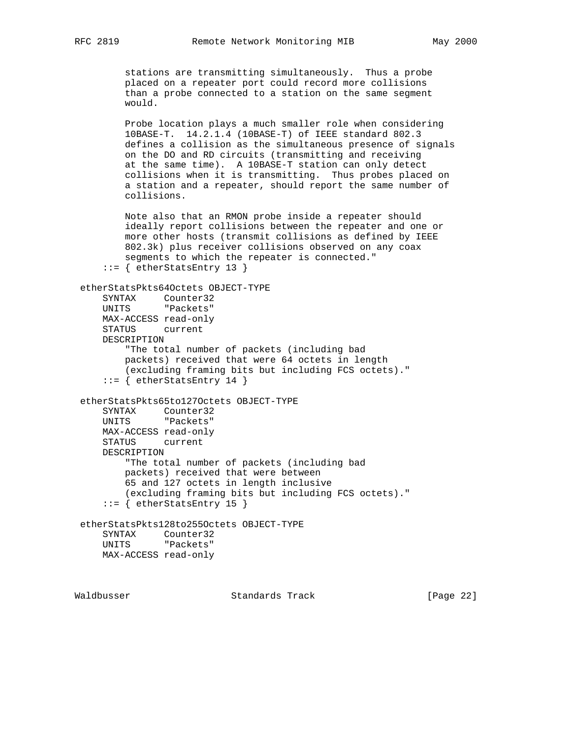```
        stations are transmitting simultaneously.  Thus a probe
        placed on a repeater port could record more collisions
        than a probe connected to a station on the same segment
        would.

        Probe location plays a much smaller role when considering
        10BASE-T.  14.2.1.4 (10BASE-T) of IEEE standard 802.3
        defines a collision as the simultaneous presence of signals
        on the DO and RD circuits (transmitting and receiving
        at the same time).  A 10BASE-T station can only detect
        collisions when it is transmitting.  Thus probes placed on
        a station and a repeater, should report the same number of
        collisions.

        Note also that an RMON probe inside a repeater should
        ideally report collisions between the repeater and one or
        more other hosts (transmit collisions as defined by IEEE
        802.3k) plus receiver collisions observed on any coax
        segments to which the repeater is connected."
    ::= { etherStatsEntry 13 }

etherStatsPkts64Octets OBJECT-TYPE
    SYNTAX     Counter32
    UNITS      "Packets"
    MAX-ACCESS read-only
    STATUS     current
    DESCRIPTION
        "The total number of packets (including bad
        packets) received that were 64 octets in length
        (excluding framing bits but including FCS octets)."
    ::= { etherStatsEntry 14 }

etherStatsPkts65to127Octets OBJECT-TYPE
    SYNTAX     Counter32
    UNITS      "Packets"
    MAX-ACCESS read-only
    STATUS     current
    DESCRIPTION
        "The total number of packets (including bad
        packets) received that were between
        65 and 127 octets in length inclusive
        (excluding framing bits but including FCS octets)."
    ::= { etherStatsEntry 15 }

etherStatsPkts128to255Octets OBJECT-TYPE
    SYNTAX     Counter32
    UNITS      "Packets"
    MAX-ACCESS read-only
```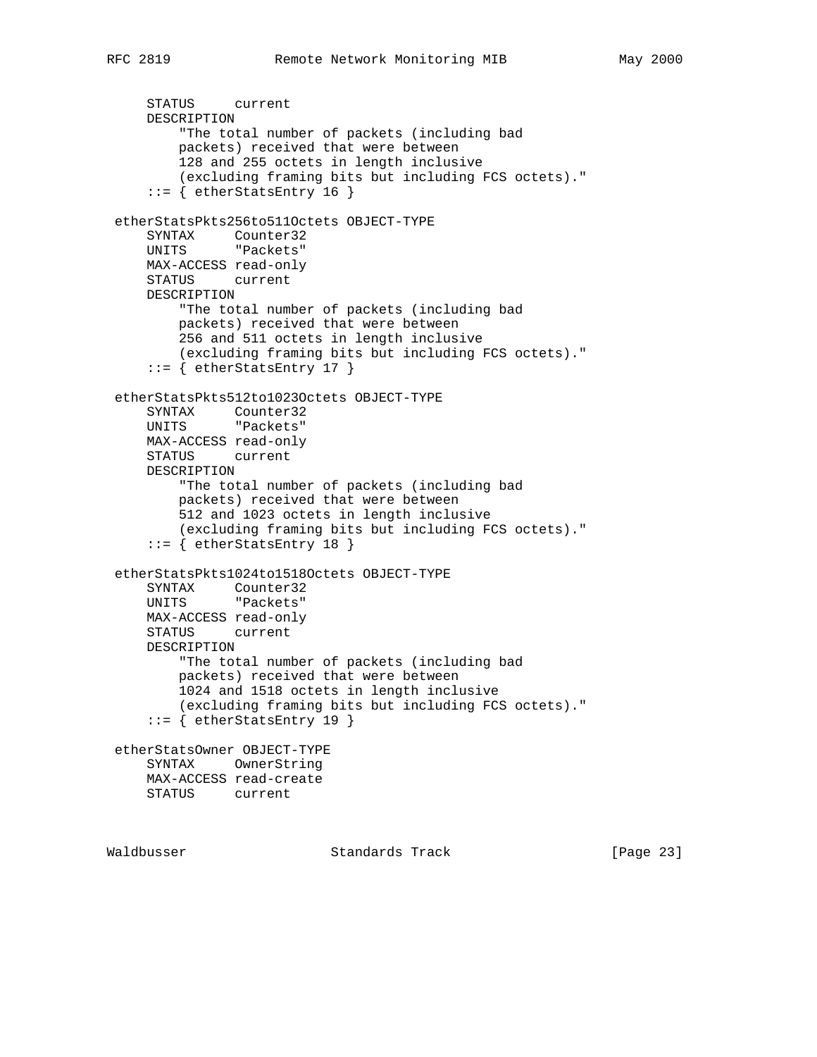```
     STATUS     current
     DESCRIPTION
         "The total number of packets (including bad
         packets) received that were between
         128 and 255 octets in length inclusive
         (excluding framing bits but including FCS octets)."
     ::= { etherStatsEntry 16 }

 etherStatsPkts256to511Octets OBJECT-TYPE
     SYNTAX     Counter32
     UNITS      "Packets"
     MAX-ACCESS read-only
     STATUS     current
     DESCRIPTION
         "The total number of packets (including bad
         packets) received that were between
         256 and 511 octets in length inclusive
         (excluding framing bits but including FCS octets)."
     ::= { etherStatsEntry 17 }

 etherStatsPkts512to1023Octets OBJECT-TYPE
     SYNTAX     Counter32
     UNITS      "Packets"
     MAX-ACCESS read-only
     STATUS     current
     DESCRIPTION
         "The total number of packets (including bad
         packets) received that were between
         512 and 1023 octets in length inclusive
         (excluding framing bits but including FCS octets)."
     ::= { etherStatsEntry 18 }

 etherStatsPkts1024to1518Octets OBJECT-TYPE
     SYNTAX     Counter32
     UNITS      "Packets"
     MAX-ACCESS read-only
     STATUS     current
     DESCRIPTION
         "The total number of packets (including bad
         packets) received that were between
         1024 and 1518 octets in length inclusive
         (excluding framing bits but including FCS octets)."
     ::= { etherStatsEntry 19 }

 etherStatsOwner OBJECT-TYPE
     SYNTAX     OwnerString
     MAX-ACCESS read-create
     STATUS     current
```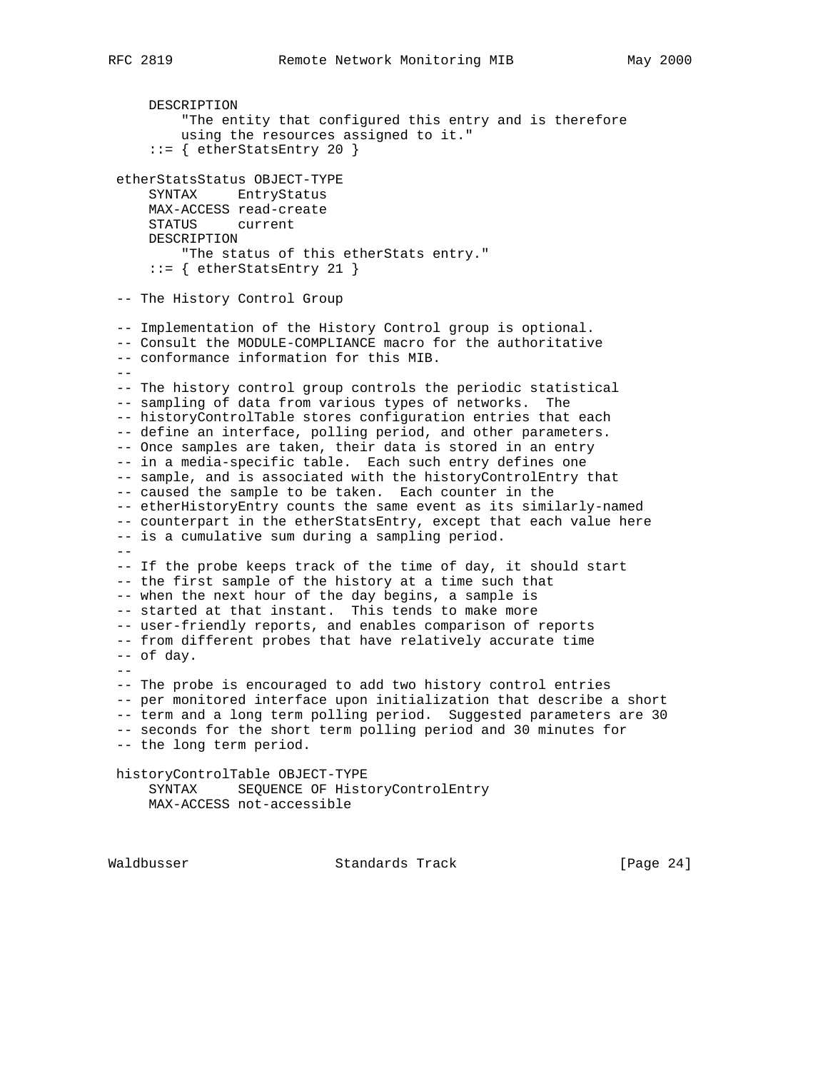```
     DESCRIPTION
         "The entity that configured this entry and is therefore
         using the resources assigned to it."
     ::= { etherStatsEntry 20 }

 etherStatsStatus OBJECT-TYPE
     SYNTAX     EntryStatus
     MAX-ACCESS read-create
     STATUS     current
     DESCRIPTION
         "The status of this etherStats entry."
     ::= { etherStatsEntry 21 }

 -- The History Control Group

 -- Implementation of the History Control group is optional.
 -- Consult the MODULE-COMPLIANCE macro for the authoritative
 -- conformance information for this MIB.
 --
 -- The history control group controls the periodic statistical
 -- sampling of data from various types of networks.  The
 -- historyControlTable stores configuration entries that each
 -- define an interface, polling period, and other parameters.
 -- Once samples are taken, their data is stored in an entry
 -- in a media-specific table.  Each such entry defines one
 -- sample, and is associated with the historyControlEntry that
 -- caused the sample to be taken.  Each counter in the
 -- etherHistoryEntry counts the same event as its similarly-named
 -- counterpart in the etherStatsEntry, except that each value here
 -- is a cumulative sum during a sampling period.
 --
 -- If the probe keeps track of the time of day, it should start
 -- the first sample of the history at a time such that
 -- when the next hour of the day begins, a sample is
 -- started at that instant.  This tends to make more
 -- user-friendly reports, and enables comparison of reports
 -- from different probes that have relatively accurate time
 -- of day.
 --
 -- The probe is encouraged to add two history control entries
 -- per monitored interface upon initialization that describe a short
 -- term and a long term polling period.  Suggested parameters are 30
 -- seconds for the short term polling period and 30 minutes for
 -- the long term period.

 historyControlTable OBJECT-TYPE
     SYNTAX     SEQUENCE OF HistoryControlEntry
     MAX-ACCESS not-accessible
```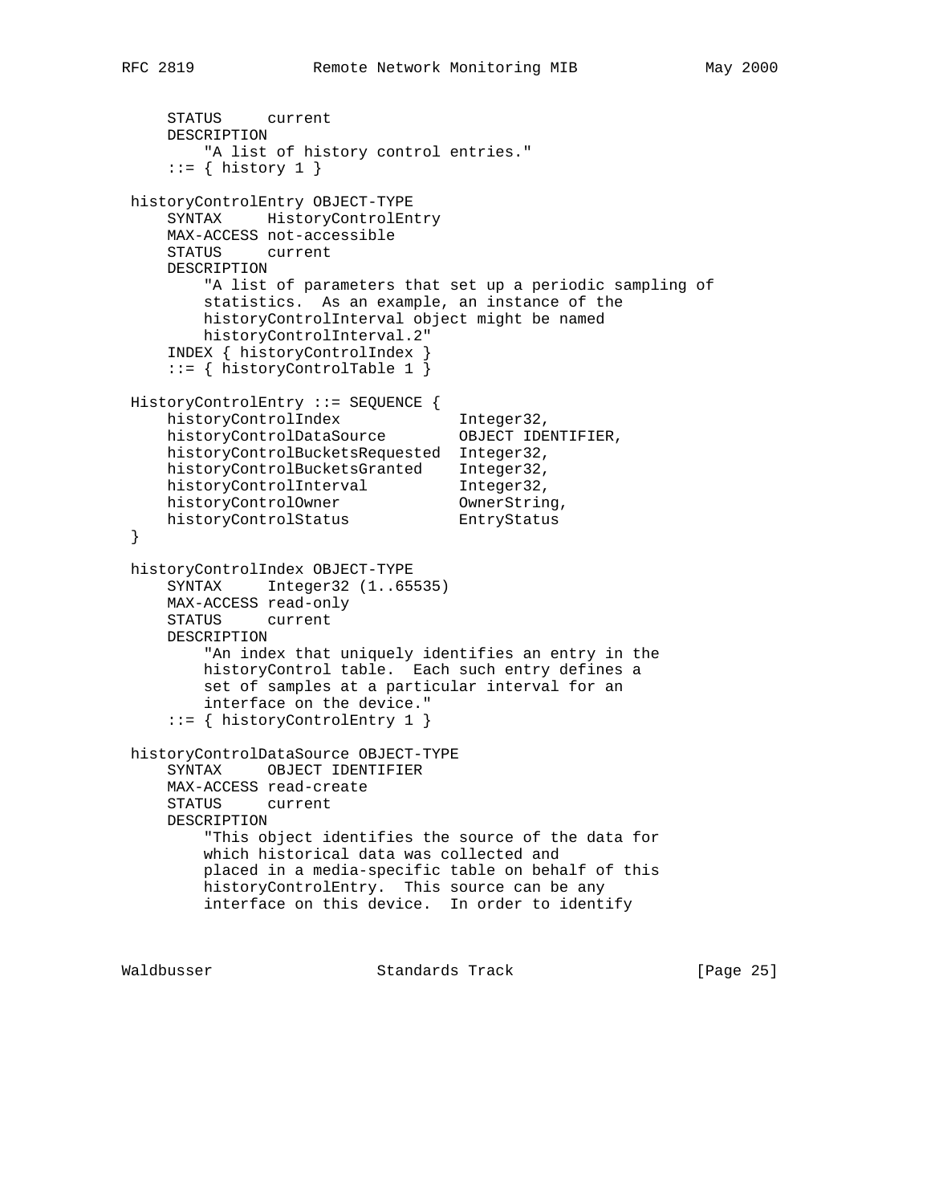```
    STATUS     current
    DESCRIPTION
        "A list of history control entries."
    ::= { history 1 }

historyControlEntry OBJECT-TYPE
    SYNTAX     HistoryControlEntry
    MAX-ACCESS not-accessible
    STATUS     current
    DESCRIPTION
        "A list of parameters that set up a periodic sampling of
        statistics.  As an example, an instance of the
        historyControlInterval object might be named
        historyControlInterval.2"
    INDEX { historyControlIndex }
    ::= { historyControlTable 1 }

HistoryControlEntry ::= SEQUENCE {
    historyControlIndex             Integer32,
    historyControlDataSource        OBJECT IDENTIFIER,
    historyControlBucketsRequested  Integer32,
    historyControlBucketsGranted    Integer32,
    historyControlInterval          Integer32,
    historyControlOwner             OwnerString,
    historyControlStatus            EntryStatus
}

historyControlIndex OBJECT-TYPE
    SYNTAX     Integer32 (1..65535)
    MAX-ACCESS read-only
    STATUS     current
    DESCRIPTION
        "An index that uniquely identifies an entry in the
        historyControl table.  Each such entry defines a
        set of samples at a particular interval for an
        interface on the device."
    ::= { historyControlEntry 1 }

historyControlDataSource OBJECT-TYPE
    SYNTAX     OBJECT IDENTIFIER
    MAX-ACCESS read-create
    STATUS     current
    DESCRIPTION
        "This object identifies the source of the data for
        which historical data was collected and
        placed in a media-specific table on behalf of this
        historyControlEntry.  This source can be any
        interface on this device.  In order to identify
```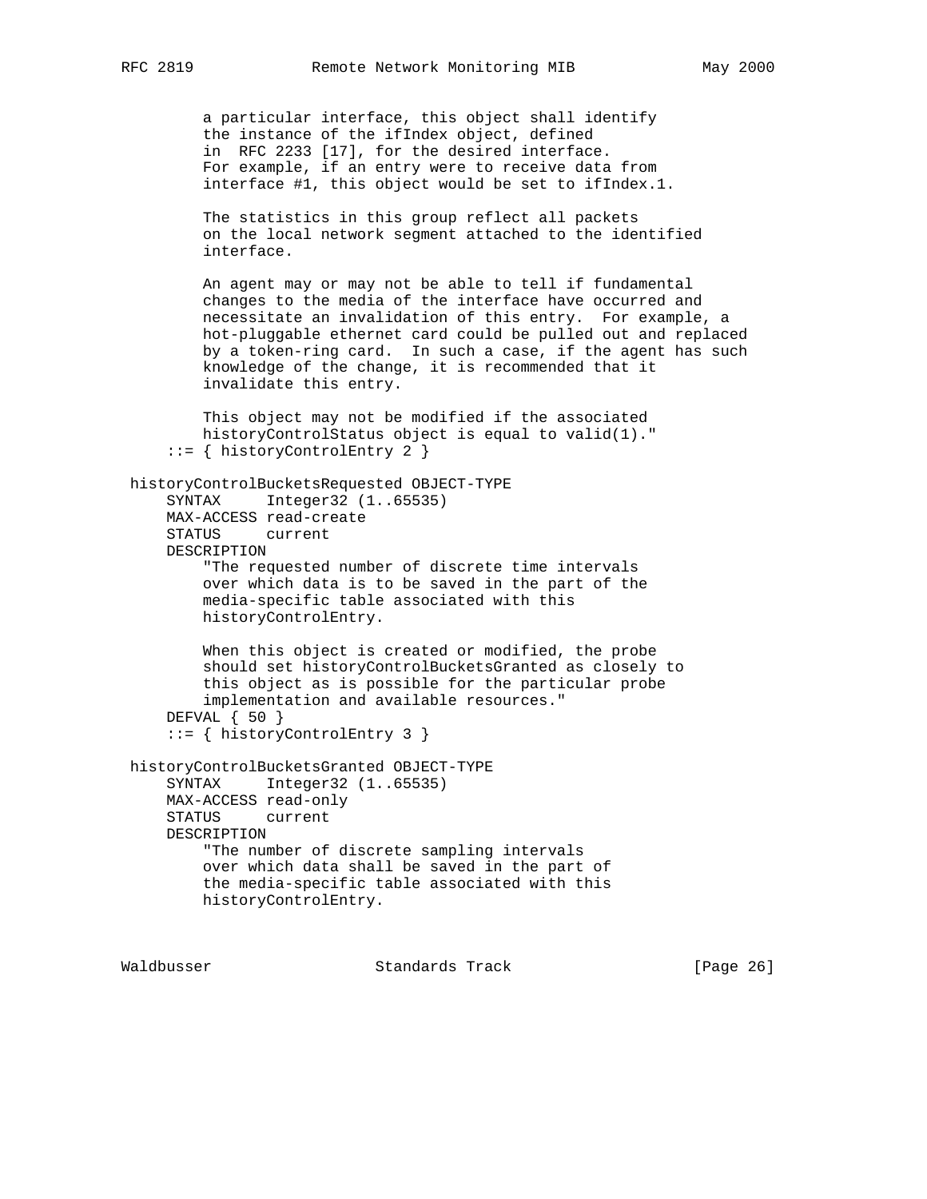```
         a particular interface, this object shall identify
         the instance of the ifIndex object, defined
         in  RFC 2233 [17], for the desired interface.
         For example, if an entry were to receive data from
         interface #1, this object would be set to ifIndex.1.

         The statistics in this group reflect all packets
         on the local network segment attached to the identified
         interface.

         An agent may or may not be able to tell if fundamental
         changes to the media of the interface have occurred and
         necessitate an invalidation of this entry.  For example, a
         hot-pluggable ethernet card could be pulled out and replaced
         by a token-ring card.  In such a case, if the agent has such
         knowledge of the change, it is recommended that it
         invalidate this entry.

         This object may not be modified if the associated
         historyControlStatus object is equal to valid(1)."
     ::= { historyControlEntry 2 }

 historyControlBucketsRequested OBJECT-TYPE
     SYNTAX     Integer32 (1..65535)
     MAX-ACCESS read-create
     STATUS     current
     DESCRIPTION
         "The requested number of discrete time intervals
         over which data is to be saved in the part of the
         media-specific table associated with this
         historyControlEntry.

         When this object is created or modified, the probe
         should set historyControlBucketsGranted as closely to
         this object as is possible for the particular probe
         implementation and available resources."
     DEFVAL { 50 }
     ::= { historyControlEntry 3 }

 historyControlBucketsGranted OBJECT-TYPE
     SYNTAX     Integer32 (1..65535)
     MAX-ACCESS read-only
     STATUS     current
     DESCRIPTION
         "The number of discrete sampling intervals
         over which data shall be saved in the part of
         the media-specific table associated with this
         historyControlEntry.
```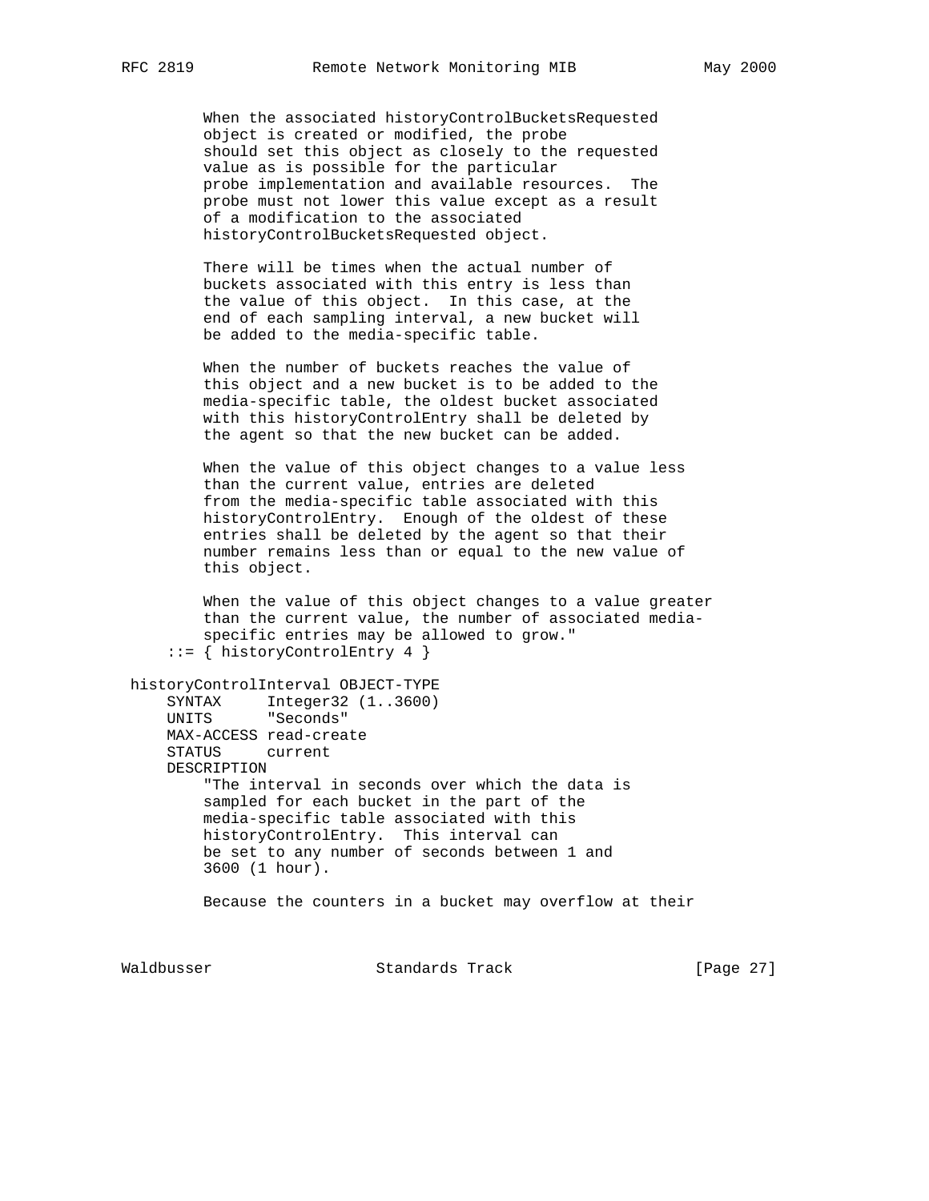```
        When the associated historyControlBucketsRequested
        object is created or modified, the probe
        should set this object as closely to the requested
        value as is possible for the particular
        probe implementation and available resources.  The
        probe must not lower this value except as a result
        of a modification to the associated
        historyControlBucketsRequested object.

        There will be times when the actual number of
        buckets associated with this entry is less than
        the value of this object.  In this case, at the
        end of each sampling interval, a new bucket will
        be added to the media-specific table.

        When the number of buckets reaches the value of
        this object and a new bucket is to be added to the
        media-specific table, the oldest bucket associated
        with this historyControlEntry shall be deleted by
        the agent so that the new bucket can be added.

        When the value of this object changes to a value less
        than the current value, entries are deleted
        from the media-specific table associated with this
        historyControlEntry.  Enough of the oldest of these
        entries shall be deleted by the agent so that their
        number remains less than or equal to the new value of
        this object.

        When the value of this object changes to a value greater
        than the current value, the number of associated media-
        specific entries may be allowed to grow."
    ::= { historyControlEntry 4 }

historyControlInterval OBJECT-TYPE
    SYNTAX     Integer32 (1..3600)
    UNITS      "Seconds"
    MAX-ACCESS read-create
    STATUS     current
    DESCRIPTION
        "The interval in seconds over which the data is
        sampled for each bucket in the part of the
        media-specific table associated with this
        historyControlEntry.  This interval can
        be set to any number of seconds between 1 and
        3600 (1 hour).

        Because the counters in a bucket may overflow at their
```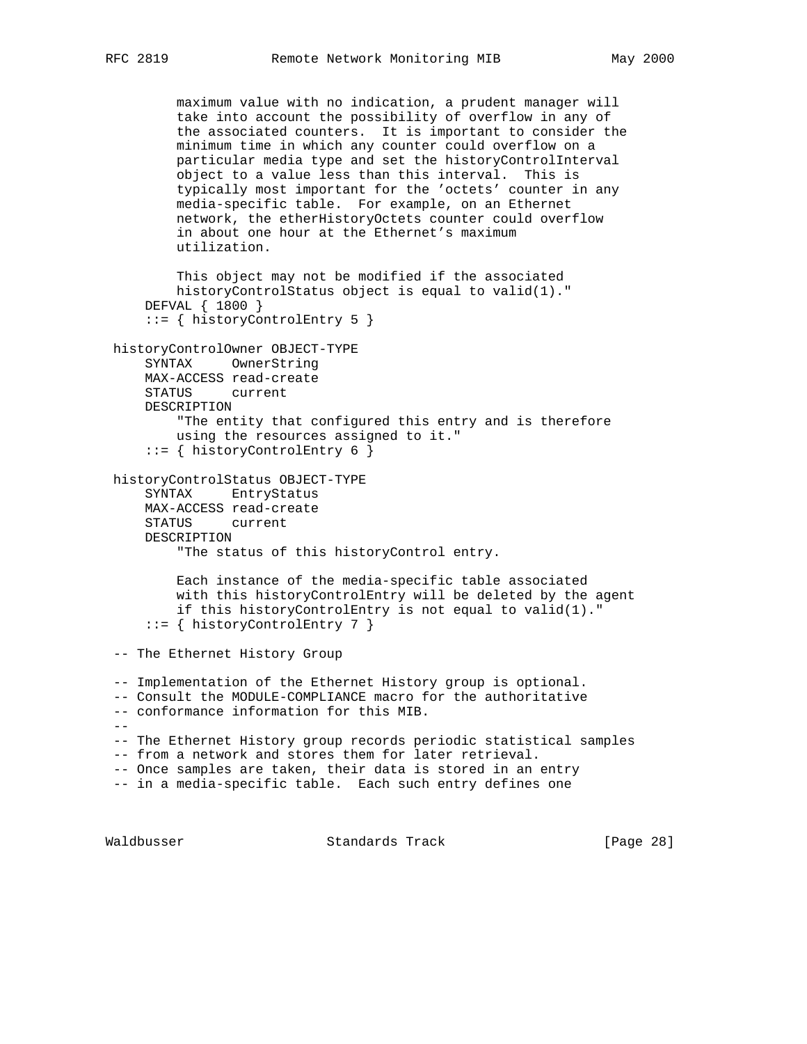```
        maximum value with no indication, a prudent manager will
        take into account the possibility of overflow in any of
        the associated counters.  It is important to consider the
        minimum time in which any counter could overflow on a
        particular media type and set the historyControlInterval
        object to a value less than this interval.  This is
        typically most important for the 'octets' counter in any
        media-specific table.  For example, on an Ethernet
        network, the etherHistoryOctets counter could overflow
        in about one hour at the Ethernet's maximum
        utilization.

        This object may not be modified if the associated
        historyControlStatus object is equal to valid(1)."
    DEFVAL { 1800 }
    ::= { historyControlEntry 5 }

historyControlOwner OBJECT-TYPE
    SYNTAX     OwnerString
    MAX-ACCESS read-create
    STATUS     current
    DESCRIPTION
        "The entity that configured this entry and is therefore
        using the resources assigned to it."
    ::= { historyControlEntry 6 }

historyControlStatus OBJECT-TYPE
    SYNTAX     EntryStatus
    MAX-ACCESS read-create
    STATUS     current
    DESCRIPTION
        "The status of this historyControl entry.

        Each instance of the media-specific table associated
        with this historyControlEntry will be deleted by the agent
        if this historyControlEntry is not equal to valid(1)."
    ::= { historyControlEntry 7 }

-- The Ethernet History Group

-- Implementation of the Ethernet History group is optional.
-- Consult the MODULE-COMPLIANCE macro for the authoritative
-- conformance information for this MIB.
--
-- The Ethernet History group records periodic statistical samples
-- from a network and stores them for later retrieval.
-- Once samples are taken, their data is stored in an entry
-- in a media-specific table.  Each such entry defines one
```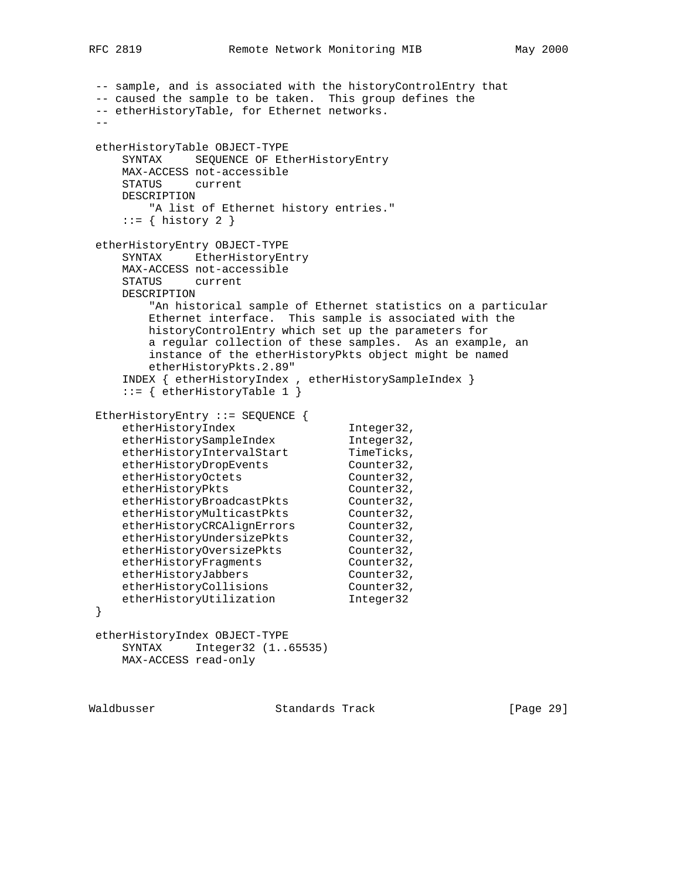```
-- sample, and is associated with the historyControlEntry that
-- caused the sample to be taken.  This group defines the
-- etherHistoryTable, for Ethernet networks.
--

etherHistoryTable OBJECT-TYPE
    SYNTAX     SEQUENCE OF EtherHistoryEntry
    MAX-ACCESS not-accessible
    STATUS     current
    DESCRIPTION
        "A list of Ethernet history entries."
    ::= { history 2 }

etherHistoryEntry OBJECT-TYPE
    SYNTAX     EtherHistoryEntry
    MAX-ACCESS not-accessible
    STATUS     current
    DESCRIPTION
        "An historical sample of Ethernet statistics on a particular
        Ethernet interface.  This sample is associated with the
        historyControlEntry which set up the parameters for
        a regular collection of these samples.  As an example, an
        instance of the etherHistoryPkts object might be named
        etherHistoryPkts.2.89"
    INDEX { etherHistoryIndex , etherHistorySampleIndex }
    ::= { etherHistoryTable 1 }

EtherHistoryEntry ::= SEQUENCE {
    etherHistoryIndex                 Integer32,
    etherHistorySampleIndex           Integer32,
    etherHistoryIntervalStart         TimeTicks,
    etherHistoryDropEvents            Counter32,
    etherHistoryOctets                Counter32,
    etherHistoryPkts                  Counter32,
    etherHistoryBroadcastPkts         Counter32,
    etherHistoryMulticastPkts         Counter32,
    etherHistoryCRCAlignErrors        Counter32,
    etherHistoryUndersizePkts         Counter32,
    etherHistoryOversizePkts          Counter32,
    etherHistoryFragments             Counter32,
    etherHistoryJabbers               Counter32,
    etherHistoryCollisions            Counter32,
    etherHistoryUtilization           Integer32
}

etherHistoryIndex OBJECT-TYPE
    SYNTAX     Integer32 (1..65535)
    MAX-ACCESS read-only
```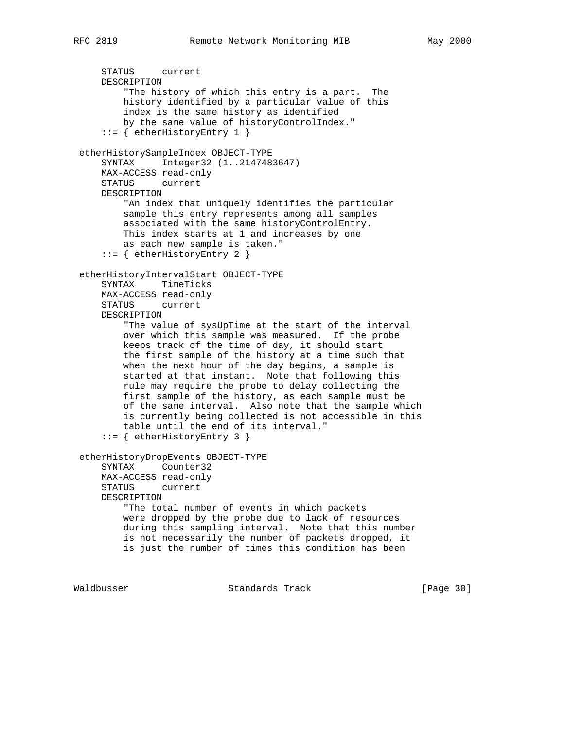```
     STATUS     current
     DESCRIPTION
         "The history of which this entry is a part.  The
         history identified by a particular value of this
         index is the same history as identified
         by the same value of historyControlIndex."
     ::= { etherHistoryEntry 1 }

 etherHistorySampleIndex OBJECT-TYPE
     SYNTAX     Integer32 (1..2147483647)
     MAX-ACCESS read-only
     STATUS     current
     DESCRIPTION
         "An index that uniquely identifies the particular
         sample this entry represents among all samples
         associated with the same historyControlEntry.
         This index starts at 1 and increases by one
         as each new sample is taken."
     ::= { etherHistoryEntry 2 }

 etherHistoryIntervalStart OBJECT-TYPE
     SYNTAX     TimeTicks
     MAX-ACCESS read-only
     STATUS     current
     DESCRIPTION
         "The value of sysUpTime at the start of the interval
         over which this sample was measured.  If the probe
         keeps track of the time of day, it should start
         the first sample of the history at a time such that
         when the next hour of the day begins, a sample is
         started at that instant.  Note that following this
         rule may require the probe to delay collecting the
         first sample of the history, as each sample must be
         of the same interval.  Also note that the sample which
         is currently being collected is not accessible in this
         table until the end of its interval."
     ::= { etherHistoryEntry 3 }

 etherHistoryDropEvents OBJECT-TYPE
     SYNTAX     Counter32
     MAX-ACCESS read-only
     STATUS     current
     DESCRIPTION
         "The total number of events in which packets
         were dropped by the probe due to lack of resources
         during this sampling interval.  Note that this number
         is not necessarily the number of packets dropped, it
         is just the number of times this condition has been
```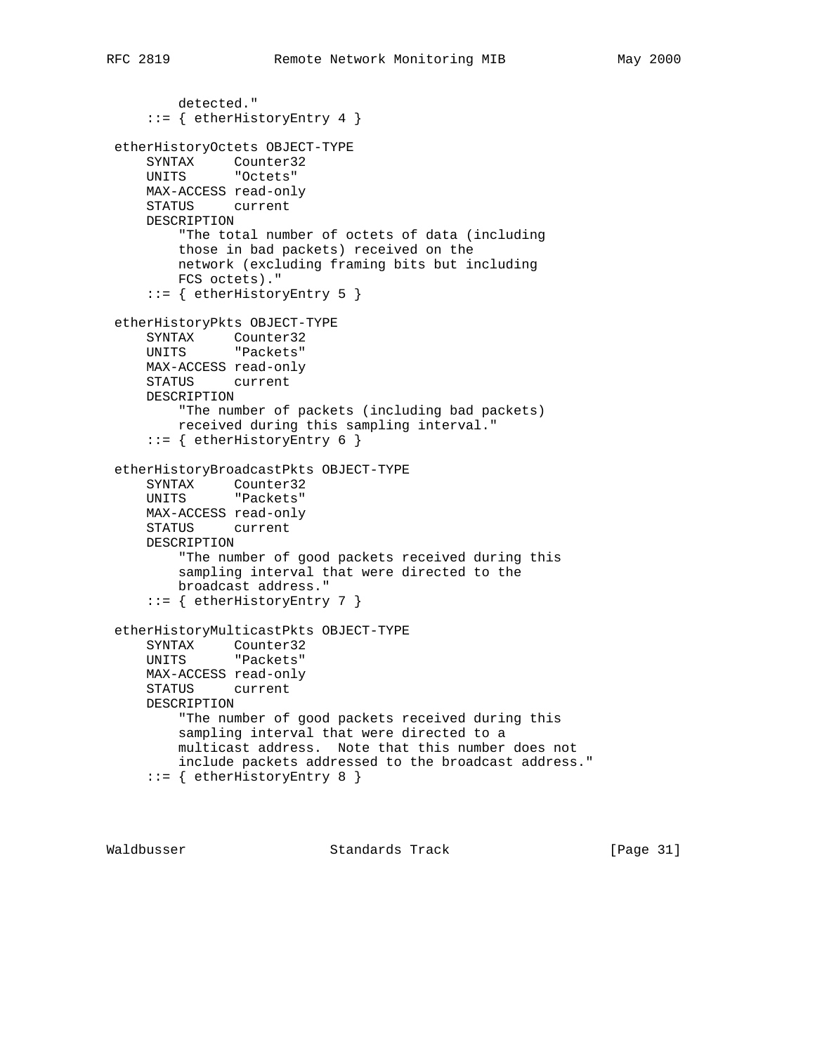```
        detected."
    ::= { etherHistoryEntry 4 }

etherHistoryOctets OBJECT-TYPE
    SYNTAX     Counter32
    UNITS      "Octets"
    MAX-ACCESS read-only
    STATUS     current
    DESCRIPTION
        "The total number of octets of data (including
        those in bad packets) received on the
        network (excluding framing bits but including
        FCS octets)."
    ::= { etherHistoryEntry 5 }

etherHistoryPkts OBJECT-TYPE
    SYNTAX     Counter32
    UNITS      "Packets"
    MAX-ACCESS read-only
    STATUS     current
    DESCRIPTION
        "The number of packets (including bad packets)
        received during this sampling interval."
    ::= { etherHistoryEntry 6 }

etherHistoryBroadcastPkts OBJECT-TYPE
    SYNTAX     Counter32
    UNITS      "Packets"
    MAX-ACCESS read-only
    STATUS     current
    DESCRIPTION
        "The number of good packets received during this
        sampling interval that were directed to the
        broadcast address."
    ::= { etherHistoryEntry 7 }

etherHistoryMulticastPkts OBJECT-TYPE
    SYNTAX     Counter32
    UNITS      "Packets"
    MAX-ACCESS read-only
    STATUS     current
    DESCRIPTION
        "The number of good packets received during this
        sampling interval that were directed to a
        multicast address.  Note that this number does not
        include packets addressed to the broadcast address."
    ::= { etherHistoryEntry 8 }
```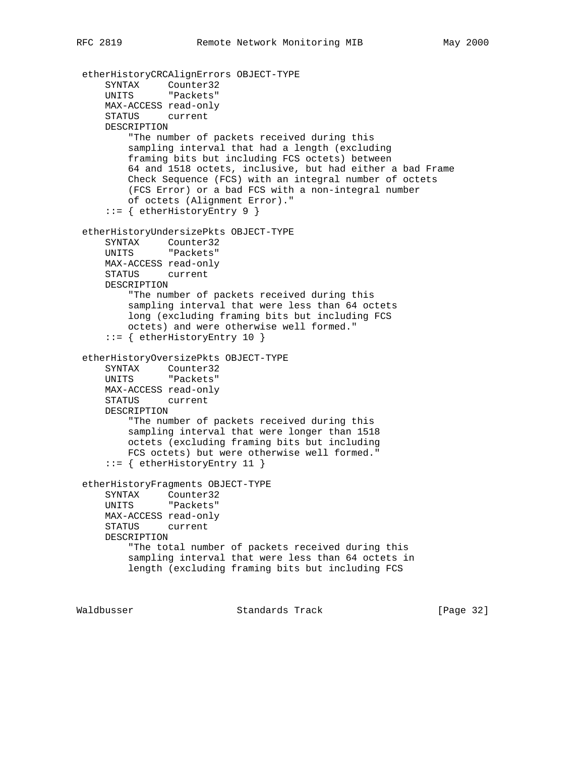```
 etherHistoryCRCAlignErrors OBJECT-TYPE
     SYNTAX     Counter32
     UNITS      "Packets"
     MAX-ACCESS read-only
     STATUS     current
     DESCRIPTION
         "The number of packets received during this
         sampling interval that had a length (excluding
         framing bits but including FCS octets) between
         64 and 1518 octets, inclusive, but had either a bad Frame
         Check Sequence (FCS) with an integral number of octets
         (FCS Error) or a bad FCS with a non-integral number
         of octets (Alignment Error)."
     ::= { etherHistoryEntry 9 }

 etherHistoryUndersizePkts OBJECT-TYPE
     SYNTAX     Counter32
     UNITS      "Packets"
     MAX-ACCESS read-only
     STATUS     current
     DESCRIPTION
         "The number of packets received during this
         sampling interval that were less than 64 octets
         long (excluding framing bits but including FCS
         octets) and were otherwise well formed."
     ::= { etherHistoryEntry 10 }

 etherHistoryOversizePkts OBJECT-TYPE
     SYNTAX     Counter32
     UNITS      "Packets"
     MAX-ACCESS read-only
     STATUS     current
     DESCRIPTION
         "The number of packets received during this
         sampling interval that were longer than 1518
         octets (excluding framing bits but including
         FCS octets) but were otherwise well formed."
     ::= { etherHistoryEntry 11 }

 etherHistoryFragments OBJECT-TYPE
     SYNTAX     Counter32
     UNITS      "Packets"
     MAX-ACCESS read-only
     STATUS     current
     DESCRIPTION
         "The total number of packets received during this
         sampling interval that were less than 64 octets in
         length (excluding framing bits but including FCS
```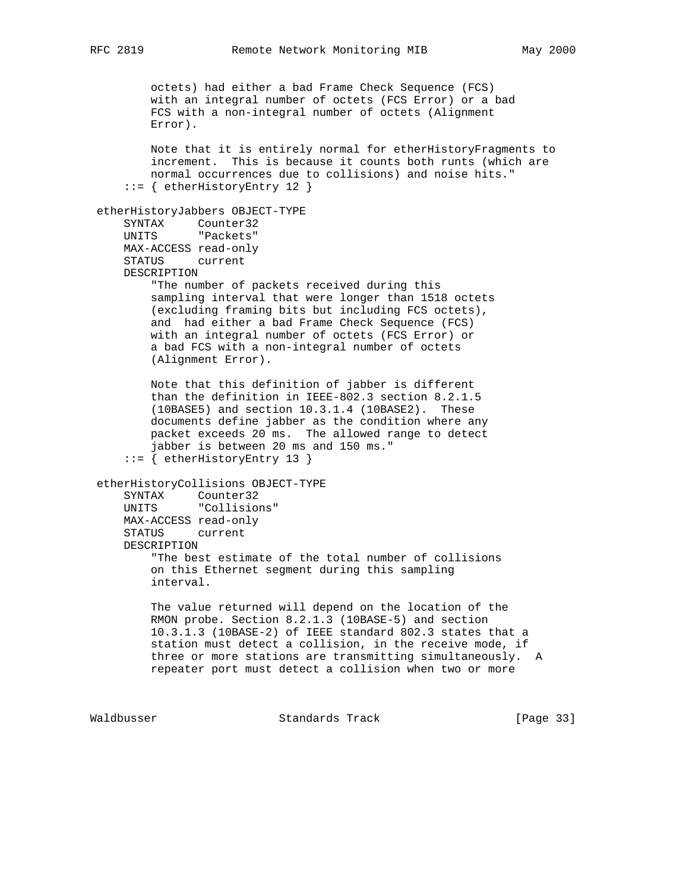```
           octets) had either a bad Frame Check Sequence (FCS)
           with an integral number of octets (FCS Error) or a bad
           FCS with a non-integral number of octets (Alignment
           Error).

           Note that it is entirely normal for etherHistoryFragments to
           increment.  This is because it counts both runts (which are
           normal occurrences due to collisions) and noise hits."
       ::= { etherHistoryEntry 12 }

   etherHistoryJabbers OBJECT-TYPE
       SYNTAX     Counter32
       UNITS      "Packets"
       MAX-ACCESS read-only
       STATUS     current
       DESCRIPTION
           "The number of packets received during this
           sampling interval that were longer than 1518 octets
           (excluding framing bits but including FCS octets),
           and  had either a bad Frame Check Sequence (FCS)
           with an integral number of octets (FCS Error) or
           a bad FCS with a non-integral number of octets
           (Alignment Error).

           Note that this definition of jabber is different
           than the definition in IEEE-802.3 section 8.2.1.5
           (10BASE5) and section 10.3.1.4 (10BASE2).  These
           documents define jabber as the condition where any
           packet exceeds 20 ms.  The allowed range to detect
           jabber is between 20 ms and 150 ms."
       ::= { etherHistoryEntry 13 }

   etherHistoryCollisions OBJECT-TYPE
       SYNTAX     Counter32
       UNITS      "Collisions"
       MAX-ACCESS read-only
       STATUS     current
       DESCRIPTION
           "The best estimate of the total number of collisions
           on this Ethernet segment during this sampling
           interval.

           The value returned will depend on the location of the
           RMON probe. Section 8.2.1.3 (10BASE-5) and section
           10.3.1.3 (10BASE-2) of IEEE standard 802.3 states that a
           station must detect a collision, in the receive mode, if
           three or more stations are transmitting simultaneously.  A
           repeater port must detect a collision when two or more
```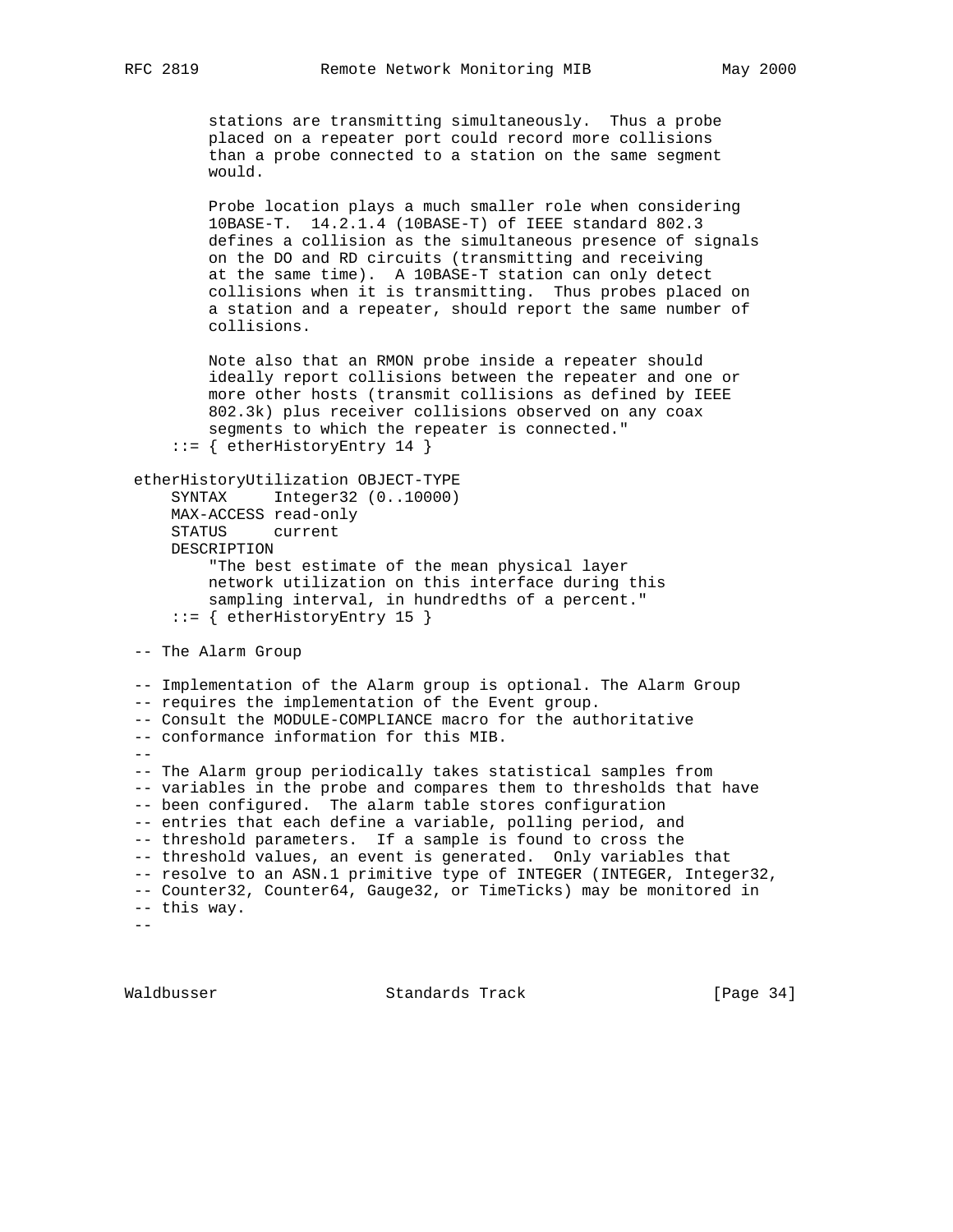```
        stations are transmitting simultaneously.  Thus a probe
        placed on a repeater port could record more collisions
        than a probe connected to a station on the same segment
        would.

        Probe location plays a much smaller role when considering
        10BASE-T.  14.2.1.4 (10BASE-T) of IEEE standard 802.3
        defines a collision as the simultaneous presence of signals
        on the DO and RD circuits (transmitting and receiving
        at the same time).  A 10BASE-T station can only detect
        collisions when it is transmitting.  Thus probes placed on
        a station and a repeater, should report the same number of
        collisions.

        Note also that an RMON probe inside a repeater should
        ideally report collisions between the repeater and one or
        more other hosts (transmit collisions as defined by IEEE
        802.3k) plus receiver collisions observed on any coax
        segments to which the repeater is connected."
    ::= { etherHistoryEntry 14 }

etherHistoryUtilization OBJECT-TYPE
    SYNTAX     Integer32 (0..10000)
    MAX-ACCESS read-only
    STATUS     current
    DESCRIPTION
        "The best estimate of the mean physical layer
        network utilization on this interface during this
        sampling interval, in hundredths of a percent."
    ::= { etherHistoryEntry 15 }

-- The Alarm Group

-- Implementation of the Alarm group is optional. The Alarm Group
-- requires the implementation of the Event group.
-- Consult the MODULE-COMPLIANCE macro for the authoritative
-- conformance information for this MIB.
--
-- The Alarm group periodically takes statistical samples from
-- variables in the probe and compares them to thresholds that have
-- been configured.  The alarm table stores configuration
-- entries that each define a variable, polling period, and
-- threshold parameters.  If a sample is found to cross the
-- threshold values, an event is generated.  Only variables that
-- resolve to an ASN.1 primitive type of INTEGER (INTEGER, Integer32,
-- Counter32, Counter64, Gauge32, or TimeTicks) may be monitored in
-- this way.
--
```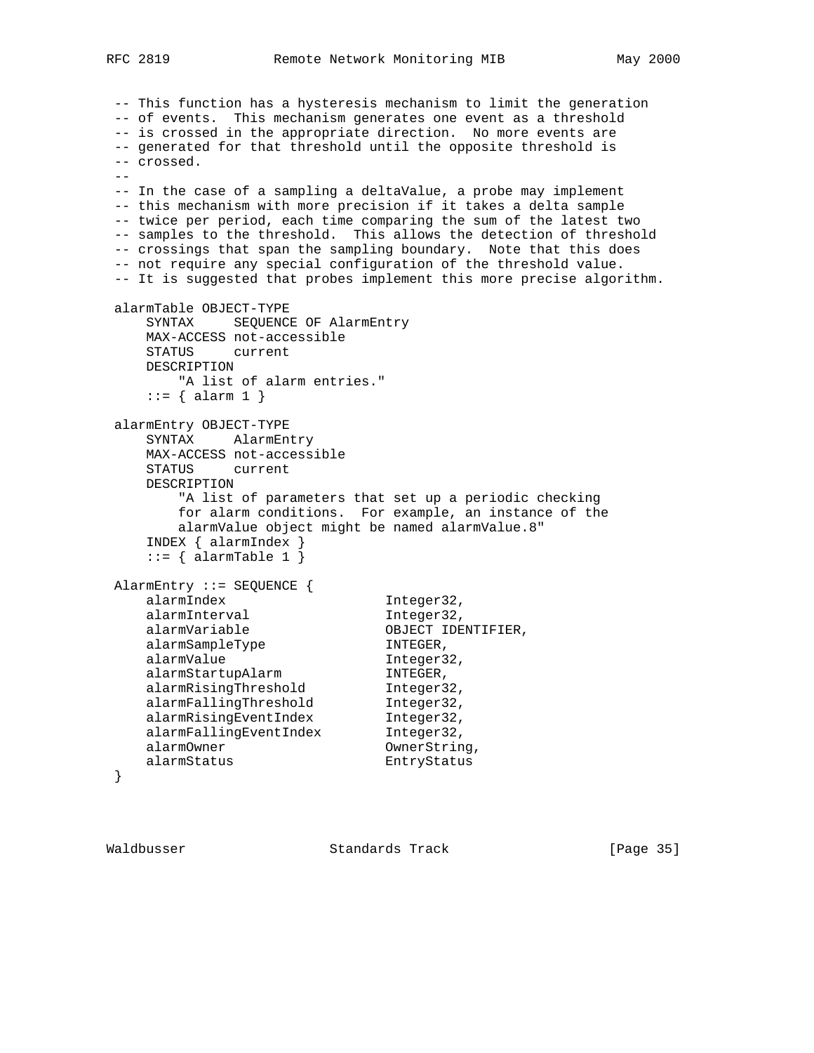```
 -- This function has a hysteresis mechanism to limit the generation
 -- of events.  This mechanism generates one event as a threshold
 -- is crossed in the appropriate direction.  No more events are
 -- generated for that threshold until the opposite threshold is
 -- crossed.
 --
 -- In the case of a sampling a deltaValue, a probe may implement
 -- this mechanism with more precision if it takes a delta sample
 -- twice per period, each time comparing the sum of the latest two
 -- samples to the threshold.  This allows the detection of threshold
 -- crossings that span the sampling boundary.  Note that this does
 -- not require any special configuration of the threshold value.
 -- It is suggested that probes implement this more precise algorithm.

 alarmTable OBJECT-TYPE
     SYNTAX     SEQUENCE OF AlarmEntry
     MAX-ACCESS not-accessible
     STATUS     current
     DESCRIPTION
         "A list of alarm entries."
     ::= { alarm 1 }

 alarmEntry OBJECT-TYPE
     SYNTAX     AlarmEntry
     MAX-ACCESS not-accessible
     STATUS     current
     DESCRIPTION
         "A list of parameters that set up a periodic checking
         for alarm conditions.  For example, an instance of the
         alarmValue object might be named alarmValue.8"
     INDEX { alarmIndex }
     ::= { alarmTable 1 }

 AlarmEntry ::= SEQUENCE {
     alarmIndex                    Integer32,
     alarmInterval                 Integer32,
     alarmVariable                 OBJECT IDENTIFIER,
     alarmSampleType               INTEGER,
     alarmValue                    Integer32,
     alarmStartupAlarm             INTEGER,
     alarmRisingThreshold          Integer32,
     alarmFallingThreshold         Integer32,
     alarmRisingEventIndex         Integer32,
     alarmFallingEventIndex        Integer32,
     alarmOwner                    OwnerString,
     alarmStatus                   EntryStatus
 }
```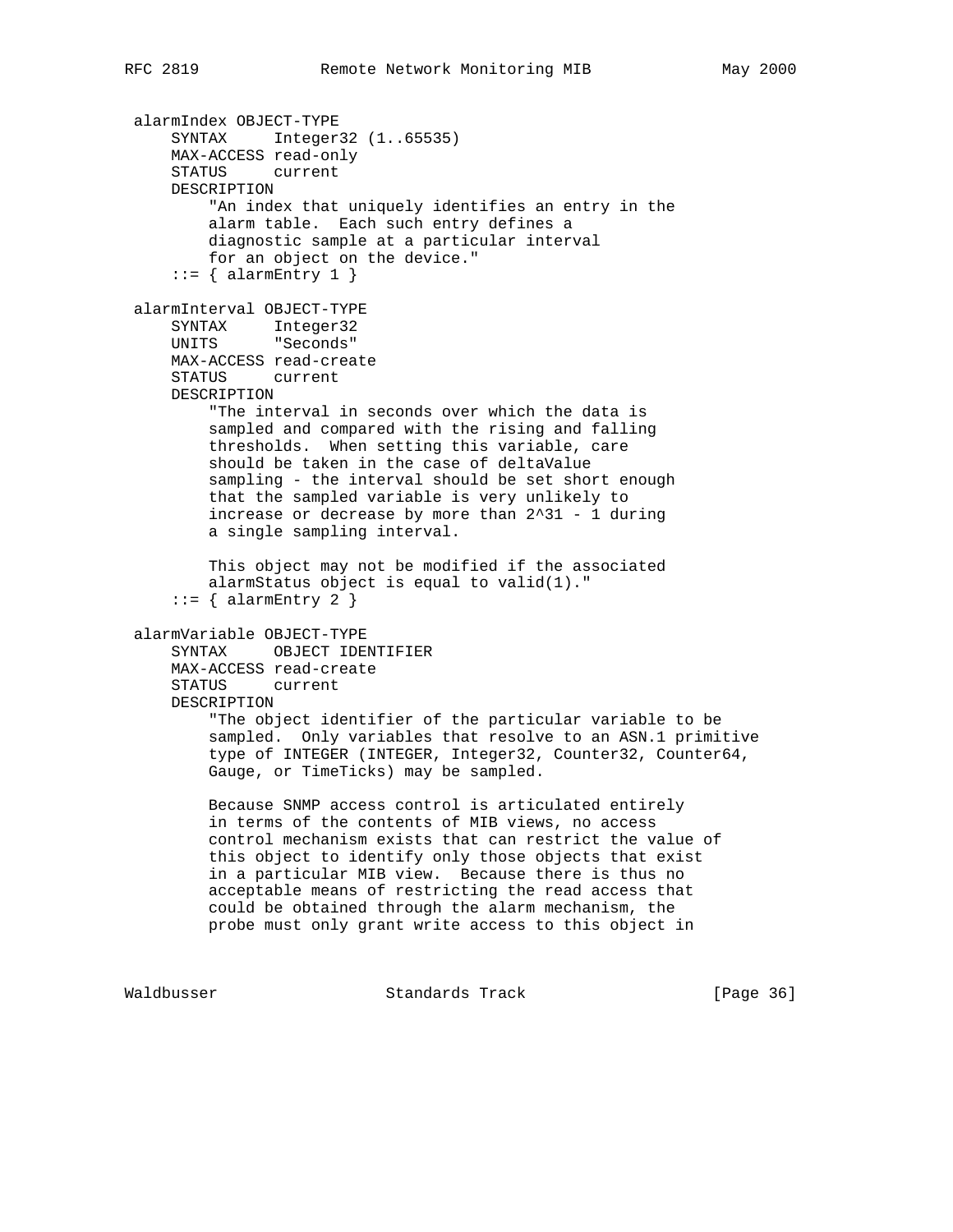```
 alarmIndex OBJECT-TYPE
     SYNTAX     Integer32 (1..65535)
     MAX-ACCESS read-only
     STATUS     current
     DESCRIPTION
         "An index that uniquely identifies an entry in the
         alarm table.  Each such entry defines a
         diagnostic sample at a particular interval
         for an object on the device."
     ::= { alarmEntry 1 }

 alarmInterval OBJECT-TYPE
     SYNTAX     Integer32
     UNITS      "Seconds"
     MAX-ACCESS read-create
     STATUS     current
     DESCRIPTION
         "The interval in seconds over which the data is
         sampled and compared with the rising and falling
         thresholds.  When setting this variable, care
         should be taken in the case of deltaValue
         sampling - the interval should be set short enough
         that the sampled variable is very unlikely to
         increase or decrease by more than 2^31 - 1 during
         a single sampling interval.

         This object may not be modified if the associated
         alarmStatus object is equal to valid(1)."
     ::= { alarmEntry 2 }

 alarmVariable OBJECT-TYPE
     SYNTAX     OBJECT IDENTIFIER
     MAX-ACCESS read-create
     STATUS     current
     DESCRIPTION
         "The object identifier of the particular variable to be
         sampled.  Only variables that resolve to an ASN.1 primitive
         type of INTEGER (INTEGER, Integer32, Counter32, Counter64,
         Gauge, or TimeTicks) may be sampled.

         Because SNMP access control is articulated entirely
         in terms of the contents of MIB views, no access
         control mechanism exists that can restrict the value of
         this object to identify only those objects that exist
         in a particular MIB view.  Because there is thus no
         acceptable means of restricting the read access that
         could be obtained through the alarm mechanism, the
         probe must only grant write access to this object in
```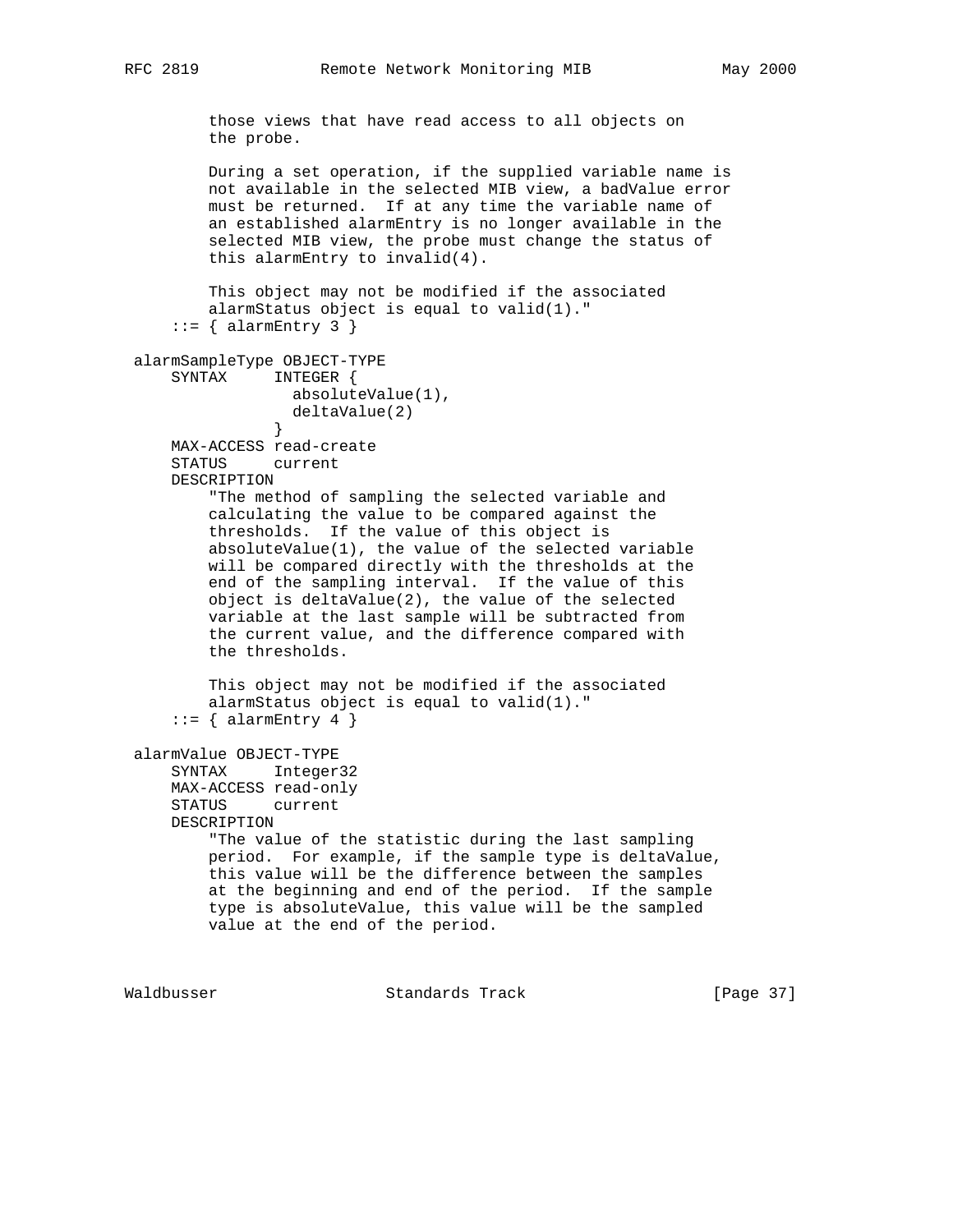```
        those views that have read access to all objects on
        the probe.

        During a set operation, if the supplied variable name is
        not available in the selected MIB view, a badValue error
        must be returned.  If at any time the variable name of
        an established alarmEntry is no longer available in the
        selected MIB view, the probe must change the status of
        this alarmEntry to invalid(4).

        This object may not be modified if the associated
        alarmStatus object is equal to valid(1)."
    ::= { alarmEntry 3 }

alarmSampleType OBJECT-TYPE
    SYNTAX     INTEGER {
                 absoluteValue(1),
                 deltaValue(2)
               }
    MAX-ACCESS read-create
    STATUS     current
    DESCRIPTION
        "The method of sampling the selected variable and
        calculating the value to be compared against the
        thresholds.  If the value of this object is
        absoluteValue(1), the value of the selected variable
        will be compared directly with the thresholds at the
        end of the sampling interval.  If the value of this
        object is deltaValue(2), the value of the selected
        variable at the last sample will be subtracted from
        the current value, and the difference compared with
        the thresholds.

        This object may not be modified if the associated
        alarmStatus object is equal to valid(1)."
    ::= { alarmEntry 4 }

alarmValue OBJECT-TYPE
    SYNTAX     Integer32
    MAX-ACCESS read-only
    STATUS     current
    DESCRIPTION
        "The value of the statistic during the last sampling
        period.  For example, if the sample type is deltaValue,
        this value will be the difference between the samples
        at the beginning and end of the period.  If the sample
        type is absoluteValue, this value will be the sampled
        value at the end of the period.
```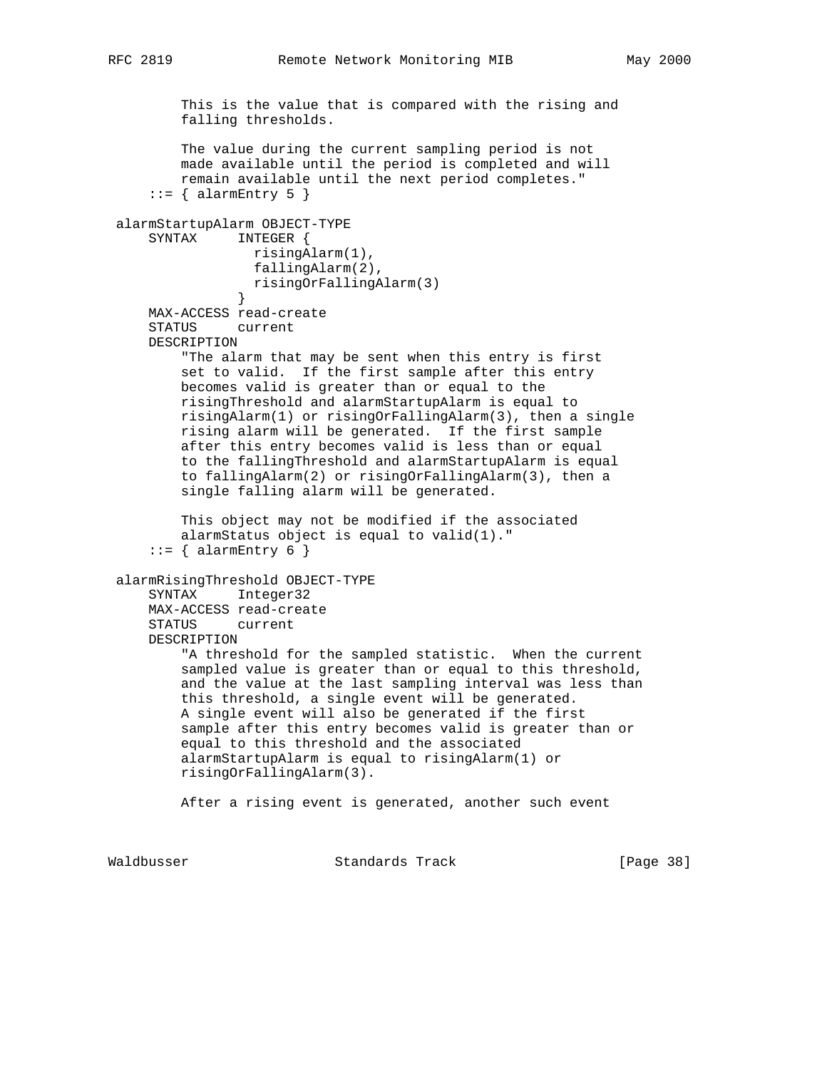```
        This is the value that is compared with the rising and
        falling thresholds.

        The value during the current sampling period is not
        made available until the period is completed and will
        remain available until the next period completes."
    ::= { alarmEntry 5 }

alarmStartupAlarm OBJECT-TYPE
    SYNTAX     INTEGER {
                 risingAlarm(1),
                 fallingAlarm(2),
                 risingOrFallingAlarm(3)
               }
    MAX-ACCESS read-create
    STATUS     current
    DESCRIPTION
        "The alarm that may be sent when this entry is first
        set to valid.  If the first sample after this entry
        becomes valid is greater than or equal to the
        risingThreshold and alarmStartupAlarm is equal to
        risingAlarm(1) or risingOrFallingAlarm(3), then a single
        rising alarm will be generated.  If the first sample
        after this entry becomes valid is less than or equal
        to the fallingThreshold and alarmStartupAlarm is equal
        to fallingAlarm(2) or risingOrFallingAlarm(3), then a
        single falling alarm will be generated.

        This object may not be modified if the associated
        alarmStatus object is equal to valid(1)."
    ::= { alarmEntry 6 }

alarmRisingThreshold OBJECT-TYPE
    SYNTAX     Integer32
    MAX-ACCESS read-create
    STATUS     current
    DESCRIPTION
        "A threshold for the sampled statistic.  When the current
        sampled value is greater than or equal to this threshold,
        and the value at the last sampling interval was less than
        this threshold, a single event will be generated.
        A single event will also be generated if the first
        sample after this entry becomes valid is greater than or
        equal to this threshold and the associated
        alarmStartupAlarm is equal to risingAlarm(1) or
        risingOrFallingAlarm(3).

        After a rising event is generated, another such event
```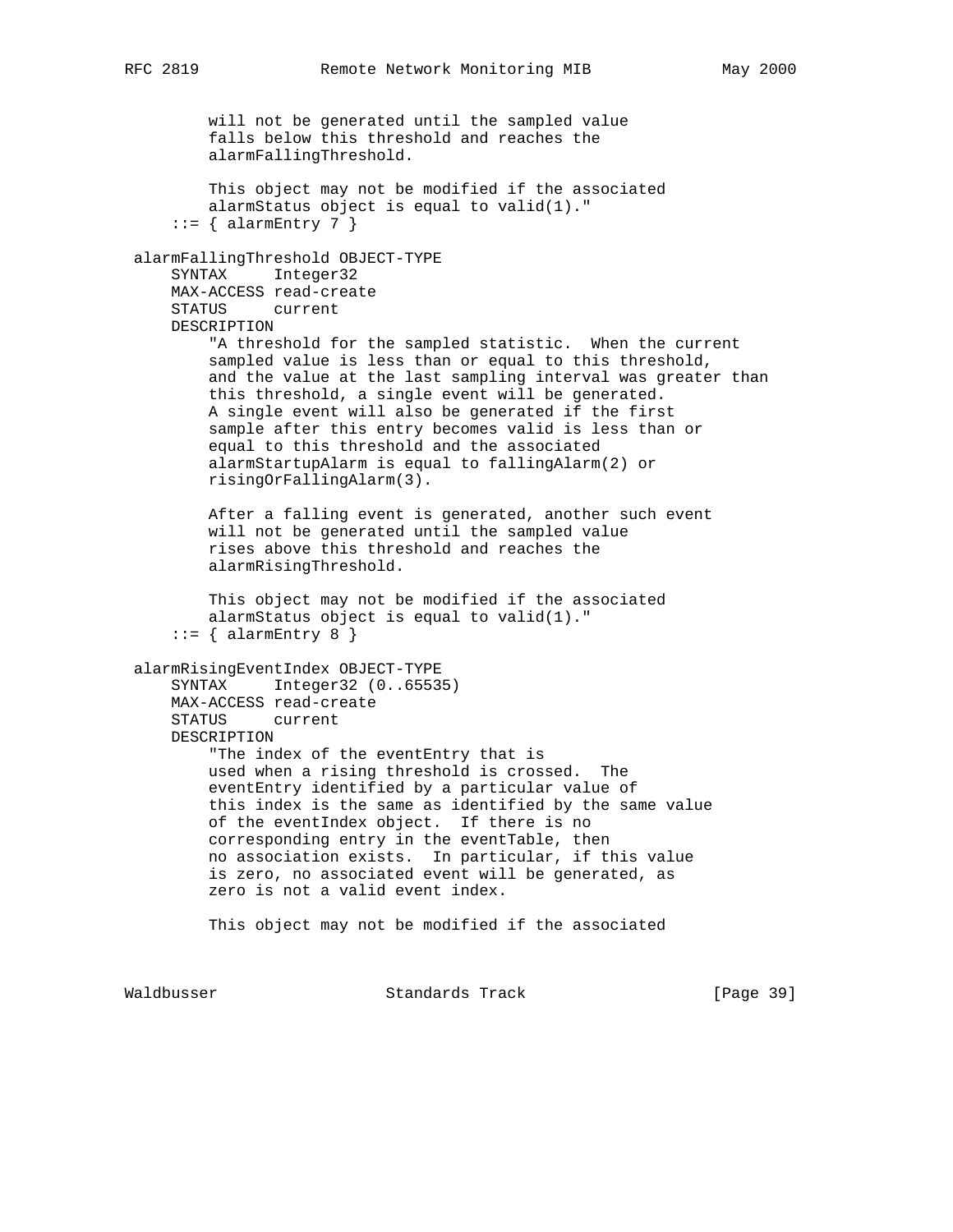```
        will not be generated until the sampled value
        falls below this threshold and reaches the
        alarmFallingThreshold.

        This object may not be modified if the associated
        alarmStatus object is equal to valid(1)."
    ::= { alarmEntry 7 }

alarmFallingThreshold OBJECT-TYPE
    SYNTAX     Integer32
    MAX-ACCESS read-create
    STATUS     current
    DESCRIPTION
        "A threshold for the sampled statistic.  When the current
        sampled value is less than or equal to this threshold,
        and the value at the last sampling interval was greater than
        this threshold, a single event will be generated.
        A single event will also be generated if the first
        sample after this entry becomes valid is less than or
        equal to this threshold and the associated
        alarmStartupAlarm is equal to fallingAlarm(2) or
        risingOrFallingAlarm(3).

        After a falling event is generated, another such event
        will not be generated until the sampled value
        rises above this threshold and reaches the
        alarmRisingThreshold.

        This object may not be modified if the associated
        alarmStatus object is equal to valid(1)."
    ::= { alarmEntry 8 }

alarmRisingEventIndex OBJECT-TYPE
    SYNTAX     Integer32 (0..65535)
    MAX-ACCESS read-create
    STATUS     current
    DESCRIPTION
        "The index of the eventEntry that is
        used when a rising threshold is crossed.  The
        eventEntry identified by a particular value of
        this index is the same as identified by the same value
        of the eventIndex object.  If there is no
        corresponding entry in the eventTable, then
        no association exists.  In particular, if this value
        is zero, no associated event will be generated, as
        zero is not a valid event index.

        This object may not be modified if the associated
```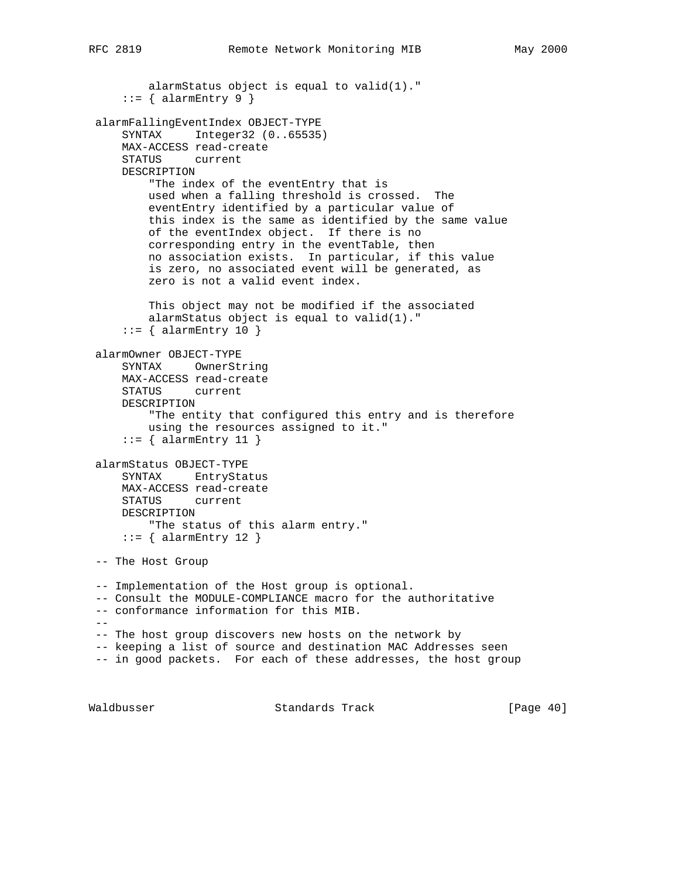```
        alarmStatus object is equal to valid(1)."
    ::= { alarmEntry 9 }

alarmFallingEventIndex OBJECT-TYPE
    SYNTAX     Integer32 (0..65535)
    MAX-ACCESS read-create
    STATUS     current
    DESCRIPTION
        "The index of the eventEntry that is
        used when a falling threshold is crossed.  The
        eventEntry identified by a particular value of
        this index is the same as identified by the same value
        of the eventIndex object.  If there is no
        corresponding entry in the eventTable, then
        no association exists.  In particular, if this value
        is zero, no associated event will be generated, as
        zero is not a valid event index.

        This object may not be modified if the associated
        alarmStatus object is equal to valid(1)."
    ::= { alarmEntry 10 }

alarmOwner OBJECT-TYPE
    SYNTAX     OwnerString
    MAX-ACCESS read-create
    STATUS     current
    DESCRIPTION
        "The entity that configured this entry and is therefore
        using the resources assigned to it."
    ::= { alarmEntry 11 }

alarmStatus OBJECT-TYPE
    SYNTAX     EntryStatus
    MAX-ACCESS read-create
    STATUS     current
    DESCRIPTION
        "The status of this alarm entry."
    ::= { alarmEntry 12 }

-- The Host Group

-- Implementation of the Host group is optional.
-- Consult the MODULE-COMPLIANCE macro for the authoritative
-- conformance information for this MIB.
--
-- The host group discovers new hosts on the network by
-- keeping a list of source and destination MAC Addresses seen
-- in good packets.  For each of these addresses, the host group
```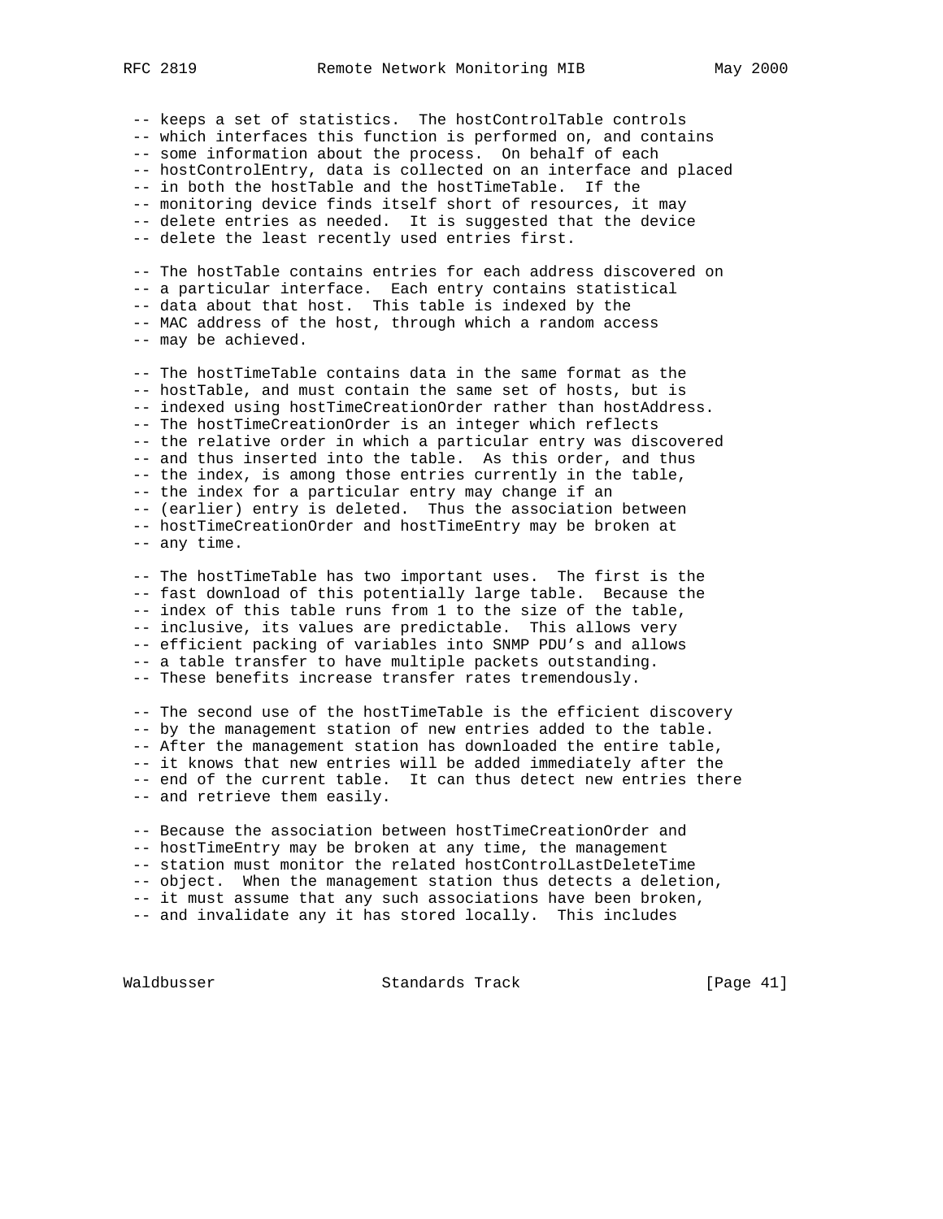```
 -- keeps a set of statistics.  The hostControlTable controls
 -- which interfaces this function is performed on, and contains
 -- some information about the process.  On behalf of each
 -- hostControlEntry, data is collected on an interface and placed
 -- in both the hostTable and the hostTimeTable.  If the
 -- monitoring device finds itself short of resources, it may
 -- delete entries as needed.  It is suggested that the device
 -- delete the least recently used entries first.

 -- The hostTable contains entries for each address discovered on
 -- a particular interface.  Each entry contains statistical
 -- data about that host.  This table is indexed by the
 -- MAC address of the host, through which a random access
 -- may be achieved.

 -- The hostTimeTable contains data in the same format as the
 -- hostTable, and must contain the same set of hosts, but is
 -- indexed using hostTimeCreationOrder rather than hostAddress.
 -- The hostTimeCreationOrder is an integer which reflects
 -- the relative order in which a particular entry was discovered
 -- and thus inserted into the table.  As this order, and thus
 -- the index, is among those entries currently in the table,
 -- the index for a particular entry may change if an
 -- (earlier) entry is deleted.  Thus the association between
 -- hostTimeCreationOrder and hostTimeEntry may be broken at
 -- any time.

 -- The hostTimeTable has two important uses.  The first is the
 -- fast download of this potentially large table.  Because the
 -- index of this table runs from 1 to the size of the table,
 -- inclusive, its values are predictable.  This allows very
 -- efficient packing of variables into SNMP PDU's and allows
 -- a table transfer to have multiple packets outstanding.
 -- These benefits increase transfer rates tremendously.

 -- The second use of the hostTimeTable is the efficient discovery
 -- by the management station of new entries added to the table.
 -- After the management station has downloaded the entire table,
 -- it knows that new entries will be added immediately after the
 -- end of the current table.  It can thus detect new entries there
 -- and retrieve them easily.

 -- Because the association between hostTimeCreationOrder and
 -- hostTimeEntry may be broken at any time, the management
 -- station must monitor the related hostControlLastDeleteTime
 -- object.  When the management station thus detects a deletion,
 -- it must assume that any such associations have been broken,
 -- and invalidate any it has stored locally.  This includes
```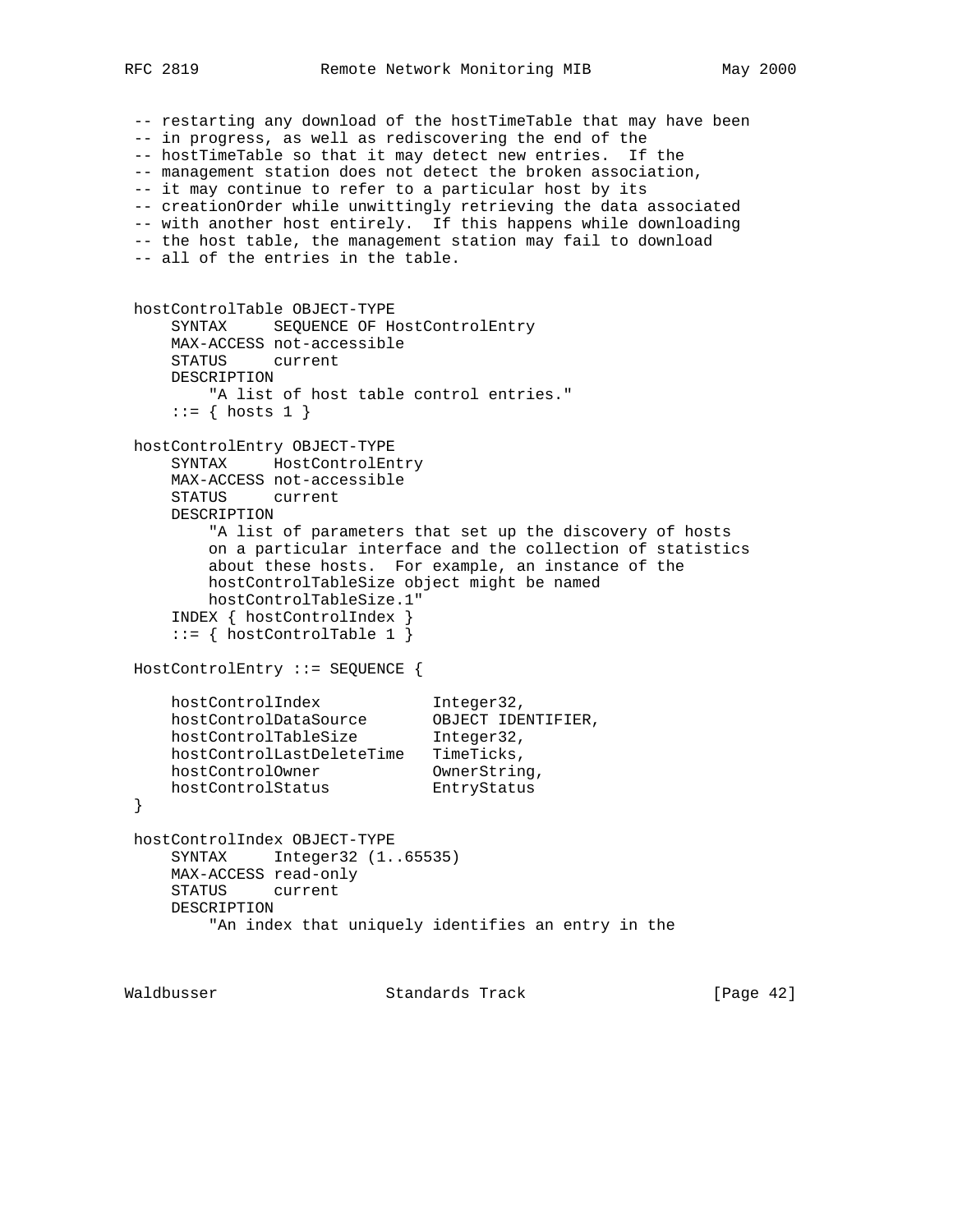```
 -- restarting any download of the hostTimeTable that may have been
 -- in progress, as well as rediscovering the end of the
 -- hostTimeTable so that it may detect new entries.  If the
 -- management station does not detect the broken association,
 -- it may continue to refer to a particular host by its
 -- creationOrder while unwittingly retrieving the data associated
 -- with another host entirely.  If this happens while downloading
 -- the host table, the management station may fail to download
 -- all of the entries in the table.


 hostControlTable OBJECT-TYPE
     SYNTAX     SEQUENCE OF HostControlEntry
     MAX-ACCESS not-accessible
     STATUS     current
     DESCRIPTION
         "A list of host table control entries."
     ::= { hosts 1 }

 hostControlEntry OBJECT-TYPE
     SYNTAX     HostControlEntry
     MAX-ACCESS not-accessible
     STATUS     current
     DESCRIPTION
         "A list of parameters that set up the discovery of hosts
         on a particular interface and the collection of statistics
         about these hosts.  For example, an instance of the
         hostControlTableSize object might be named
         hostControlTableSize.1"
     INDEX { hostControlIndex }
     ::= { hostControlTable 1 }

 HostControlEntry ::= SEQUENCE {

     hostControlIndex            Integer32,
     hostControlDataSource       OBJECT IDENTIFIER,
     hostControlTableSize        Integer32,
     hostControlLastDeleteTime   TimeTicks,
     hostControlOwner            OwnerString,
     hostControlStatus           EntryStatus
 }

 hostControlIndex OBJECT-TYPE
     SYNTAX     Integer32 (1..65535)
     MAX-ACCESS read-only
     STATUS     current
     DESCRIPTION
         "An index that uniquely identifies an entry in the
```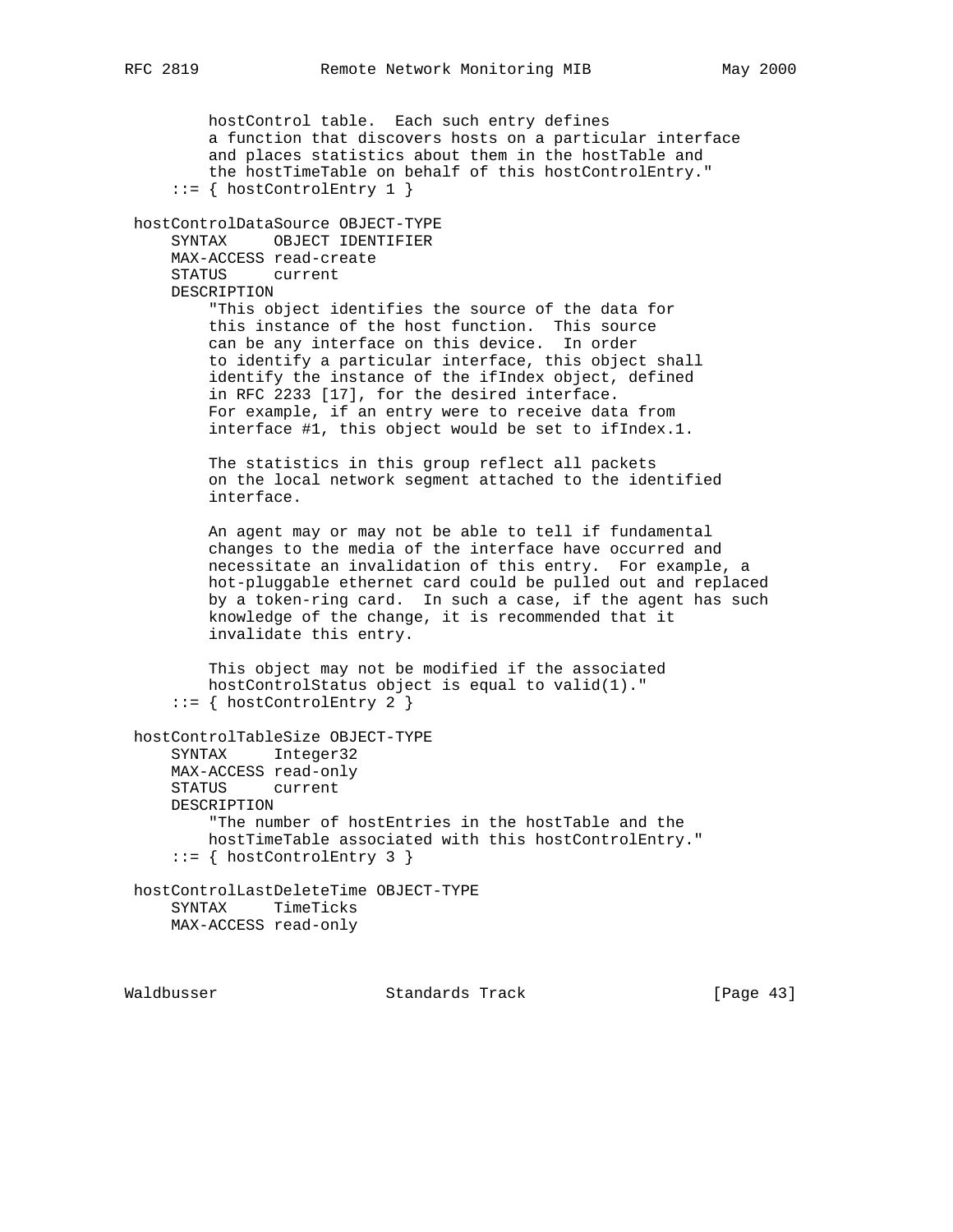```
        hostControl table.  Each such entry defines
        a function that discovers hosts on a particular interface
        and places statistics about them in the hostTable and
        the hostTimeTable on behalf of this hostControlEntry."
    ::= { hostControlEntry 1 }

hostControlDataSource OBJECT-TYPE
    SYNTAX     OBJECT IDENTIFIER
    MAX-ACCESS read-create
    STATUS     current
    DESCRIPTION
        "This object identifies the source of the data for
        this instance of the host function.  This source
        can be any interface on this device.  In order
        to identify a particular interface, this object shall
        identify the instance of the ifIndex object, defined
        in RFC 2233 [17], for the desired interface.
        For example, if an entry were to receive data from
        interface #1, this object would be set to ifIndex.1.

        The statistics in this group reflect all packets
        on the local network segment attached to the identified
        interface.

        An agent may or may not be able to tell if fundamental
        changes to the media of the interface have occurred and
        necessitate an invalidation of this entry.  For example, a
        hot-pluggable ethernet card could be pulled out and replaced
        by a token-ring card.  In such a case, if the agent has such
        knowledge of the change, it is recommended that it
        invalidate this entry.

        This object may not be modified if the associated
        hostControlStatus object is equal to valid(1)."
    ::= { hostControlEntry 2 }

hostControlTableSize OBJECT-TYPE
    SYNTAX     Integer32
    MAX-ACCESS read-only
    STATUS     current
    DESCRIPTION
        "The number of hostEntries in the hostTable and the
        hostTimeTable associated with this hostControlEntry."
    ::= { hostControlEntry 3 }

hostControlLastDeleteTime OBJECT-TYPE
    SYNTAX     TimeTicks
    MAX-ACCESS read-only
```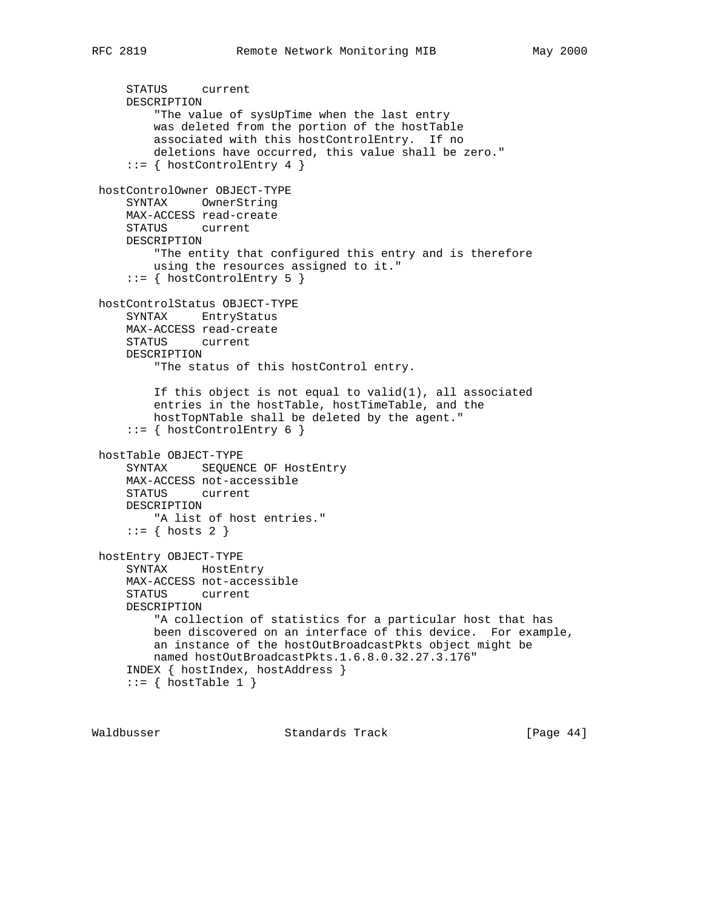```
     STATUS     current
     DESCRIPTION
         "The value of sysUpTime when the last entry
         was deleted from the portion of the hostTable
         associated with this hostControlEntry.  If no
         deletions have occurred, this value shall be zero."
     ::= { hostControlEntry 4 }

 hostControlOwner OBJECT-TYPE
     SYNTAX     OwnerString
     MAX-ACCESS read-create
     STATUS     current
     DESCRIPTION
         "The entity that configured this entry and is therefore
         using the resources assigned to it."
     ::= { hostControlEntry 5 }

 hostControlStatus OBJECT-TYPE
     SYNTAX     EntryStatus
     MAX-ACCESS read-create
     STATUS     current
     DESCRIPTION
         "The status of this hostControl entry.

         If this object is not equal to valid(1), all associated
         entries in the hostTable, hostTimeTable, and the
         hostTopNTable shall be deleted by the agent."
     ::= { hostControlEntry 6 }

 hostTable OBJECT-TYPE
     SYNTAX     SEQUENCE OF HostEntry
     MAX-ACCESS not-accessible
     STATUS     current
     DESCRIPTION
         "A list of host entries."
     ::= { hosts 2 }

 hostEntry OBJECT-TYPE
     SYNTAX     HostEntry
     MAX-ACCESS not-accessible
     STATUS     current
     DESCRIPTION
         "A collection of statistics for a particular host that has
         been discovered on an interface of this device.  For example,
         an instance of the hostOutBroadcastPkts object might be
         named hostOutBroadcastPkts.1.6.8.0.32.27.3.176"
     INDEX { hostIndex, hostAddress }
     ::= { hostTable 1 }
```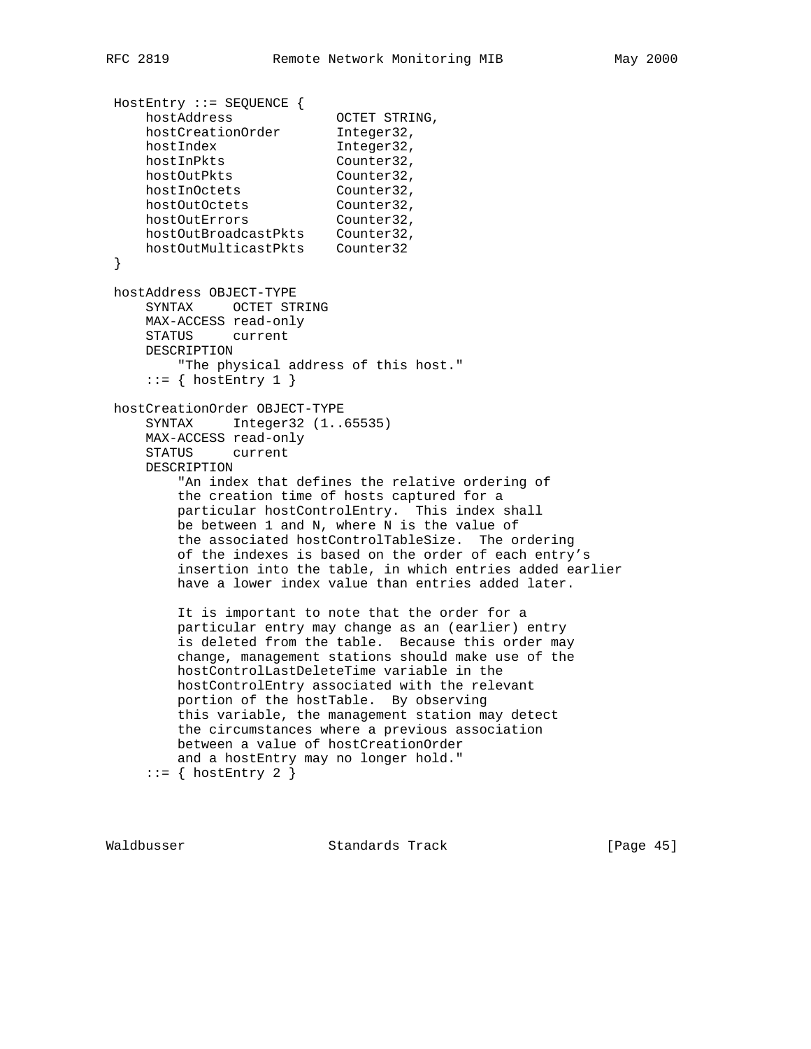```
 HostEntry ::= SEQUENCE {
     hostAddress             OCTET STRING,
     hostCreationOrder       Integer32,
     hostIndex               Integer32,
     hostInPkts              Counter32,
     hostOutPkts             Counter32,
     hostInOctets            Counter32,
     hostOutOctets           Counter32,
     hostOutErrors           Counter32,
     hostOutBroadcastPkts    Counter32,
     hostOutMulticastPkts    Counter32
 }

 hostAddress OBJECT-TYPE
     SYNTAX     OCTET STRING
     MAX-ACCESS read-only
     STATUS     current
     DESCRIPTION
         "The physical address of this host."
     ::= { hostEntry 1 }

 hostCreationOrder OBJECT-TYPE
     SYNTAX     Integer32 (1..65535)
     MAX-ACCESS read-only
     STATUS     current
     DESCRIPTION
         "An index that defines the relative ordering of
         the creation time of hosts captured for a
         particular hostControlEntry.  This index shall
         be between 1 and N, where N is the value of
         the associated hostControlTableSize.  The ordering
         of the indexes is based on the order of each entry's
         insertion into the table, in which entries added earlier
         have a lower index value than entries added later.

         It is important to note that the order for a
         particular entry may change as an (earlier) entry
         is deleted from the table.  Because this order may
         change, management stations should make use of the
         hostControlLastDeleteTime variable in the
         hostControlEntry associated with the relevant
         portion of the hostTable.  By observing
         this variable, the management station may detect
         the circumstances where a previous association
         between a value of hostCreationOrder
         and a hostEntry may no longer hold."
     ::= { hostEntry 2 }
```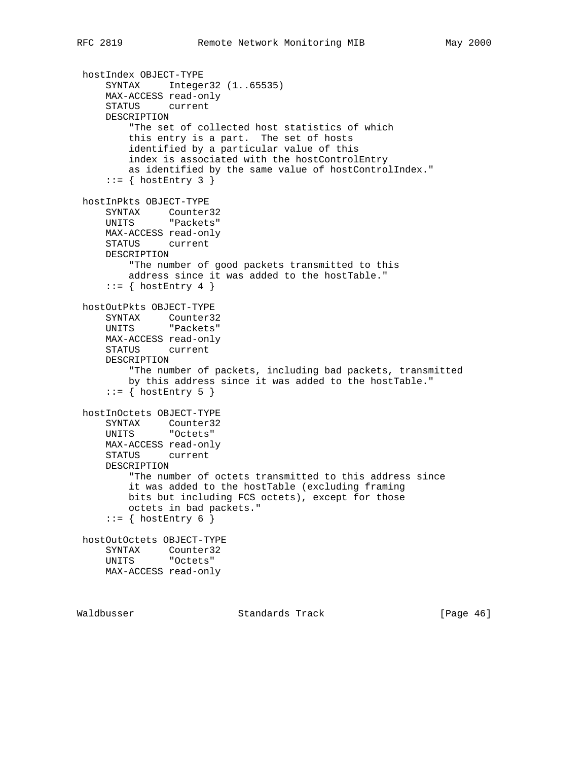```
hostIndex OBJECT-TYPE
    SYNTAX     Integer32 (1..65535)
    MAX-ACCESS read-only
    STATUS     current
    DESCRIPTION
        "The set of collected host statistics of which
        this entry is a part.  The set of hosts
        identified by a particular value of this
        index is associated with the hostControlEntry
        as identified by the same value of hostControlIndex."
    ::= { hostEntry 3 }

hostInPkts OBJECT-TYPE
    SYNTAX     Counter32
    UNITS      "Packets"
    MAX-ACCESS read-only
    STATUS     current
    DESCRIPTION
        "The number of good packets transmitted to this
        address since it was added to the hostTable."
    ::= { hostEntry 4 }

hostOutPkts OBJECT-TYPE
    SYNTAX     Counter32
    UNITS      "Packets"
    MAX-ACCESS read-only
    STATUS     current
    DESCRIPTION
        "The number of packets, including bad packets, transmitted
        by this address since it was added to the hostTable."
    ::= { hostEntry 5 }

hostInOctets OBJECT-TYPE
    SYNTAX     Counter32
    UNITS      "Octets"
    MAX-ACCESS read-only
    STATUS     current
    DESCRIPTION
        "The number of octets transmitted to this address since
        it was added to the hostTable (excluding framing
        bits but including FCS octets), except for those
        octets in bad packets."
    ::= { hostEntry 6 }

hostOutOctets OBJECT-TYPE
    SYNTAX     Counter32
    UNITS      "Octets"
    MAX-ACCESS read-only
```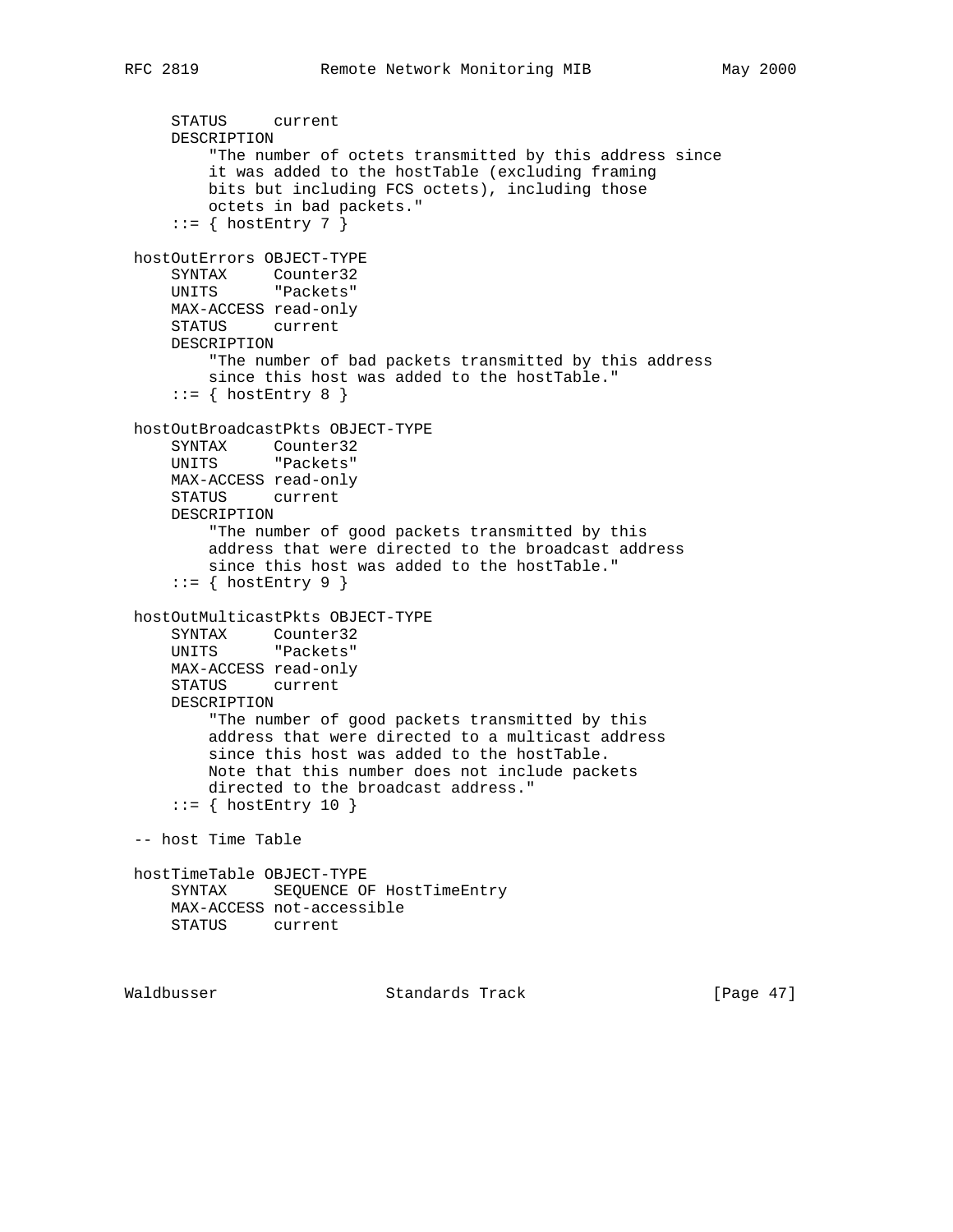```
     STATUS     current
     DESCRIPTION
         "The number of octets transmitted by this address since
         it was added to the hostTable (excluding framing
         bits but including FCS octets), including those
         octets in bad packets."
     ::= { hostEntry 7 }

 hostOutErrors OBJECT-TYPE
     SYNTAX     Counter32
     UNITS      "Packets"
     MAX-ACCESS read-only
     STATUS     current
     DESCRIPTION
         "The number of bad packets transmitted by this address
         since this host was added to the hostTable."
     ::= { hostEntry 8 }

 hostOutBroadcastPkts OBJECT-TYPE
     SYNTAX     Counter32
     UNITS      "Packets"
     MAX-ACCESS read-only
     STATUS     current
     DESCRIPTION
         "The number of good packets transmitted by this
         address that were directed to the broadcast address
         since this host was added to the hostTable."
     ::= { hostEntry 9 }

 hostOutMulticastPkts OBJECT-TYPE
     SYNTAX     Counter32
     UNITS      "Packets"
     MAX-ACCESS read-only
     STATUS     current
     DESCRIPTION
         "The number of good packets transmitted by this
         address that were directed to a multicast address
         since this host was added to the hostTable.
         Note that this number does not include packets
         directed to the broadcast address."
     ::= { hostEntry 10 }

 -- host Time Table

 hostTimeTable OBJECT-TYPE
     SYNTAX     SEQUENCE OF HostTimeEntry
     MAX-ACCESS not-accessible
     STATUS     current
```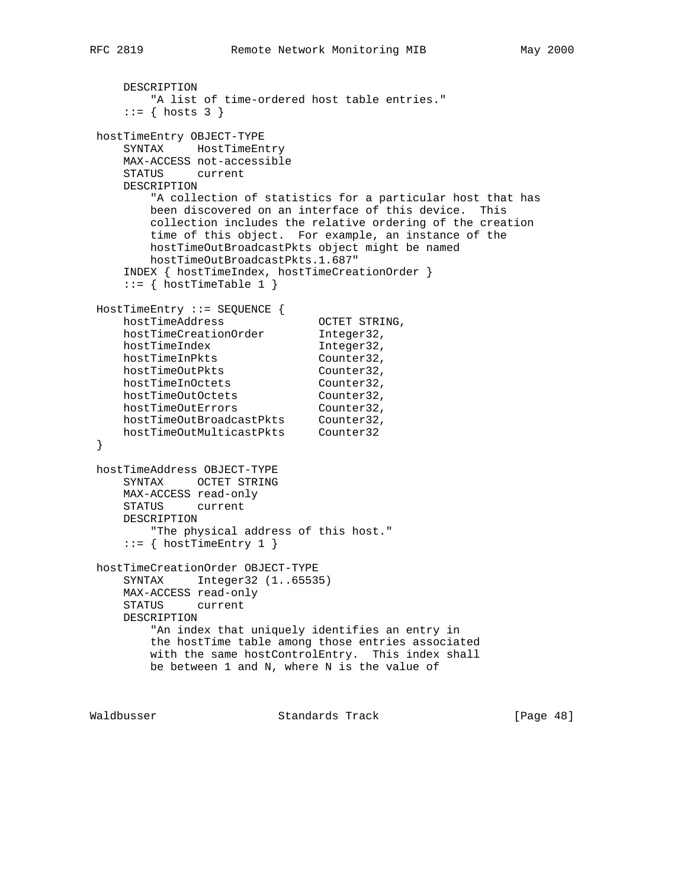```
     DESCRIPTION
         "A list of time-ordered host table entries."
     ::= { hosts 3 }

 hostTimeEntry OBJECT-TYPE
     SYNTAX     HostTimeEntry
     MAX-ACCESS not-accessible
     STATUS     current
     DESCRIPTION
         "A collection of statistics for a particular host that has
         been discovered on an interface of this device.  This
         collection includes the relative ordering of the creation
         time of this object.  For example, an instance of the
         hostTimeOutBroadcastPkts object might be named
         hostTimeOutBroadcastPkts.1.687"
     INDEX { hostTimeIndex, hostTimeCreationOrder }
     ::= { hostTimeTable 1 }

 HostTimeEntry ::= SEQUENCE {
     hostTimeAddress              OCTET STRING,
     hostTimeCreationOrder        Integer32,
     hostTimeIndex                Integer32,
     hostTimeInPkts               Counter32,
     hostTimeOutPkts              Counter32,
     hostTimeInOctets             Counter32,
     hostTimeOutOctets            Counter32,
     hostTimeOutErrors            Counter32,
     hostTimeOutBroadcastPkts     Counter32,
     hostTimeOutMulticastPkts     Counter32
 }

 hostTimeAddress OBJECT-TYPE
     SYNTAX     OCTET STRING
     MAX-ACCESS read-only
     STATUS     current
     DESCRIPTION
         "The physical address of this host."
     ::= { hostTimeEntry 1 }

 hostTimeCreationOrder OBJECT-TYPE
     SYNTAX     Integer32 (1..65535)
     MAX-ACCESS read-only
     STATUS     current
     DESCRIPTION
         "An index that uniquely identifies an entry in
         the hostTime table among those entries associated
         with the same hostControlEntry.  This index shall
         be between 1 and N, where N is the value of
```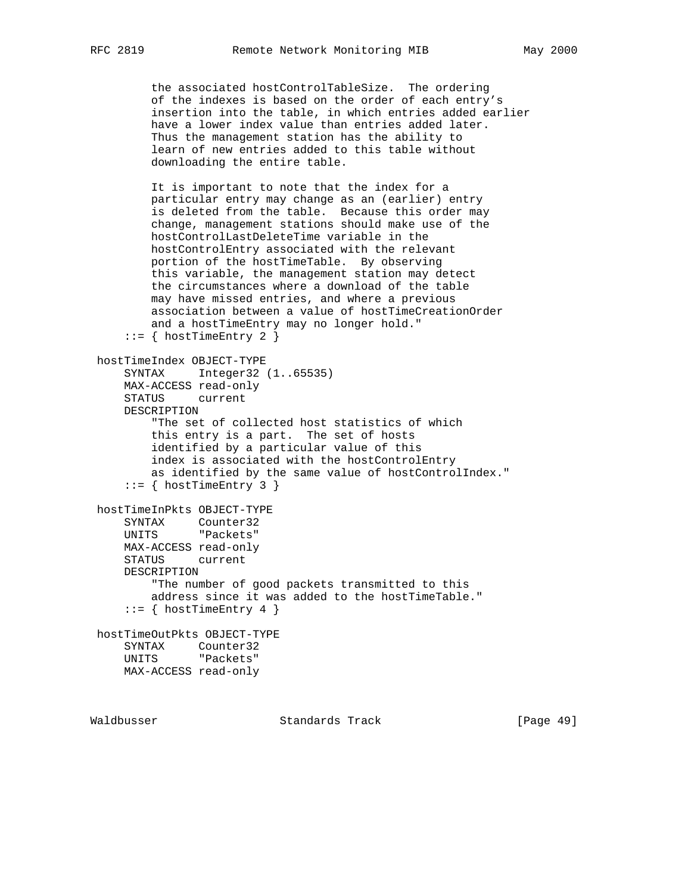```
        the associated hostControlTableSize.  The ordering
        of the indexes is based on the order of each entry's
        insertion into the table, in which entries added earlier
        have a lower index value than entries added later.
        Thus the management station has the ability to
        learn of new entries added to this table without
        downloading the entire table.

        It is important to note that the index for a
        particular entry may change as an (earlier) entry
        is deleted from the table.  Because this order may
        change, management stations should make use of the
        hostControlLastDeleteTime variable in the
        hostControlEntry associated with the relevant
        portion of the hostTimeTable.  By observing
        this variable, the management station may detect
        the circumstances where a download of the table
        may have missed entries, and where a previous
        association between a value of hostTimeCreationOrder
        and a hostTimeEntry may no longer hold."
    ::= { hostTimeEntry 2 }

hostTimeIndex OBJECT-TYPE
    SYNTAX     Integer32 (1..65535)
    MAX-ACCESS read-only
    STATUS     current
    DESCRIPTION
        "The set of collected host statistics of which
        this entry is a part.  The set of hosts
        identified by a particular value of this
        index is associated with the hostControlEntry
        as identified by the same value of hostControlIndex."
    ::= { hostTimeEntry 3 }

hostTimeInPkts OBJECT-TYPE
    SYNTAX     Counter32
    UNITS      "Packets"
    MAX-ACCESS read-only
    STATUS     current
    DESCRIPTION
        "The number of good packets transmitted to this
        address since it was added to the hostTimeTable."
    ::= { hostTimeEntry 4 }

hostTimeOutPkts OBJECT-TYPE
    SYNTAX     Counter32
    UNITS      "Packets"
    MAX-ACCESS read-only
```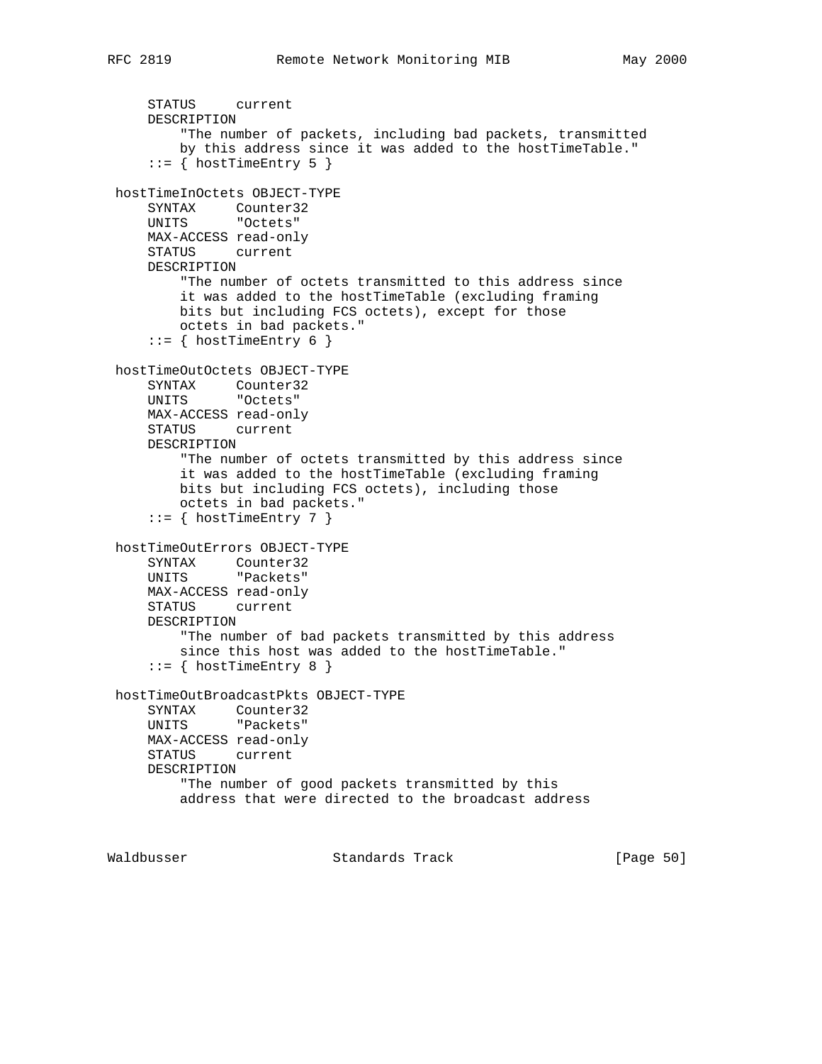```
     STATUS     current
     DESCRIPTION
         "The number of packets, including bad packets, transmitted
         by this address since it was added to the hostTimeTable."
     ::= { hostTimeEntry 5 }

 hostTimeInOctets OBJECT-TYPE
     SYNTAX     Counter32
     UNITS      "Octets"
     MAX-ACCESS read-only
     STATUS     current
     DESCRIPTION
         "The number of octets transmitted to this address since
         it was added to the hostTimeTable (excluding framing
         bits but including FCS octets), except for those
         octets in bad packets."
     ::= { hostTimeEntry 6 }

 hostTimeOutOctets OBJECT-TYPE
     SYNTAX     Counter32
     UNITS      "Octets"
     MAX-ACCESS read-only
     STATUS     current
     DESCRIPTION
         "The number of octets transmitted by this address since
         it was added to the hostTimeTable (excluding framing
         bits but including FCS octets), including those
         octets in bad packets."
     ::= { hostTimeEntry 7 }

 hostTimeOutErrors OBJECT-TYPE
     SYNTAX     Counter32
     UNITS      "Packets"
     MAX-ACCESS read-only
     STATUS     current
     DESCRIPTION
         "The number of bad packets transmitted by this address
         since this host was added to the hostTimeTable."
     ::= { hostTimeEntry 8 }

 hostTimeOutBroadcastPkts OBJECT-TYPE
     SYNTAX     Counter32
     UNITS      "Packets"
     MAX-ACCESS read-only
     STATUS     current
     DESCRIPTION
         "The number of good packets transmitted by this
         address that were directed to the broadcast address
```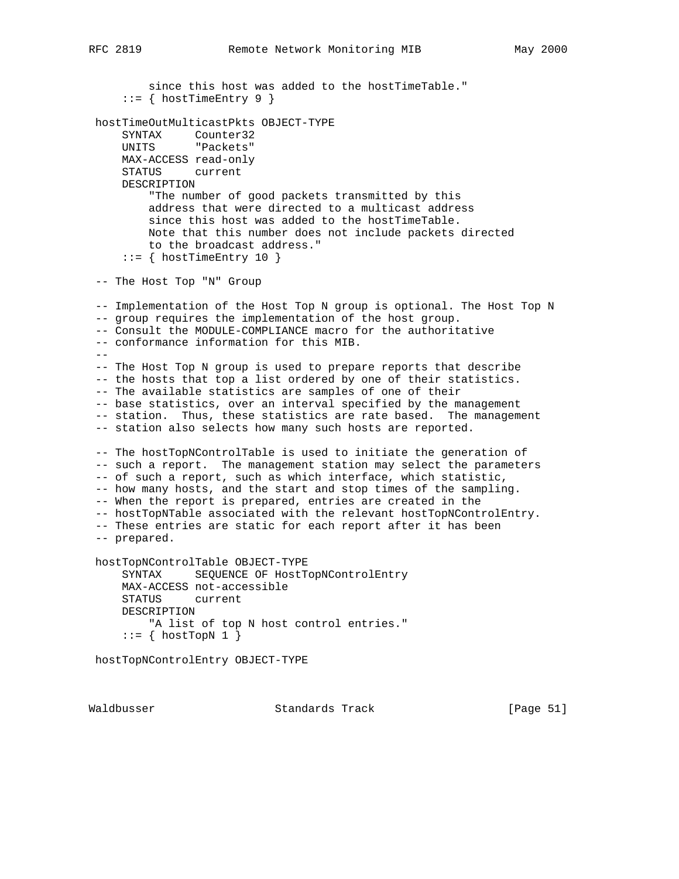```
         since this host was added to the hostTimeTable."
     ::= { hostTimeEntry 9 }

 hostTimeOutMulticastPkts OBJECT-TYPE
     SYNTAX     Counter32
     UNITS      "Packets"
     MAX-ACCESS read-only
     STATUS     current
     DESCRIPTION
         "The number of good packets transmitted by this
         address that were directed to a multicast address
         since this host was added to the hostTimeTable.
         Note that this number does not include packets directed
         to the broadcast address."
     ::= { hostTimeEntry 10 }

 -- The Host Top "N" Group

 -- Implementation of the Host Top N group is optional. The Host Top N
 -- group requires the implementation of the host group.
 -- Consult the MODULE-COMPLIANCE macro for the authoritative
 -- conformance information for this MIB.
 --
 -- The Host Top N group is used to prepare reports that describe
 -- the hosts that top a list ordered by one of their statistics.
 -- The available statistics are samples of one of their
 -- base statistics, over an interval specified by the management
 -- station.  Thus, these statistics are rate based.  The management
 -- station also selects how many such hosts are reported.

 -- The hostTopNControlTable is used to initiate the generation of
 -- such a report.  The management station may select the parameters
 -- of such a report, such as which interface, which statistic,
 -- how many hosts, and the start and stop times of the sampling.
 -- When the report is prepared, entries are created in the
 -- hostTopNTable associated with the relevant hostTopNControlEntry.
 -- These entries are static for each report after it has been
 -- prepared.

 hostTopNControlTable OBJECT-TYPE
     SYNTAX     SEQUENCE OF HostTopNControlEntry
     MAX-ACCESS not-accessible
     STATUS     current
     DESCRIPTION
         "A list of top N host control entries."
     ::= { hostTopN 1 }

 hostTopNControlEntry OBJECT-TYPE
```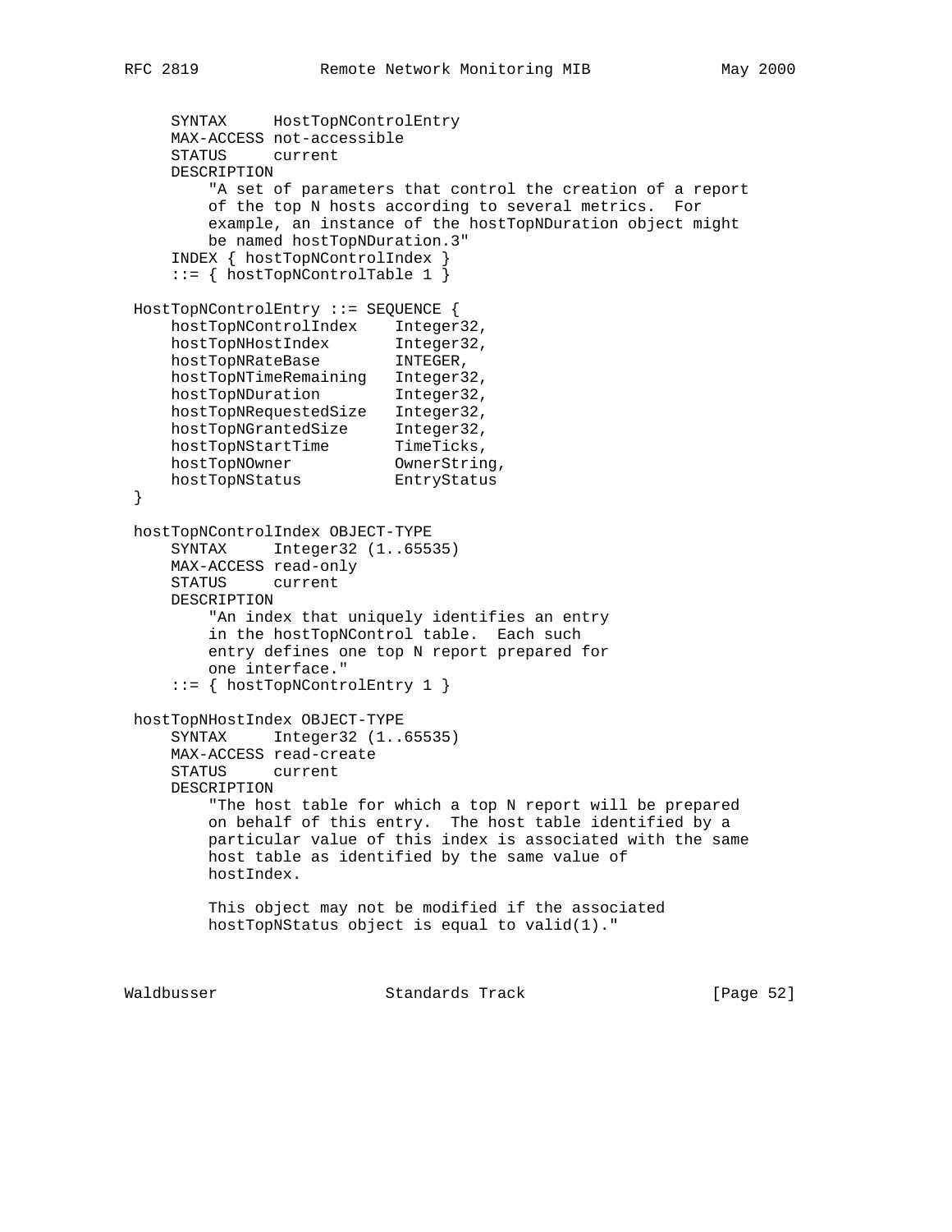```
     SYNTAX     HostTopNControlEntry
     MAX-ACCESS not-accessible
     STATUS     current
     DESCRIPTION
         "A set of parameters that control the creation of a report
         of the top N hosts according to several metrics.  For
         example, an instance of the hostTopNDuration object might
         be named hostTopNDuration.3"
     INDEX { hostTopNControlIndex }
     ::= { hostTopNControlTable 1 }

 HostTopNControlEntry ::= SEQUENCE {
     hostTopNControlIndex    Integer32,
     hostTopNHostIndex       Integer32,
     hostTopNRateBase        INTEGER,
     hostTopNTimeRemaining   Integer32,
     hostTopNDuration        Integer32,
     hostTopNRequestedSize   Integer32,
     hostTopNGrantedSize     Integer32,
     hostTopNStartTime       TimeTicks,
     hostTopNOwner           OwnerString,
     hostTopNStatus          EntryStatus
 }

 hostTopNControlIndex OBJECT-TYPE
     SYNTAX     Integer32 (1..65535)
     MAX-ACCESS read-only
     STATUS     current
     DESCRIPTION
         "An index that uniquely identifies an entry
         in the hostTopNControl table.  Each such
         entry defines one top N report prepared for
         one interface."
     ::= { hostTopNControlEntry 1 }

 hostTopNHostIndex OBJECT-TYPE
     SYNTAX     Integer32 (1..65535)
     MAX-ACCESS read-create
     STATUS     current
     DESCRIPTION
         "The host table for which a top N report will be prepared
         on behalf of this entry.  The host table identified by a
         particular value of this index is associated with the same
         host table as identified by the same value of
         hostIndex.

         This object may not be modified if the associated
         hostTopNStatus object is equal to valid(1)."
```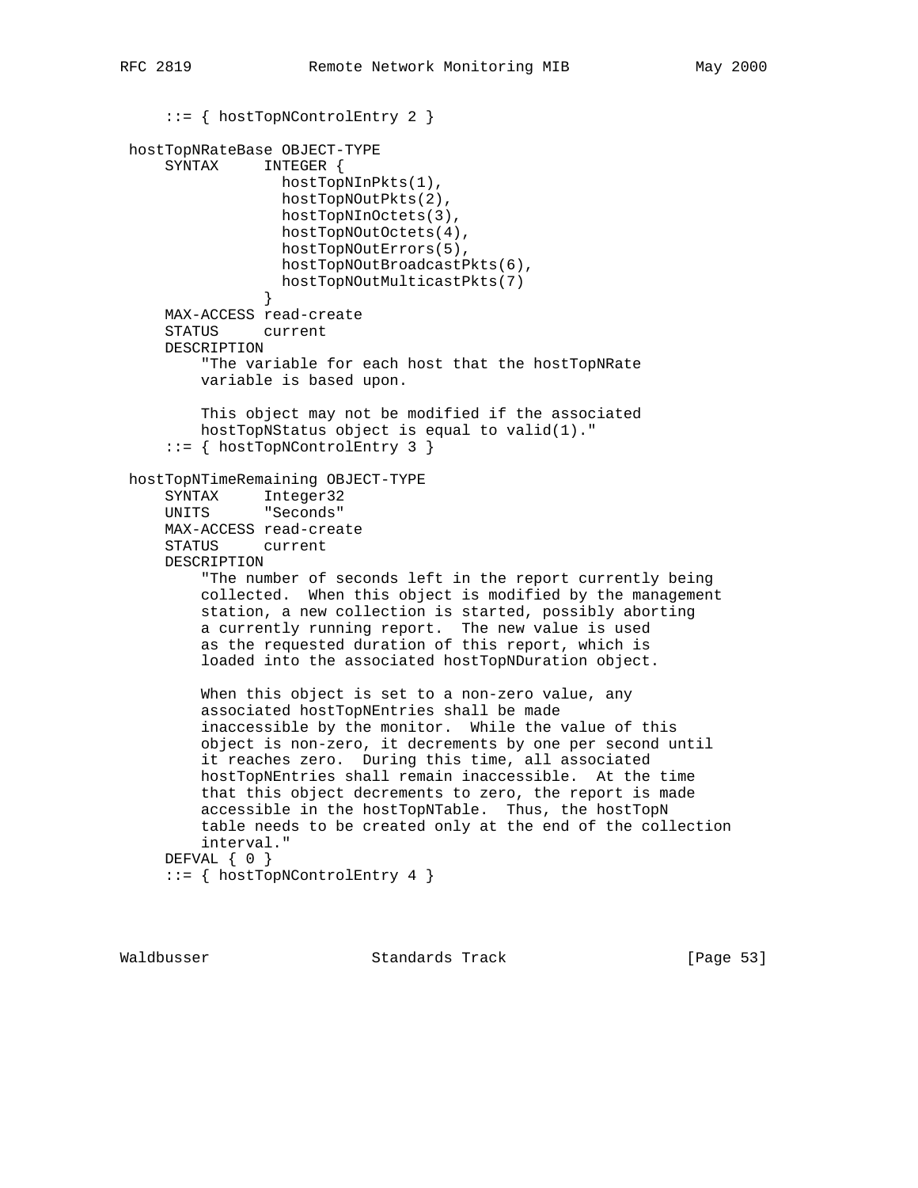```
     ::= { hostTopNControlEntry 2 }

 hostTopNRateBase OBJECT-TYPE
     SYNTAX     INTEGER {
                  hostTopNInPkts(1),
                  hostTopNOutPkts(2),
                  hostTopNInOctets(3),
                  hostTopNOutOctets(4),
                  hostTopNOutErrors(5),
                  hostTopNOutBroadcastPkts(6),
                  hostTopNOutMulticastPkts(7)
                }
     MAX-ACCESS read-create
     STATUS     current
     DESCRIPTION
         "The variable for each host that the hostTopNRate
         variable is based upon.

         This object may not be modified if the associated
         hostTopNStatus object is equal to valid(1)."
     ::= { hostTopNControlEntry 3 }

 hostTopNTimeRemaining OBJECT-TYPE
     SYNTAX     Integer32
     UNITS      "Seconds"
     MAX-ACCESS read-create
     STATUS     current
     DESCRIPTION
         "The number of seconds left in the report currently being
         collected.  When this object is modified by the management
         station, a new collection is started, possibly aborting
         a currently running report.  The new value is used
         as the requested duration of this report, which is
         loaded into the associated hostTopNDuration object.

         When this object is set to a non-zero value, any
         associated hostTopNEntries shall be made
         inaccessible by the monitor.  While the value of this
         object is non-zero, it decrements by one per second until
         it reaches zero.  During this time, all associated
         hostTopNEntries shall remain inaccessible.  At the time
         that this object decrements to zero, the report is made
         accessible in the hostTopNTable.  Thus, the hostTopN
         table needs to be created only at the end of the collection
         interval."
     DEFVAL { 0 }
     ::= { hostTopNControlEntry 4 }
```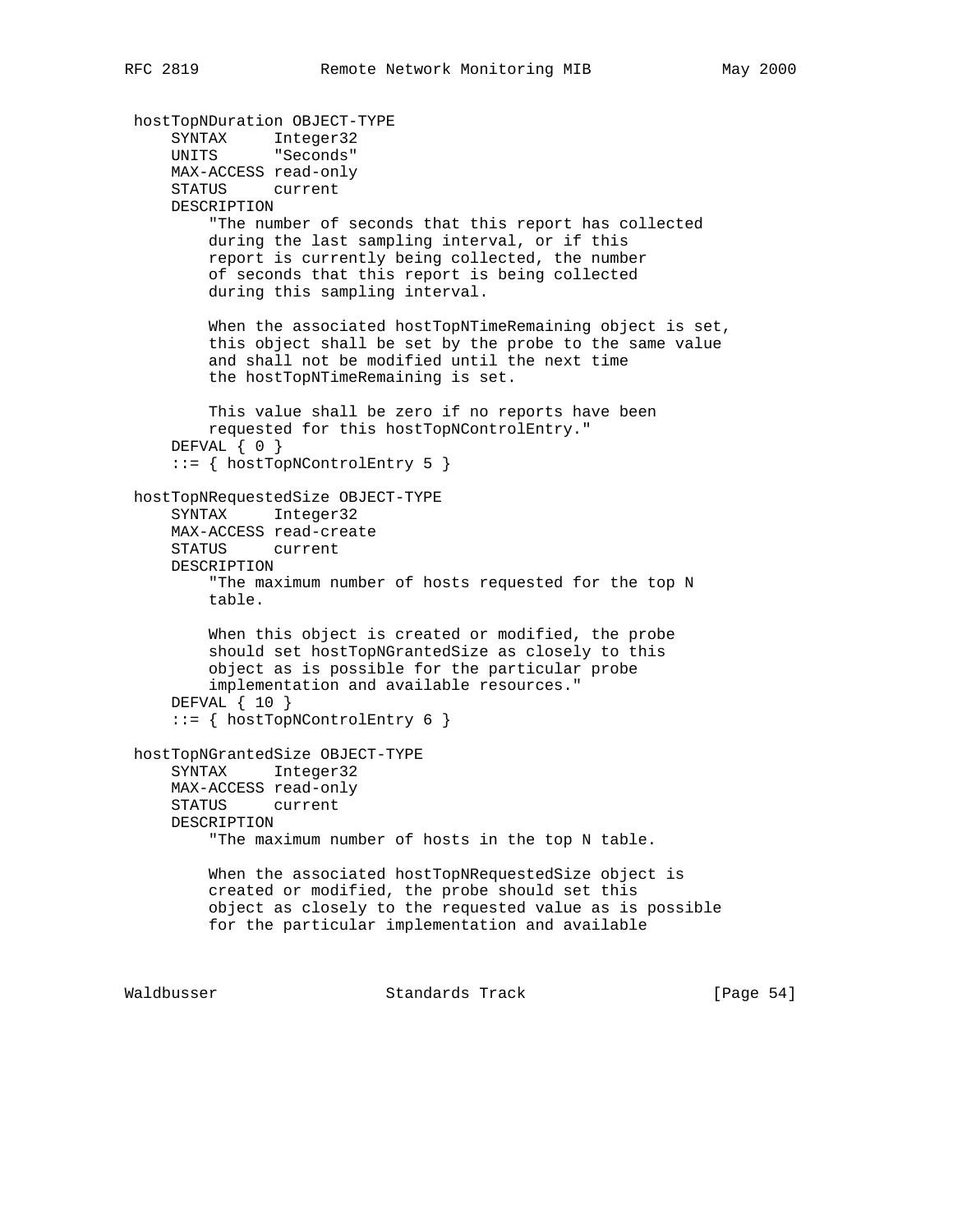```
hostTopNDuration OBJECT-TYPE
    SYNTAX     Integer32
    UNITS      "Seconds"
    MAX-ACCESS read-only
    STATUS     current
    DESCRIPTION
        "The number of seconds that this report has collected
        during the last sampling interval, or if this
        report is currently being collected, the number
        of seconds that this report is being collected
        during this sampling interval.

        When the associated hostTopNTimeRemaining object is set,
        this object shall be set by the probe to the same value
        and shall not be modified until the next time
        the hostTopNTimeRemaining is set.

        This value shall be zero if no reports have been
        requested for this hostTopNControlEntry."
    DEFVAL { 0 }
    ::= { hostTopNControlEntry 5 }

hostTopNRequestedSize OBJECT-TYPE
    SYNTAX     Integer32
    MAX-ACCESS read-create
    STATUS     current
    DESCRIPTION
        "The maximum number of hosts requested for the top N
        table.

        When this object is created or modified, the probe
        should set hostTopNGrantedSize as closely to this
        object as is possible for the particular probe
        implementation and available resources."
    DEFVAL { 10 }
    ::= { hostTopNControlEntry 6 }

hostTopNGrantedSize OBJECT-TYPE
    SYNTAX     Integer32
    MAX-ACCESS read-only
    STATUS     current
    DESCRIPTION
        "The maximum number of hosts in the top N table.

        When the associated hostTopNRequestedSize object is
        created or modified, the probe should set this
        object as closely to the requested value as is possible
        for the particular implementation and available
```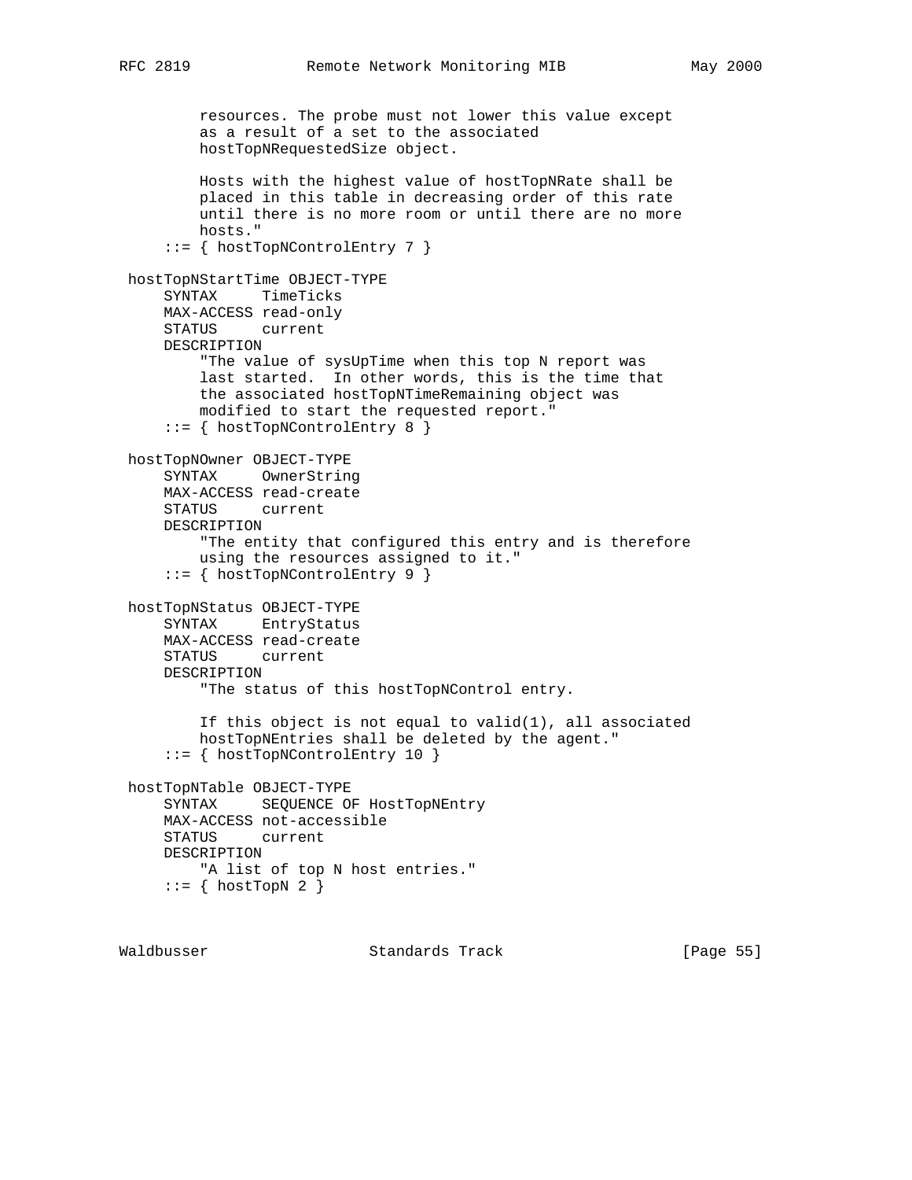```
         resources. The probe must not lower this value except
         as a result of a set to the associated
         hostTopNRequestedSize object.

         Hosts with the highest value of hostTopNRate shall be
         placed in this table in decreasing order of this rate
         until there is no more room or until there are no more
         hosts."
     ::= { hostTopNControlEntry 7 }

 hostTopNStartTime OBJECT-TYPE
     SYNTAX     TimeTicks
     MAX-ACCESS read-only
     STATUS     current
     DESCRIPTION
         "The value of sysUpTime when this top N report was
         last started.  In other words, this is the time that
         the associated hostTopNTimeRemaining object was
         modified to start the requested report."
     ::= { hostTopNControlEntry 8 }

 hostTopNOwner OBJECT-TYPE
     SYNTAX     OwnerString
     MAX-ACCESS read-create
     STATUS     current
     DESCRIPTION
         "The entity that configured this entry and is therefore
         using the resources assigned to it."
     ::= { hostTopNControlEntry 9 }

 hostTopNStatus OBJECT-TYPE
     SYNTAX     EntryStatus
     MAX-ACCESS read-create
     STATUS     current
     DESCRIPTION
         "The status of this hostTopNControl entry.

         If this object is not equal to valid(1), all associated
         hostTopNEntries shall be deleted by the agent."
     ::= { hostTopNControlEntry 10 }

 hostTopNTable OBJECT-TYPE
     SYNTAX     SEQUENCE OF HostTopNEntry
     MAX-ACCESS not-accessible
     STATUS     current
     DESCRIPTION
         "A list of top N host entries."
     ::= { hostTopN 2 }
```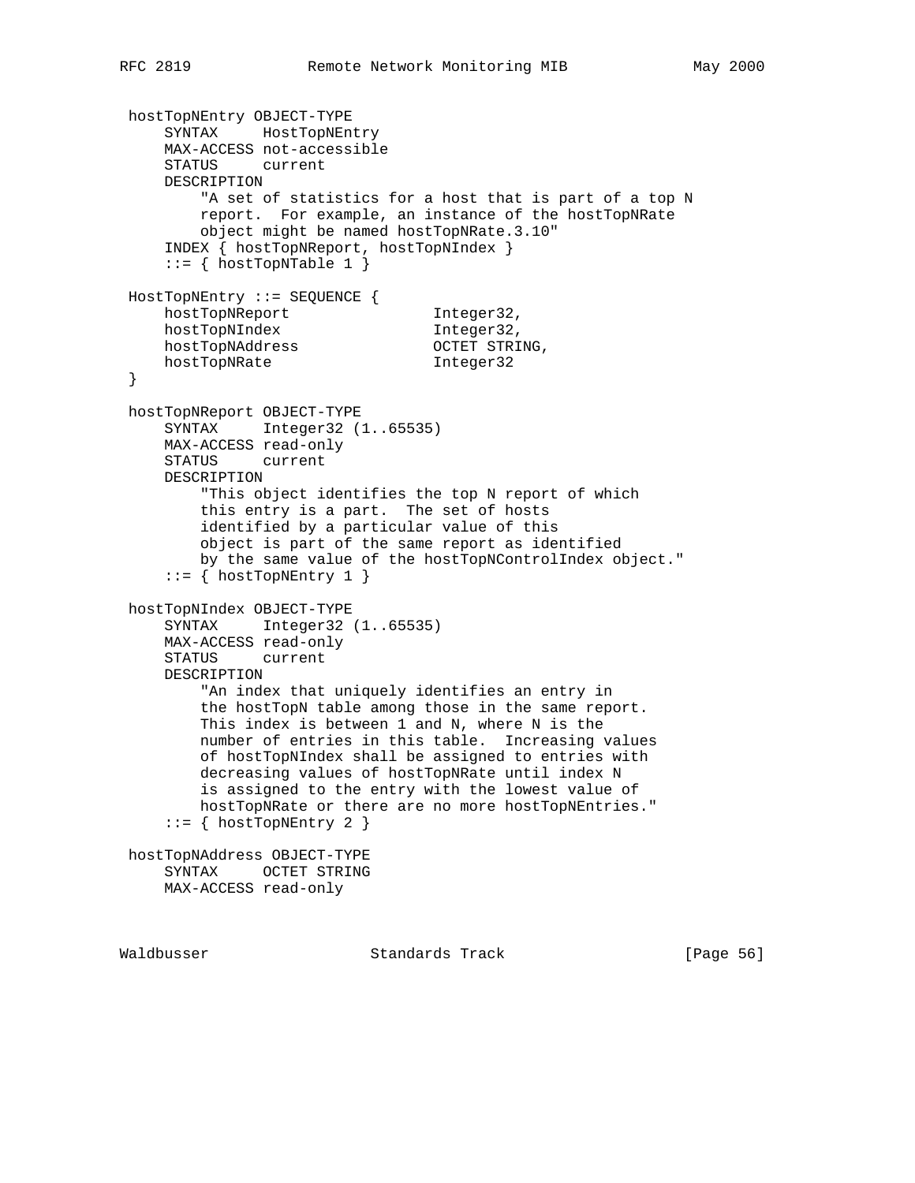```
 hostTopNEntry OBJECT-TYPE
     SYNTAX     HostTopNEntry
     MAX-ACCESS not-accessible
     STATUS     current
     DESCRIPTION
         "A set of statistics for a host that is part of a top N
         report.  For example, an instance of the hostTopNRate
         object might be named hostTopNRate.3.10"
     INDEX { hostTopNReport, hostTopNIndex }
     ::= { hostTopNTable 1 }

 HostTopNEntry ::= SEQUENCE {
     hostTopNReport                Integer32,
     hostTopNIndex                 Integer32,
     hostTopNAddress               OCTET STRING,
     hostTopNRate                  Integer32
 }

 hostTopNReport OBJECT-TYPE
     SYNTAX     Integer32 (1..65535)
     MAX-ACCESS read-only
     STATUS     current
     DESCRIPTION
         "This object identifies the top N report of which
         this entry is a part.  The set of hosts
         identified by a particular value of this
         object is part of the same report as identified
         by the same value of the hostTopNControlIndex object."
     ::= { hostTopNEntry 1 }

 hostTopNIndex OBJECT-TYPE
     SYNTAX     Integer32 (1..65535)
     MAX-ACCESS read-only
     STATUS     current
     DESCRIPTION
         "An index that uniquely identifies an entry in
         the hostTopN table among those in the same report.
         This index is between 1 and N, where N is the
         number of entries in this table.  Increasing values
         of hostTopNIndex shall be assigned to entries with
         decreasing values of hostTopNRate until index N
         is assigned to the entry with the lowest value of
         hostTopNRate or there are no more hostTopNEntries."
     ::= { hostTopNEntry 2 }

 hostTopNAddress OBJECT-TYPE
     SYNTAX     OCTET STRING
     MAX-ACCESS read-only
```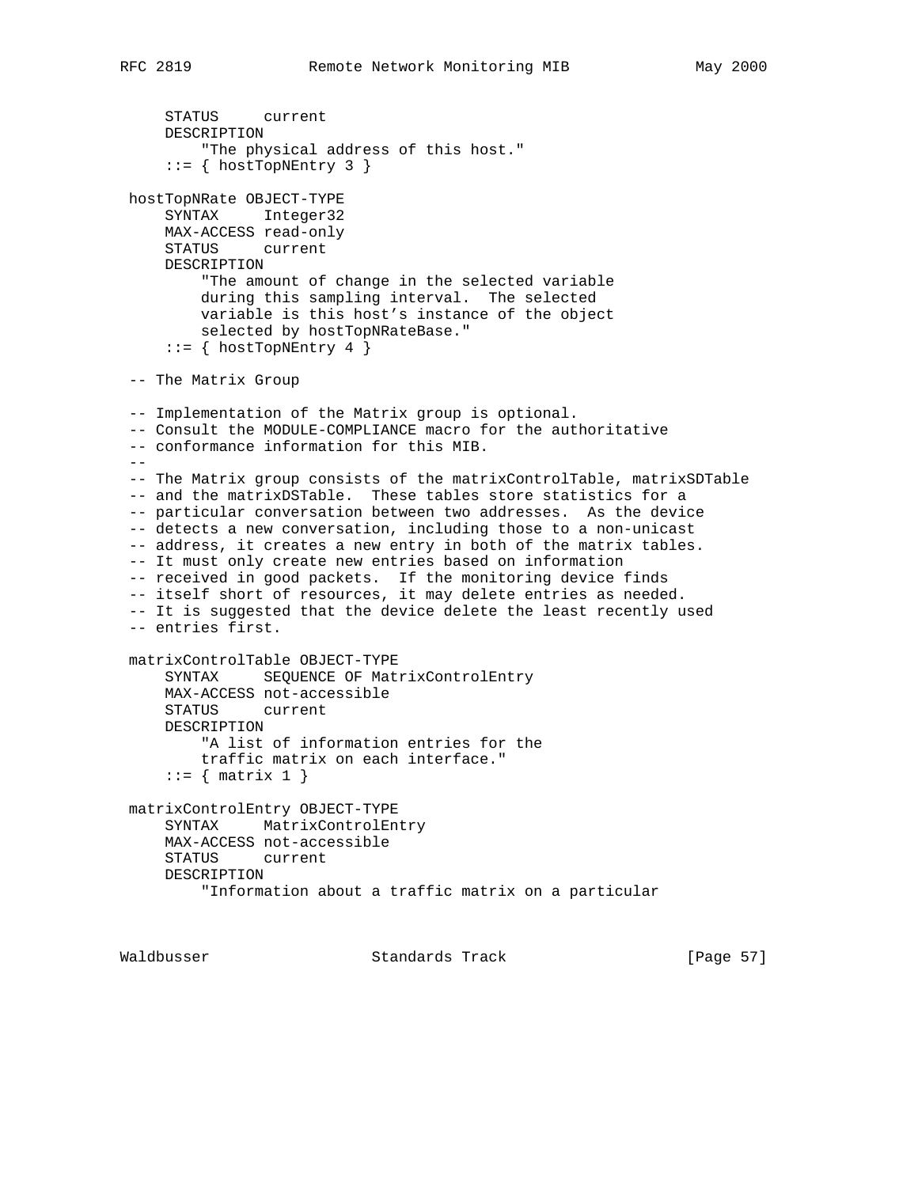```
     STATUS     current
     DESCRIPTION
         "The physical address of this host."
     ::= { hostTopNEntry 3 }

 hostTopNRate OBJECT-TYPE
     SYNTAX     Integer32
     MAX-ACCESS read-only
     STATUS     current
     DESCRIPTION
         "The amount of change in the selected variable
         during this sampling interval.  The selected
         variable is this host's instance of the object
         selected by hostTopNRateBase."
     ::= { hostTopNEntry 4 }

 -- The Matrix Group

 -- Implementation of the Matrix group is optional.
 -- Consult the MODULE-COMPLIANCE macro for the authoritative
 -- conformance information for this MIB.
 --
 -- The Matrix group consists of the matrixControlTable, matrixSDTable
 -- and the matrixDSTable.  These tables store statistics for a
 -- particular conversation between two addresses.  As the device
 -- detects a new conversation, including those to a non-unicast
 -- address, it creates a new entry in both of the matrix tables.
 -- It must only create new entries based on information
 -- received in good packets.  If the monitoring device finds
 -- itself short of resources, it may delete entries as needed.
 -- It is suggested that the device delete the least recently used
 -- entries first.

 matrixControlTable OBJECT-TYPE
     SYNTAX     SEQUENCE OF MatrixControlEntry
     MAX-ACCESS not-accessible
     STATUS     current
     DESCRIPTION
         "A list of information entries for the
         traffic matrix on each interface."
     ::= { matrix 1 }

 matrixControlEntry OBJECT-TYPE
     SYNTAX     MatrixControlEntry
     MAX-ACCESS not-accessible
     STATUS     current
     DESCRIPTION
         "Information about a traffic matrix on a particular
```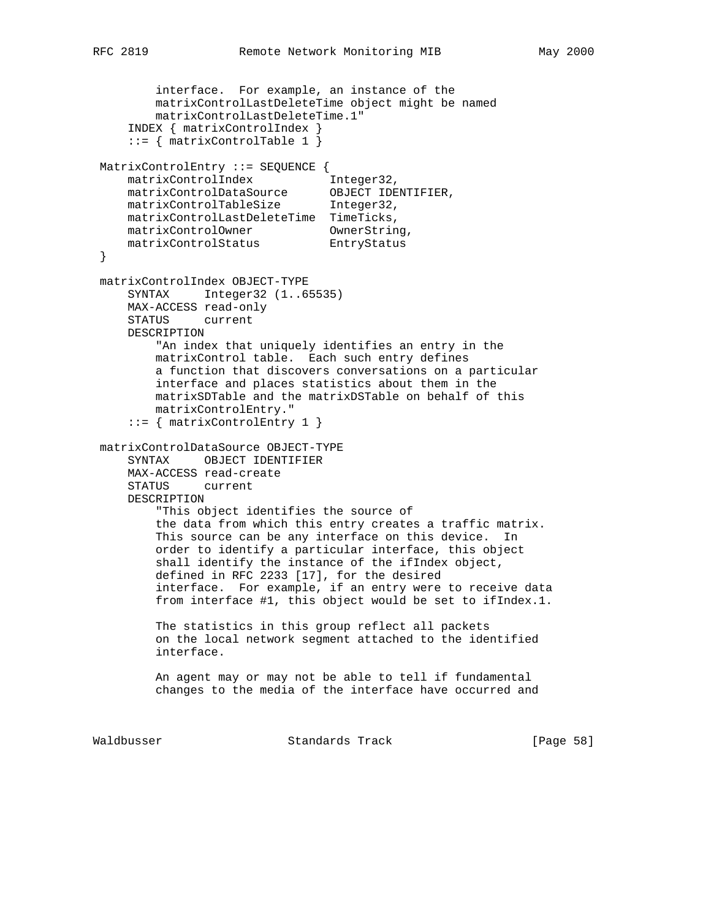```
        interface.  For example, an instance of the
        matrixControlLastDeleteTime object might be named
        matrixControlLastDeleteTime.1"
    INDEX { matrixControlIndex }
    ::= { matrixControlTable 1 }

MatrixControlEntry ::= SEQUENCE {
    matrixControlIndex           Integer32,
    matrixControlDataSource      OBJECT IDENTIFIER,
    matrixControlTableSize       Integer32,
    matrixControlLastDeleteTime  TimeTicks,
    matrixControlOwner           OwnerString,
    matrixControlStatus          EntryStatus
}

matrixControlIndex OBJECT-TYPE
    SYNTAX     Integer32 (1..65535)
    MAX-ACCESS read-only
    STATUS     current
    DESCRIPTION
        "An index that uniquely identifies an entry in the
        matrixControl table.  Each such entry defines
        a function that discovers conversations on a particular
        interface and places statistics about them in the
        matrixSDTable and the matrixDSTable on behalf of this
        matrixControlEntry."
    ::= { matrixControlEntry 1 }

matrixControlDataSource OBJECT-TYPE
    SYNTAX     OBJECT IDENTIFIER
    MAX-ACCESS read-create
    STATUS     current
    DESCRIPTION
        "This object identifies the source of
        the data from which this entry creates a traffic matrix.
        This source can be any interface on this device.  In
        order to identify a particular interface, this object
        shall identify the instance of the ifIndex object,
        defined in RFC 2233 [17], for the desired
        interface.  For example, if an entry were to receive data
        from interface #1, this object would be set to ifIndex.1.

        The statistics in this group reflect all packets
        on the local network segment attached to the identified
        interface.

        An agent may or may not be able to tell if fundamental
        changes to the media of the interface have occurred and
```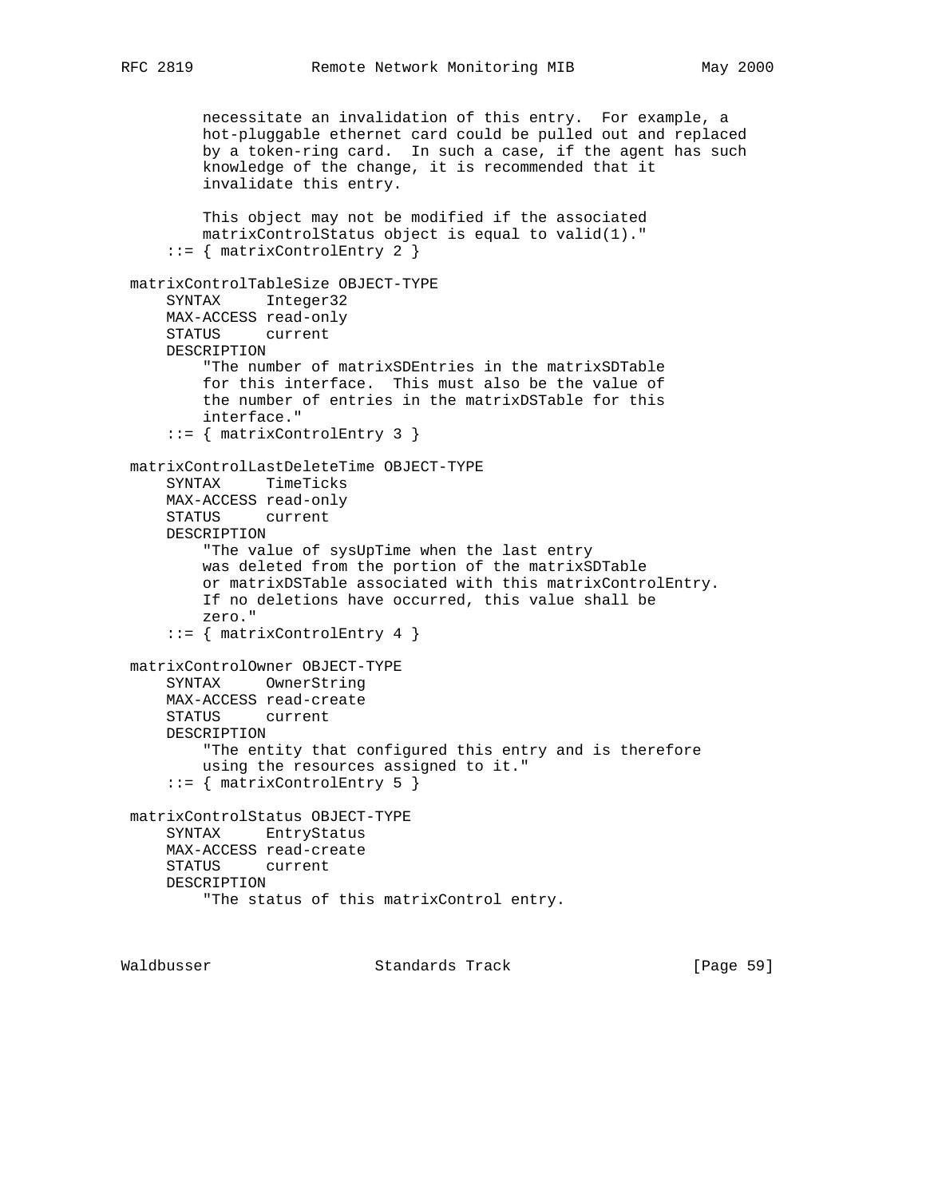```
        necessitate an invalidation of this entry.  For example, a
        hot-pluggable ethernet card could be pulled out and replaced
        by a token-ring card.  In such a case, if the agent has such
        knowledge of the change, it is recommended that it
        invalidate this entry.

        This object may not be modified if the associated
        matrixControlStatus object is equal to valid(1)."
    ::= { matrixControlEntry 2 }

matrixControlTableSize OBJECT-TYPE
    SYNTAX     Integer32
    MAX-ACCESS read-only
    STATUS     current
    DESCRIPTION
        "The number of matrixSDEntries in the matrixSDTable
        for this interface.  This must also be the value of
        the number of entries in the matrixDSTable for this
        interface."
    ::= { matrixControlEntry 3 }

matrixControlLastDeleteTime OBJECT-TYPE
    SYNTAX     TimeTicks
    MAX-ACCESS read-only
    STATUS     current
    DESCRIPTION
        "The value of sysUpTime when the last entry
        was deleted from the portion of the matrixSDTable
        or matrixDSTable associated with this matrixControlEntry.
        If no deletions have occurred, this value shall be
        zero."
    ::= { matrixControlEntry 4 }

matrixControlOwner OBJECT-TYPE
    SYNTAX     OwnerString
    MAX-ACCESS read-create
    STATUS     current
    DESCRIPTION
        "The entity that configured this entry and is therefore
        using the resources assigned to it."
    ::= { matrixControlEntry 5 }

matrixControlStatus OBJECT-TYPE
    SYNTAX     EntryStatus
    MAX-ACCESS read-create
    STATUS     current
    DESCRIPTION
        "The status of this matrixControl entry.
```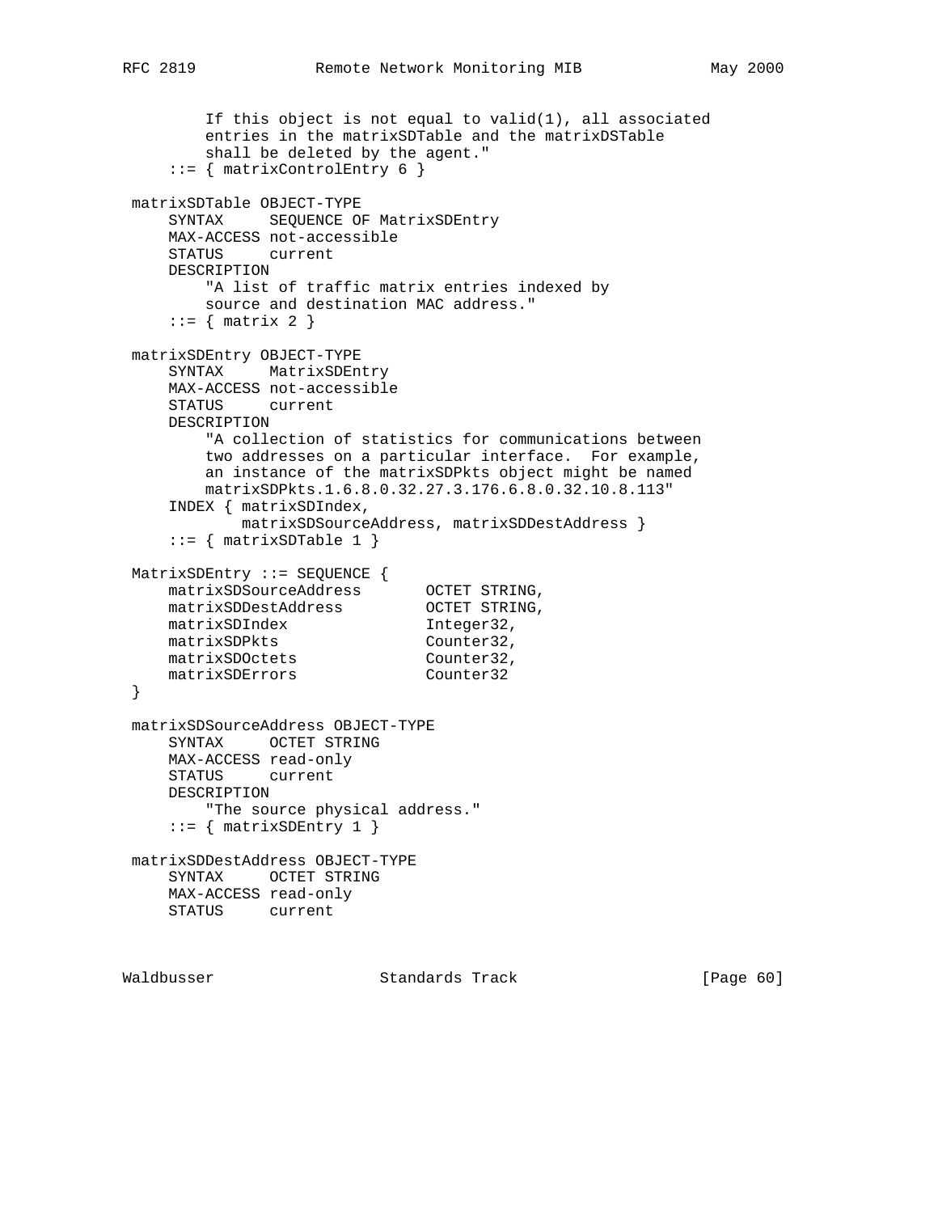```
        If this object is not equal to valid(1), all associated
        entries in the matrixSDTable and the matrixDSTable
        shall be deleted by the agent."
    ::= { matrixControlEntry 6 }

matrixSDTable OBJECT-TYPE
    SYNTAX     SEQUENCE OF MatrixSDEntry
    MAX-ACCESS not-accessible
    STATUS     current
    DESCRIPTION
        "A list of traffic matrix entries indexed by
        source and destination MAC address."
    ::= { matrix 2 }

matrixSDEntry OBJECT-TYPE
    SYNTAX     MatrixSDEntry
    MAX-ACCESS not-accessible
    STATUS     current
    DESCRIPTION
        "A collection of statistics for communications between
        two addresses on a particular interface.  For example,
        an instance of the matrixSDPkts object might be named
        matrixSDPkts.1.6.8.0.32.27.3.176.6.8.0.32.10.8.113"
    INDEX { matrixSDIndex,
            matrixSDSourceAddress, matrixSDDestAddress }
    ::= { matrixSDTable 1 }

MatrixSDEntry ::= SEQUENCE {
    matrixSDSourceAddress       OCTET STRING,
    matrixSDDestAddress         OCTET STRING,
    matrixSDIndex               Integer32,
    matrixSDPkts                Counter32,
    matrixSDOctets              Counter32,
    matrixSDErrors              Counter32
}

matrixSDSourceAddress OBJECT-TYPE
    SYNTAX     OCTET STRING
    MAX-ACCESS read-only
    STATUS     current
    DESCRIPTION
        "The source physical address."
    ::= { matrixSDEntry 1 }

matrixSDDestAddress OBJECT-TYPE
    SYNTAX     OCTET STRING
    MAX-ACCESS read-only
    STATUS     current
```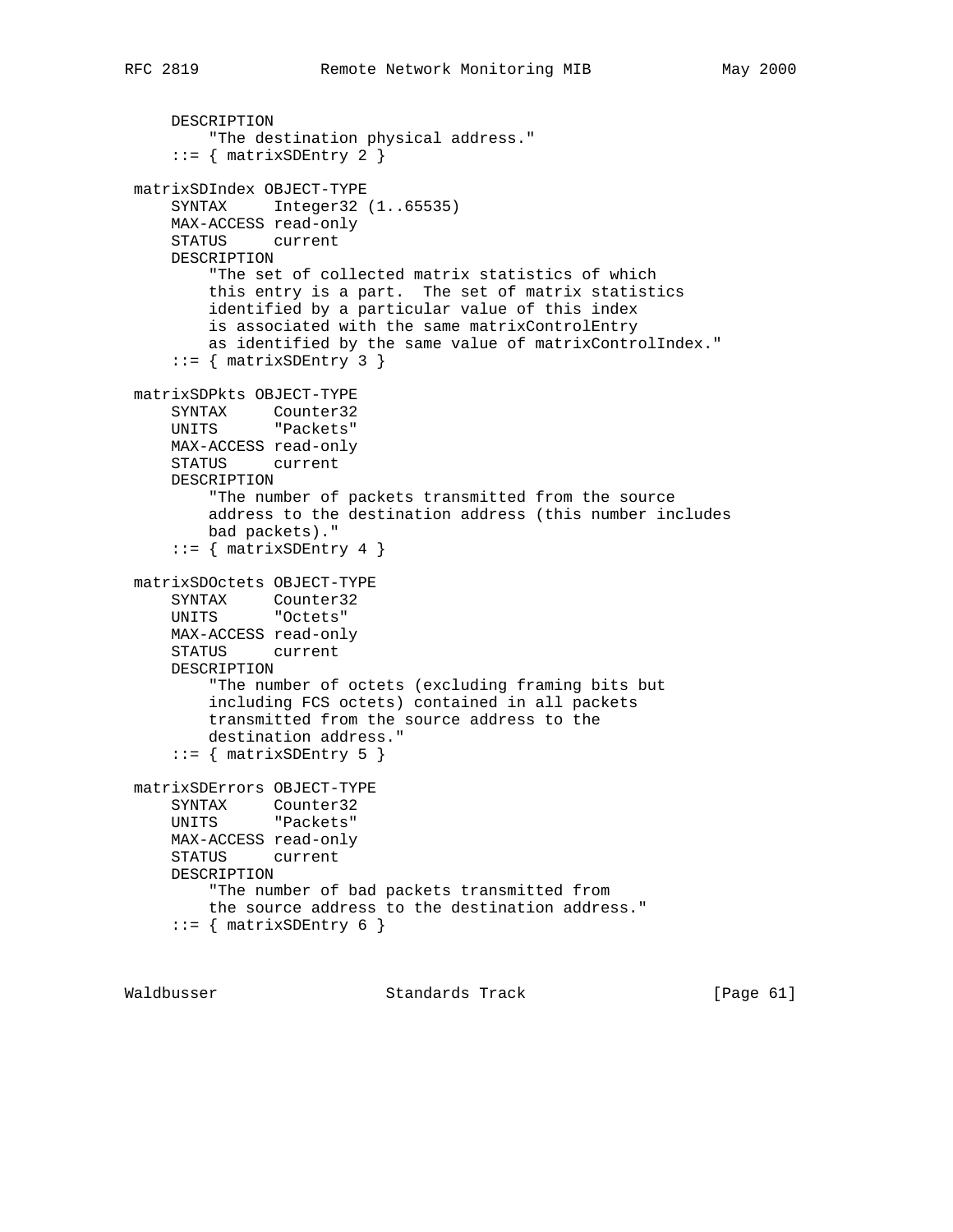```
     DESCRIPTION
         "The destination physical address."
     ::= { matrixSDEntry 2 }

 matrixSDIndex OBJECT-TYPE
     SYNTAX     Integer32 (1..65535)
     MAX-ACCESS read-only
     STATUS     current
     DESCRIPTION
         "The set of collected matrix statistics of which
         this entry is a part.  The set of matrix statistics
         identified by a particular value of this index
         is associated with the same matrixControlEntry
         as identified by the same value of matrixControlIndex."
     ::= { matrixSDEntry 3 }

 matrixSDPkts OBJECT-TYPE
     SYNTAX     Counter32
     UNITS      "Packets"
     MAX-ACCESS read-only
     STATUS     current
     DESCRIPTION
         "The number of packets transmitted from the source
         address to the destination address (this number includes
         bad packets)."
     ::= { matrixSDEntry 4 }

 matrixSDOctets OBJECT-TYPE
     SYNTAX     Counter32
     UNITS      "Octets"
     MAX-ACCESS read-only
     STATUS     current
     DESCRIPTION
         "The number of octets (excluding framing bits but
         including FCS octets) contained in all packets
         transmitted from the source address to the
         destination address."
     ::= { matrixSDEntry 5 }

 matrixSDErrors OBJECT-TYPE
     SYNTAX     Counter32
     UNITS      "Packets"
     MAX-ACCESS read-only
     STATUS     current
     DESCRIPTION
         "The number of bad packets transmitted from
         the source address to the destination address."
     ::= { matrixSDEntry 6 }
```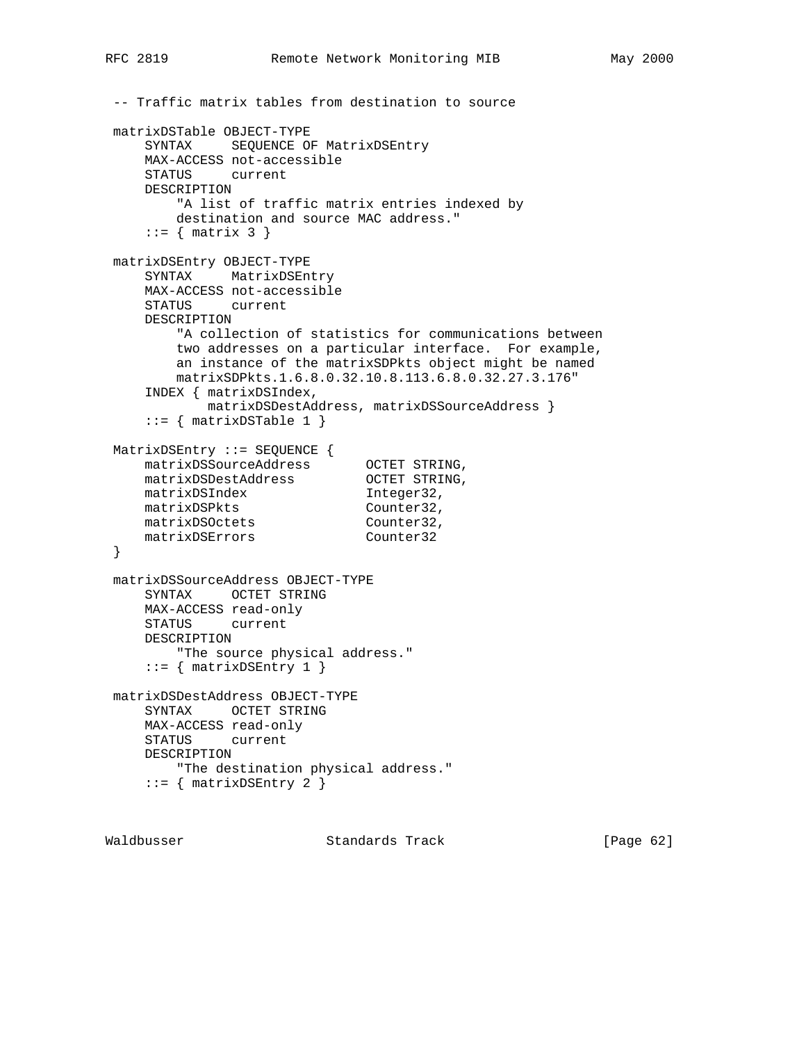```
-- Traffic matrix tables from destination to source

matrixDSTable OBJECT-TYPE
    SYNTAX     SEQUENCE OF MatrixDSEntry
    MAX-ACCESS not-accessible
    STATUS     current
    DESCRIPTION
        "A list of traffic matrix entries indexed by
        destination and source MAC address."
    ::= { matrix 3 }

matrixDSEntry OBJECT-TYPE
    SYNTAX     MatrixDSEntry
    MAX-ACCESS not-accessible
    STATUS     current
    DESCRIPTION
        "A collection of statistics for communications between
        two addresses on a particular interface.  For example,
        an instance of the matrixSDPkts object might be named
        matrixSDPkts.1.6.8.0.32.10.8.113.6.8.0.32.27.3.176"
    INDEX { matrixDSIndex,
            matrixDSDestAddress, matrixDSSourceAddress }
    ::= { matrixDSTable 1 }

MatrixDSEntry ::= SEQUENCE {
    matrixDSSourceAddress       OCTET STRING,
    matrixDSDestAddress         OCTET STRING,
    matrixDSIndex               Integer32,
    matrixDSPkts                Counter32,
    matrixDSOctets              Counter32,
    matrixDSErrors              Counter32
}

matrixDSSourceAddress OBJECT-TYPE
    SYNTAX     OCTET STRING
    MAX-ACCESS read-only
    STATUS     current
    DESCRIPTION
        "The source physical address."
    ::= { matrixDSEntry 1 }

matrixDSDestAddress OBJECT-TYPE
    SYNTAX     OCTET STRING
    MAX-ACCESS read-only
    STATUS     current
    DESCRIPTION
        "The destination physical address."
    ::= { matrixDSEntry 2 }
```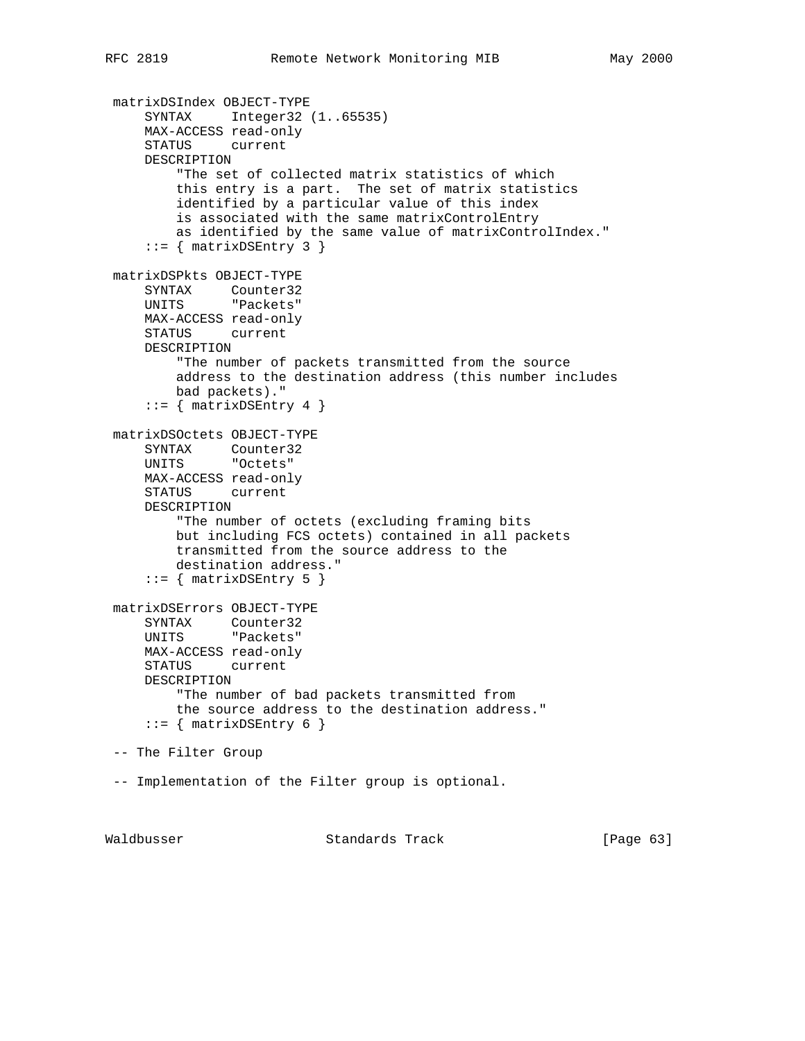```
 matrixDSIndex OBJECT-TYPE
     SYNTAX     Integer32 (1..65535)
     MAX-ACCESS read-only
     STATUS     current
     DESCRIPTION
         "The set of collected matrix statistics of which
         this entry is a part.  The set of matrix statistics
         identified by a particular value of this index
         is associated with the same matrixControlEntry
         as identified by the same value of matrixControlIndex."
     ::= { matrixDSEntry 3 }

 matrixDSPkts OBJECT-TYPE
     SYNTAX     Counter32
     UNITS      "Packets"
     MAX-ACCESS read-only
     STATUS     current
     DESCRIPTION
         "The number of packets transmitted from the source
         address to the destination address (this number includes
         bad packets)."
     ::= { matrixDSEntry 4 }

 matrixDSOctets OBJECT-TYPE
     SYNTAX     Counter32
     UNITS      "Octets"
     MAX-ACCESS read-only
     STATUS     current
     DESCRIPTION
         "The number of octets (excluding framing bits
         but including FCS octets) contained in all packets
         transmitted from the source address to the
         destination address."
     ::= { matrixDSEntry 5 }

 matrixDSErrors OBJECT-TYPE
     SYNTAX     Counter32
     UNITS      "Packets"
     MAX-ACCESS read-only
     STATUS     current
     DESCRIPTION
         "The number of bad packets transmitted from
         the source address to the destination address."
     ::= { matrixDSEntry 6 }

 -- The Filter Group

 -- Implementation of the Filter group is optional.
```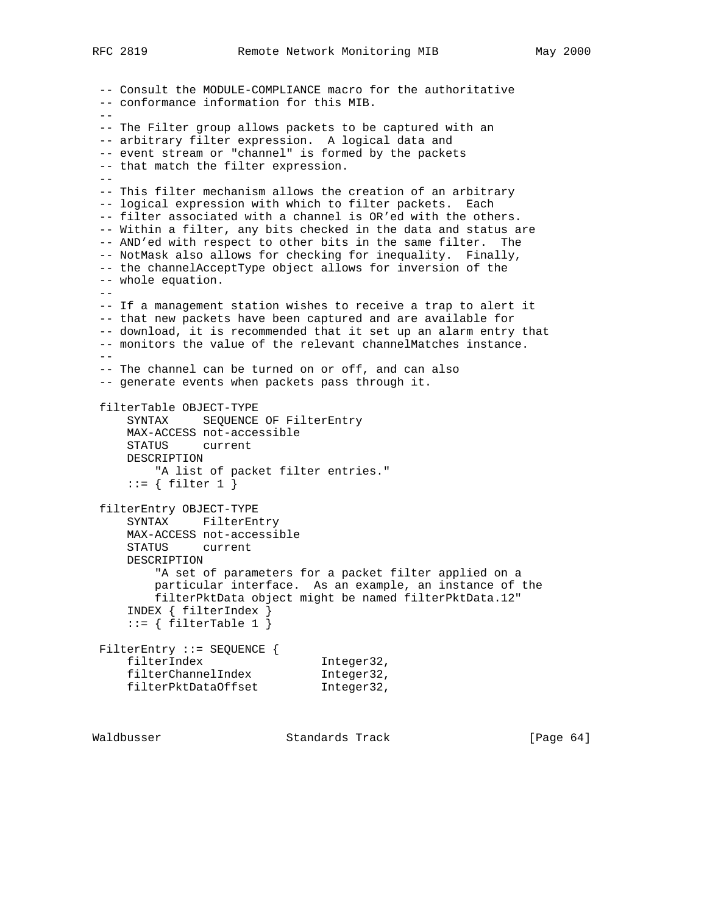```
-- Consult the MODULE-COMPLIANCE macro for the authoritative
-- conformance information for this MIB.
--
-- The Filter group allows packets to be captured with an
-- arbitrary filter expression.  A logical data and
-- event stream or "channel" is formed by the packets
-- that match the filter expression.
--
-- This filter mechanism allows the creation of an arbitrary
-- logical expression with which to filter packets.  Each
-- filter associated with a channel is OR'ed with the others.
-- Within a filter, any bits checked in the data and status are
-- AND'ed with respect to other bits in the same filter.  The
-- NotMask also allows for checking for inequality.  Finally,
-- the channelAcceptType object allows for inversion of the
-- whole equation.
--
-- If a management station wishes to receive a trap to alert it
-- that new packets have been captured and are available for
-- download, it is recommended that it set up an alarm entry that
-- monitors the value of the relevant channelMatches instance.
--
-- The channel can be turned on or off, and can also
-- generate events when packets pass through it.

filterTable OBJECT-TYPE
    SYNTAX     SEQUENCE OF FilterEntry
    MAX-ACCESS not-accessible
    STATUS     current
    DESCRIPTION
        "A list of packet filter entries."
    ::= { filter 1 }

filterEntry OBJECT-TYPE
    SYNTAX     FilterEntry
    MAX-ACCESS not-accessible
    STATUS     current
    DESCRIPTION
        "A set of parameters for a packet filter applied on a
        particular interface.  As an example, an instance of the
        filterPktData object might be named filterPktData.12"
    INDEX { filterIndex }
    ::= { filterTable 1 }

FilterEntry ::= SEQUENCE {
    filterIndex                 Integer32,
    filterChannelIndex          Integer32,
    filterPktDataOffset         Integer32,
```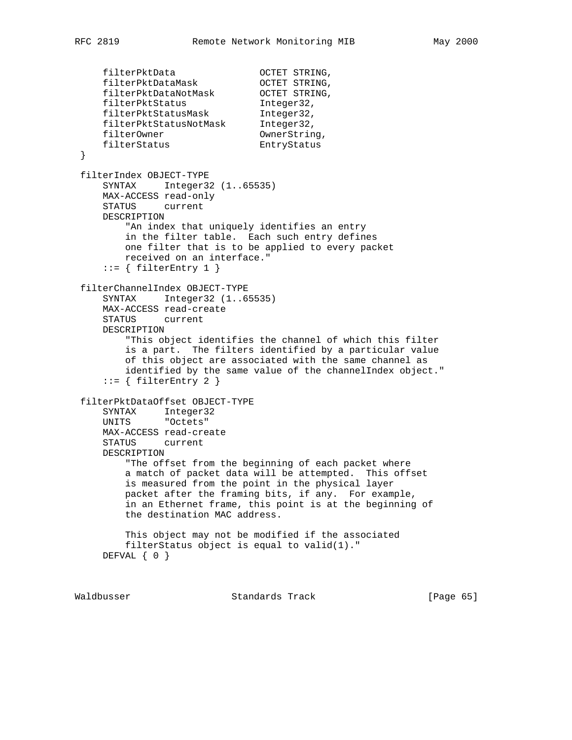```
    filterPktData               OCTET STRING,
    filterPktDataMask           OCTET STRING,
    filterPktDataNotMask        OCTET STRING,
    filterPktStatus             Integer32,
    filterPktStatusMask         Integer32,
    filterPktStatusNotMask      Integer32,
    filterOwner                 OwnerString,
    filterStatus                EntryStatus
}

filterIndex OBJECT-TYPE
    SYNTAX     Integer32 (1..65535)
    MAX-ACCESS read-only
    STATUS     current
    DESCRIPTION
        "An index that uniquely identifies an entry
        in the filter table.  Each such entry defines
        one filter that is to be applied to every packet
        received on an interface."
    ::= { filterEntry 1 }

filterChannelIndex OBJECT-TYPE
    SYNTAX     Integer32 (1..65535)
    MAX-ACCESS read-create
    STATUS     current
    DESCRIPTION
        "This object identifies the channel of which this filter
        is a part.  The filters identified by a particular value
        of this object are associated with the same channel as
        identified by the same value of the channelIndex object."
    ::= { filterEntry 2 }

filterPktDataOffset OBJECT-TYPE
    SYNTAX     Integer32
    UNITS      "Octets"
    MAX-ACCESS read-create
    STATUS     current
    DESCRIPTION
        "The offset from the beginning of each packet where
        a match of packet data will be attempted.  This offset
        is measured from the point in the physical layer
        packet after the framing bits, if any.  For example,
        in an Ethernet frame, this point is at the beginning of
        the destination MAC address.

        This object may not be modified if the associated
        filterStatus object is equal to valid(1)."
    DEFVAL { 0 }
```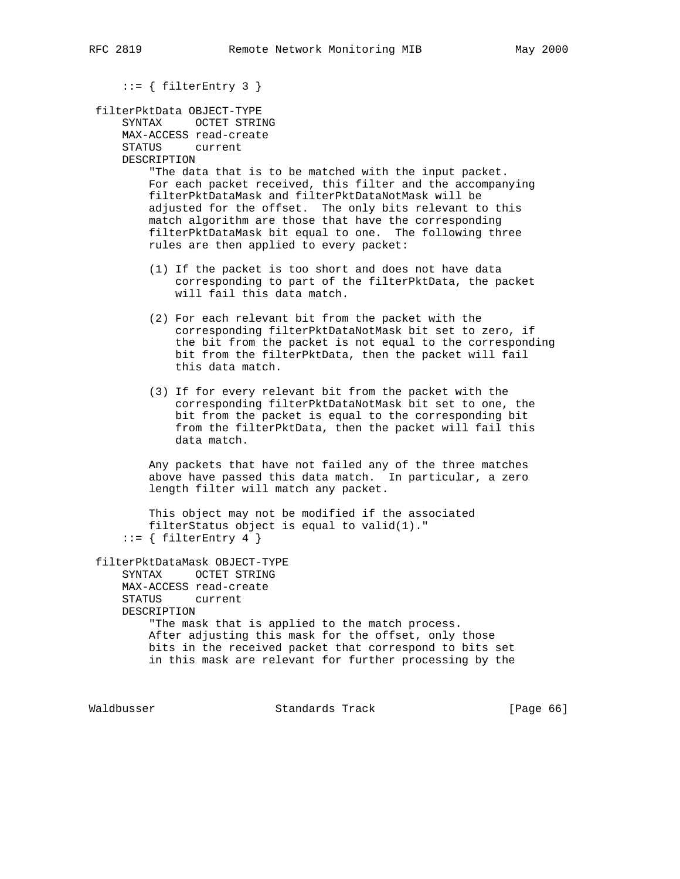```
     ::= { filterEntry 3 }

 filterPktData OBJECT-TYPE
     SYNTAX     OCTET STRING
     MAX-ACCESS read-create
     STATUS     current
     DESCRIPTION
         "The data that is to be matched with the input packet.
         For each packet received, this filter and the accompanying
         filterPktDataMask and filterPktDataNotMask will be
         adjusted for the offset.  The only bits relevant to this
         match algorithm are those that have the corresponding
         filterPktDataMask bit equal to one.  The following three
         rules are then applied to every packet:

         (1) If the packet is too short and does not have data
             corresponding to part of the filterPktData, the packet
             will fail this data match.

         (2) For each relevant bit from the packet with the
             corresponding filterPktDataNotMask bit set to zero, if
             the bit from the packet is not equal to the corresponding
             bit from the filterPktData, then the packet will fail
             this data match.

         (3) If for every relevant bit from the packet with the
             corresponding filterPktDataNotMask bit set to one, the
             bit from the packet is equal to the corresponding bit
             from the filterPktData, then the packet will fail this
             data match.

         Any packets that have not failed any of the three matches
         above have passed this data match.  In particular, a zero
         length filter will match any packet.

         This object may not be modified if the associated
         filterStatus object is equal to valid(1)."
     ::= { filterEntry 4 }

 filterPktDataMask OBJECT-TYPE
     SYNTAX     OCTET STRING
     MAX-ACCESS read-create
     STATUS     current
     DESCRIPTION
         "The mask that is applied to the match process.
         After adjusting this mask for the offset, only those
         bits in the received packet that correspond to bits set
         in this mask are relevant for further processing by the
```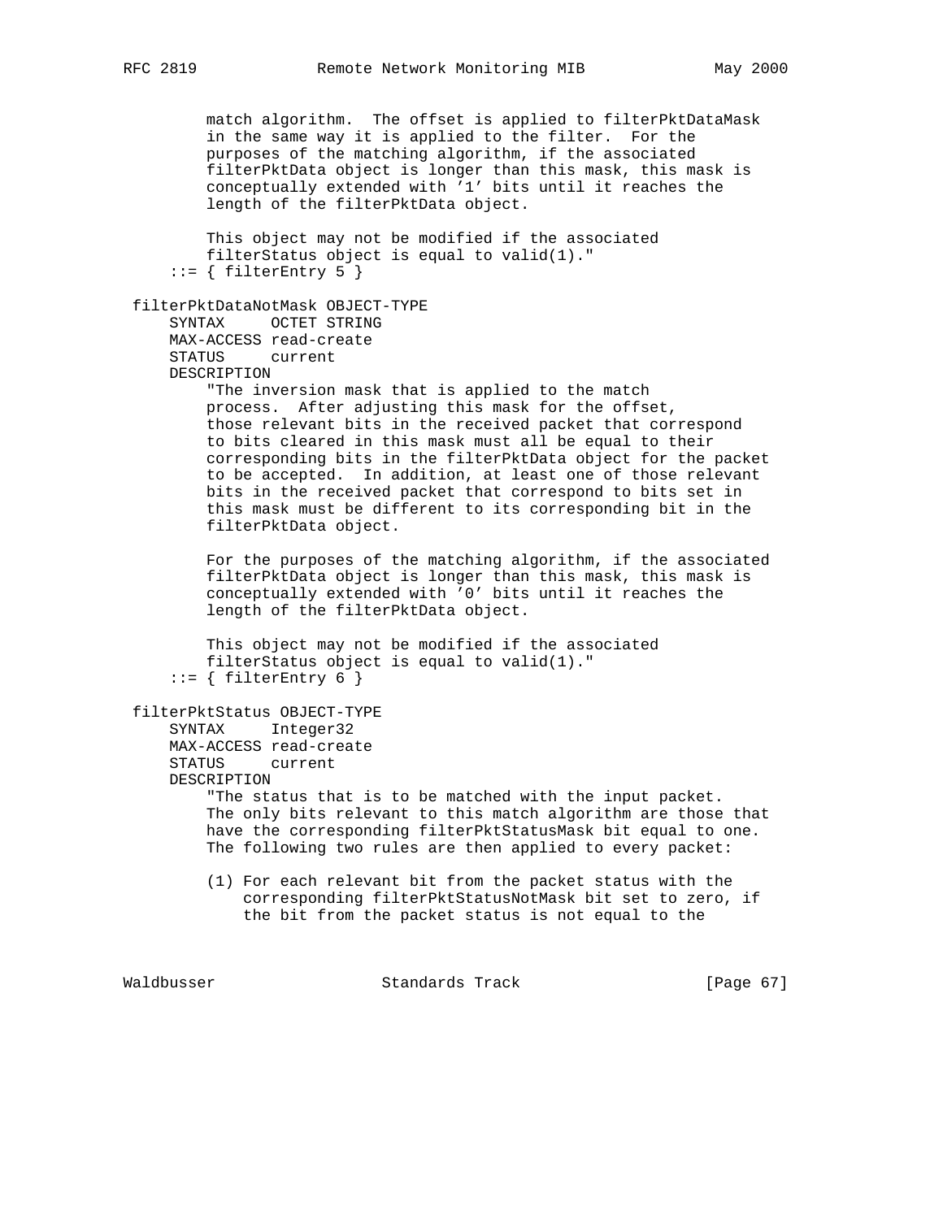```
        match algorithm.  The offset is applied to filterPktDataMask
        in the same way it is applied to the filter.  For the
        purposes of the matching algorithm, if the associated
        filterPktData object is longer than this mask, this mask is
        conceptually extended with '1' bits until it reaches the
        length of the filterPktData object.

        This object may not be modified if the associated
        filterStatus object is equal to valid(1)."
    ::= { filterEntry 5 }

filterPktDataNotMask OBJECT-TYPE
    SYNTAX     OCTET STRING
    MAX-ACCESS read-create
    STATUS     current
    DESCRIPTION
        "The inversion mask that is applied to the match
        process.  After adjusting this mask for the offset,
        those relevant bits in the received packet that correspond
        to bits cleared in this mask must all be equal to their
        corresponding bits in the filterPktData object for the packet
        to be accepted.  In addition, at least one of those relevant
        bits in the received packet that correspond to bits set in
        this mask must be different to its corresponding bit in the
        filterPktData object.

        For the purposes of the matching algorithm, if the associated
        filterPktData object is longer than this mask, this mask is
        conceptually extended with '0' bits until it reaches the
        length of the filterPktData object.

        This object may not be modified if the associated
        filterStatus object is equal to valid(1)."
    ::= { filterEntry 6 }

filterPktStatus OBJECT-TYPE
    SYNTAX     Integer32
    MAX-ACCESS read-create
    STATUS     current
    DESCRIPTION
        "The status that is to be matched with the input packet.
        The only bits relevant to this match algorithm are those that
        have the corresponding filterPktStatusMask bit equal to one.
        The following two rules are then applied to every packet:

        (1) For each relevant bit from the packet status with the
            corresponding filterPktStatusNotMask bit set to zero, if
            the bit from the packet status is not equal to the
```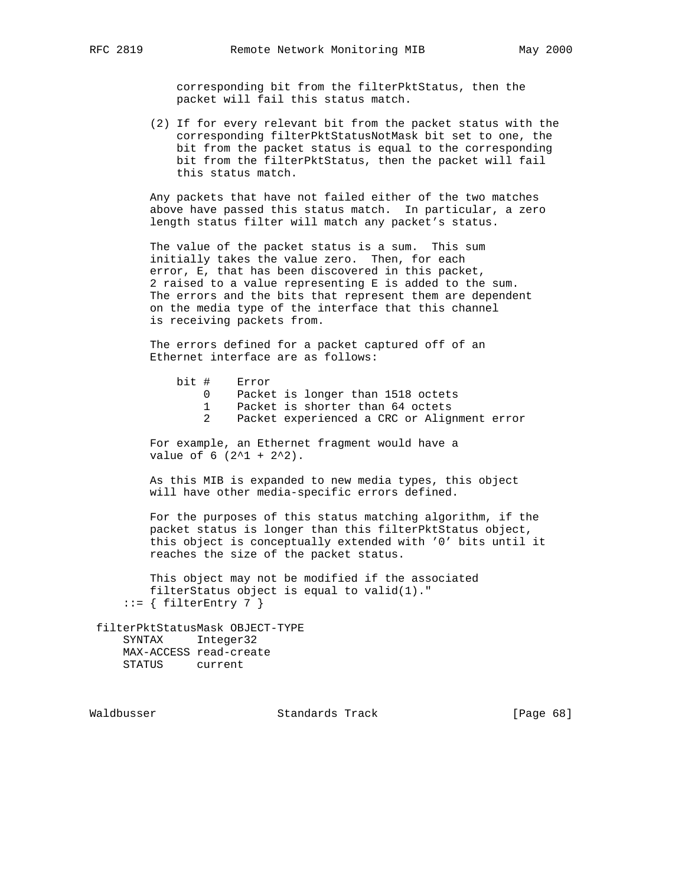```
            corresponding bit from the filterPktStatus, then the
            packet will fail this status match.

        (2) If for every relevant bit from the packet status with the
            corresponding filterPktStatusNotMask bit set to one, the
            bit from the packet status is equal to the corresponding
            bit from the filterPktStatus, then the packet will fail
            this status match.

        Any packets that have not failed either of the two matches
        above have passed this status match.  In particular, a zero
        length status filter will match any packet's status.

        The value of the packet status is a sum.  This sum
        initially takes the value zero.  Then, for each
        error, E, that has been discovered in this packet,
        2 raised to a value representing E is added to the sum.
        The errors and the bits that represent them are dependent
        on the media type of the interface that this channel
        is receiving packets from.

        The errors defined for a packet captured off of an
        Ethernet interface are as follows:

            bit #    Error
                0    Packet is longer than 1518 octets
                1    Packet is shorter than 64 octets
                2    Packet experienced a CRC or Alignment error

        For example, an Ethernet fragment would have a
        value of 6 (2^1 + 2^2).

        As this MIB is expanded to new media types, this object
        will have other media-specific errors defined.

        For the purposes of this status matching algorithm, if the
        packet status is longer than this filterPktStatus object,
        this object is conceptually extended with '0' bits until it
        reaches the size of the packet status.

        This object may not be modified if the associated
        filterStatus object is equal to valid(1)."
    ::= { filterEntry 7 }

filterPktStatusMask OBJECT-TYPE
    SYNTAX     Integer32
    MAX-ACCESS read-create
    STATUS     current
```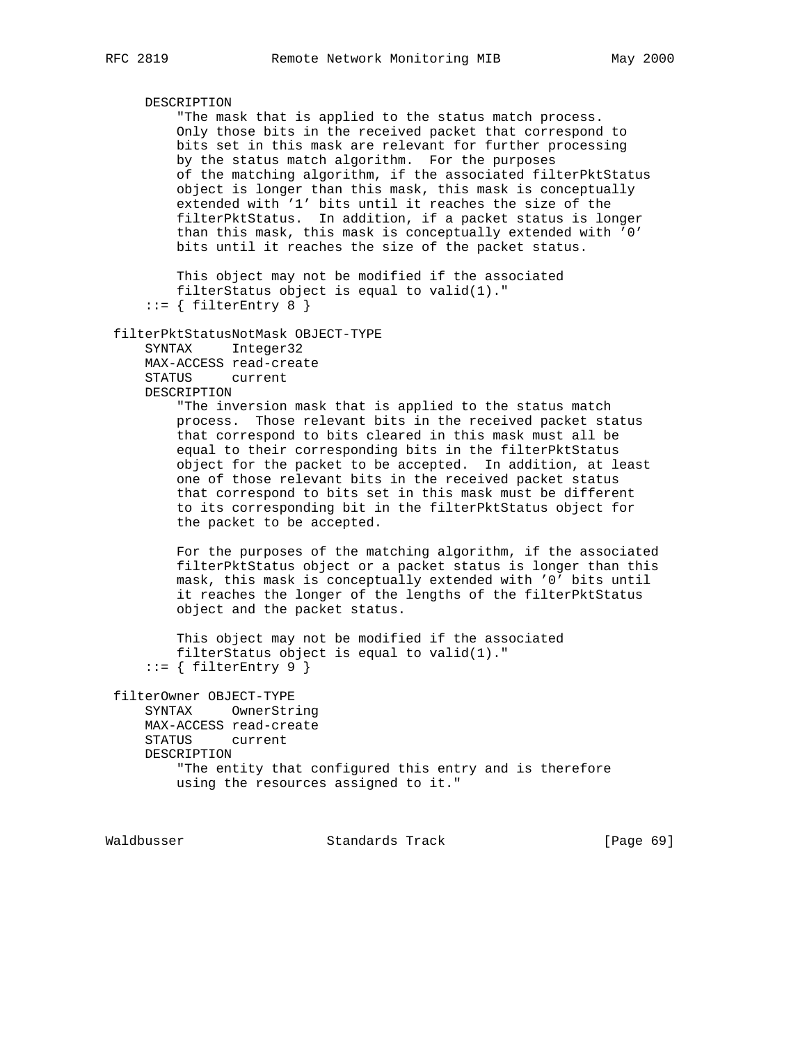```
     DESCRIPTION
         "The mask that is applied to the status match process.
         Only those bits in the received packet that correspond to
         bits set in this mask are relevant for further processing
         by the status match algorithm.  For the purposes
         of the matching algorithm, if the associated filterPktStatus
         object is longer than this mask, this mask is conceptually
         extended with '1' bits until it reaches the size of the
         filterPktStatus.  In addition, if a packet status is longer
         than this mask, this mask is conceptually extended with '0'
         bits until it reaches the size of the packet status.

         This object may not be modified if the associated
         filterStatus object is equal to valid(1)."
     ::= { filterEntry 8 }

 filterPktStatusNotMask OBJECT-TYPE
     SYNTAX     Integer32
     MAX-ACCESS read-create
     STATUS     current
     DESCRIPTION
         "The inversion mask that is applied to the status match
         process.  Those relevant bits in the received packet status
         that correspond to bits cleared in this mask must all be
         equal to their corresponding bits in the filterPktStatus
         object for the packet to be accepted.  In addition, at least
         one of those relevant bits in the received packet status
         that correspond to bits set in this mask must be different
         to its corresponding bit in the filterPktStatus object for
         the packet to be accepted.

         For the purposes of the matching algorithm, if the associated
         filterPktStatus object or a packet status is longer than this
         mask, this mask is conceptually extended with '0' bits until
         it reaches the longer of the lengths of the filterPktStatus
         object and the packet status.

         This object may not be modified if the associated
         filterStatus object is equal to valid(1)."
     ::= { filterEntry 9 }

 filterOwner OBJECT-TYPE
     SYNTAX     OwnerString
     MAX-ACCESS read-create
     STATUS     current
     DESCRIPTION
         "The entity that configured this entry and is therefore
         using the resources assigned to it."
```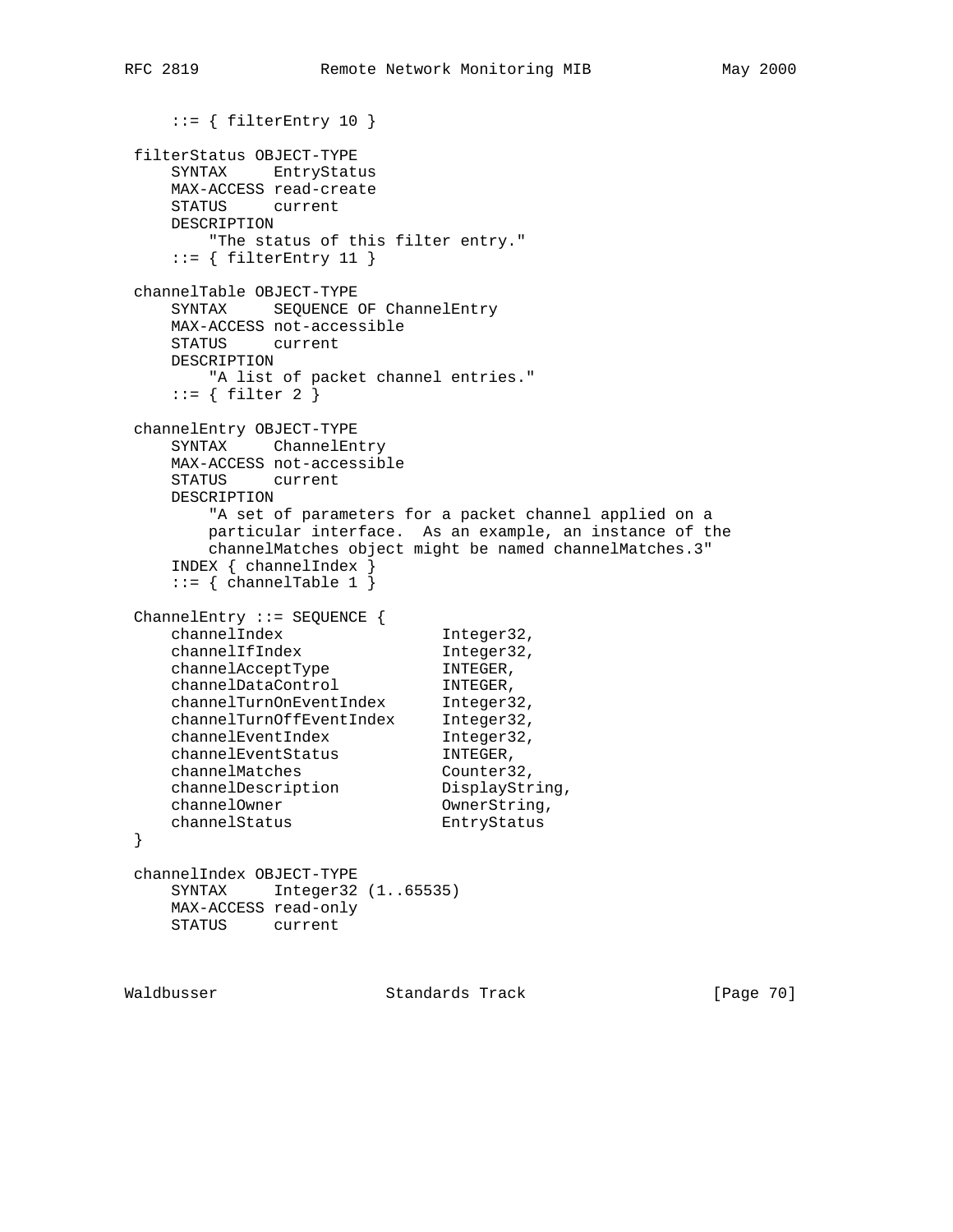```
    ::= { filterEntry 10 }

filterStatus OBJECT-TYPE
    SYNTAX     EntryStatus
    MAX-ACCESS read-create
    STATUS     current
    DESCRIPTION
        "The status of this filter entry."
    ::= { filterEntry 11 }

channelTable OBJECT-TYPE
    SYNTAX     SEQUENCE OF ChannelEntry
    MAX-ACCESS not-accessible
    STATUS     current
    DESCRIPTION
        "A list of packet channel entries."
    ::= { filter 2 }

channelEntry OBJECT-TYPE
    SYNTAX     ChannelEntry
    MAX-ACCESS not-accessible
    STATUS     current
    DESCRIPTION
        "A set of parameters for a packet channel applied on a
        particular interface.  As an example, an instance of the
        channelMatches object might be named channelMatches.3"
    INDEX { channelIndex }
    ::= { channelTable 1 }

ChannelEntry ::= SEQUENCE {
    channelIndex                 Integer32,
    channelIfIndex               Integer32,
    channelAcceptType            INTEGER,
    channelDataControl           INTEGER,
    channelTurnOnEventIndex      Integer32,
    channelTurnOffEventIndex     Integer32,
    channelEventIndex            Integer32,
    channelEventStatus           INTEGER,
    channelMatches               Counter32,
    channelDescription           DisplayString,
    channelOwner                 OwnerString,
    channelStatus                EntryStatus
}

channelIndex OBJECT-TYPE
    SYNTAX     Integer32 (1..65535)
    MAX-ACCESS read-only
    STATUS     current
```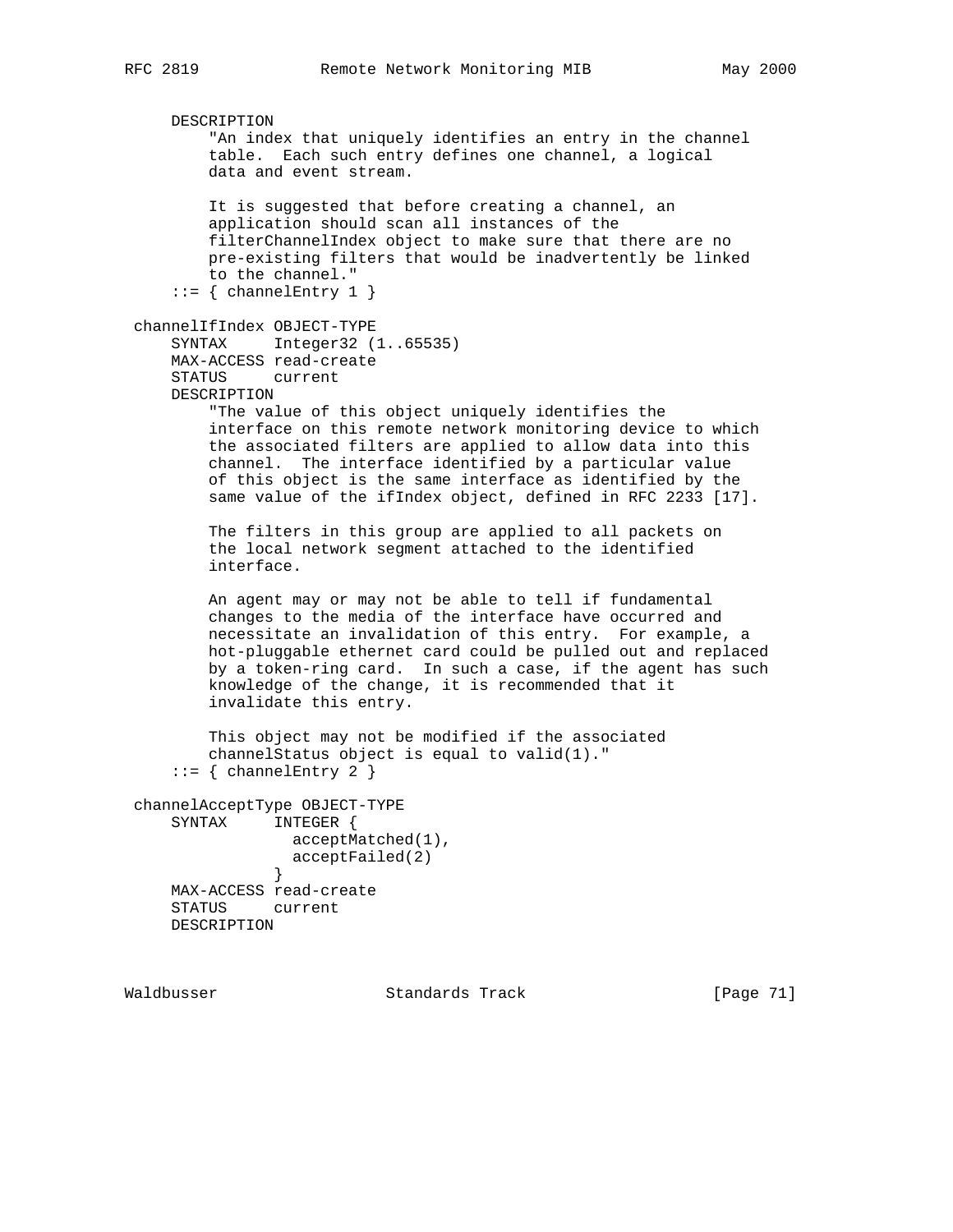```
     DESCRIPTION
         "An index that uniquely identifies an entry in the channel
         table.  Each such entry defines one channel, a logical
         data and event stream.

         It is suggested that before creating a channel, an
         application should scan all instances of the
         filterChannelIndex object to make sure that there are no
         pre-existing filters that would be inadvertently be linked
         to the channel."
     ::= { channelEntry 1 }

 channelIfIndex OBJECT-TYPE
     SYNTAX     Integer32 (1..65535)
     MAX-ACCESS read-create
     STATUS     current
     DESCRIPTION
         "The value of this object uniquely identifies the
         interface on this remote network monitoring device to which
         the associated filters are applied to allow data into this
         channel.  The interface identified by a particular value
         of this object is the same interface as identified by the
         same value of the ifIndex object, defined in RFC 2233 [17].

         The filters in this group are applied to all packets on
         the local network segment attached to the identified
         interface.

         An agent may or may not be able to tell if fundamental
         changes to the media of the interface have occurred and
         necessitate an invalidation of this entry.  For example, a
         hot-pluggable ethernet card could be pulled out and replaced
         by a token-ring card.  In such a case, if the agent has such
         knowledge of the change, it is recommended that it
         invalidate this entry.

         This object may not be modified if the associated
         channelStatus object is equal to valid(1)."
     ::= { channelEntry 2 }

 channelAcceptType OBJECT-TYPE
     SYNTAX     INTEGER {
                  acceptMatched(1),
                  acceptFailed(2)
                }
     MAX-ACCESS read-create
     STATUS     current
     DESCRIPTION
```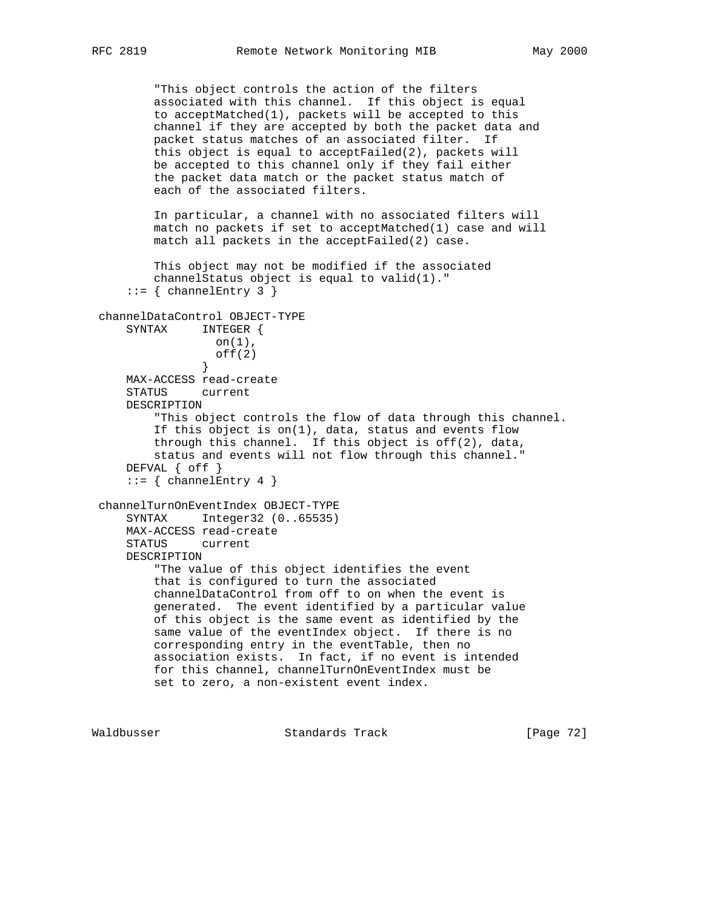```
        "This object controls the action of the filters
        associated with this channel.  If this object is equal
        to acceptMatched(1), packets will be accepted to this
        channel if they are accepted by both the packet data and
        packet status matches of an associated filter.  If
        this object is equal to acceptFailed(2), packets will
        be accepted to this channel only if they fail either
        the packet data match or the packet status match of
        each of the associated filters.

        In particular, a channel with no associated filters will
        match no packets if set to acceptMatched(1) case and will
        match all packets in the acceptFailed(2) case.

        This object may not be modified if the associated
        channelStatus object is equal to valid(1)."
    ::= { channelEntry 3 }

channelDataControl OBJECT-TYPE
    SYNTAX     INTEGER {
                 on(1),
                 off(2)
               }
    MAX-ACCESS read-create
    STATUS     current
    DESCRIPTION
        "This object controls the flow of data through this channel.
        If this object is on(1), data, status and events flow
        through this channel.  If this object is off(2), data,
        status and events will not flow through this channel."
    DEFVAL { off }
    ::= { channelEntry 4 }

channelTurnOnEventIndex OBJECT-TYPE
    SYNTAX     Integer32 (0..65535)
    MAX-ACCESS read-create
    STATUS     current
    DESCRIPTION
        "The value of this object identifies the event
        that is configured to turn the associated
        channelDataControl from off to on when the event is
        generated.  The event identified by a particular value
        of this object is the same event as identified by the
        same value of the eventIndex object.  If there is no
        corresponding entry in the eventTable, then no
        association exists.  In fact, if no event is intended
        for this channel, channelTurnOnEventIndex must be
        set to zero, a non-existent event index.
```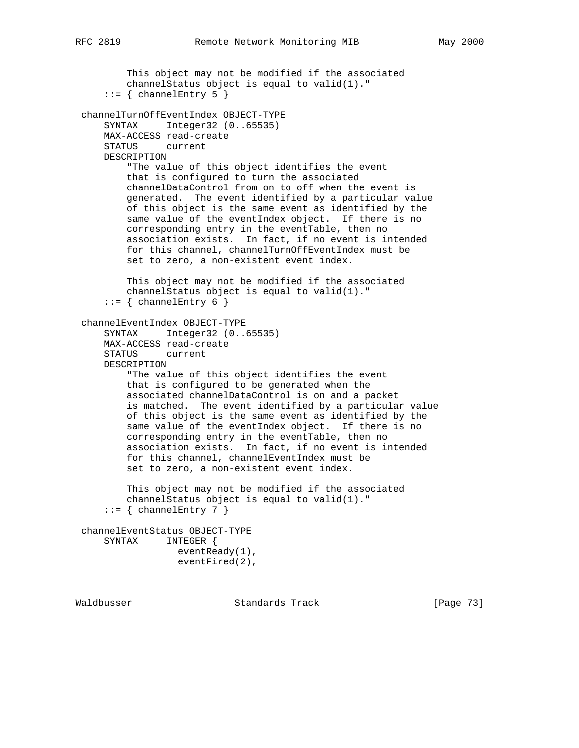```
        This object may not be modified if the associated
        channelStatus object is equal to valid(1)."
    ::= { channelEntry 5 }

channelTurnOffEventIndex OBJECT-TYPE
    SYNTAX     Integer32 (0..65535)
    MAX-ACCESS read-create
    STATUS     current
    DESCRIPTION
        "The value of this object identifies the event
        that is configured to turn the associated
        channelDataControl from on to off when the event is
        generated.  The event identified by a particular value
        of this object is the same event as identified by the
        same value of the eventIndex object.  If there is no
        corresponding entry in the eventTable, then no
        association exists.  In fact, if no event is intended
        for this channel, channelTurnOffEventIndex must be
        set to zero, a non-existent event index.

        This object may not be modified if the associated
        channelStatus object is equal to valid(1)."
    ::= { channelEntry 6 }

channelEventIndex OBJECT-TYPE
    SYNTAX     Integer32 (0..65535)
    MAX-ACCESS read-create
    STATUS     current
    DESCRIPTION
        "The value of this object identifies the event
        that is configured to be generated when the
        associated channelDataControl is on and a packet
        is matched.  The event identified by a particular value
        of this object is the same event as identified by the
        same value of the eventIndex object.  If there is no
        corresponding entry in the eventTable, then no
        association exists.  In fact, if no event is intended
        for this channel, channelEventIndex must be
        set to zero, a non-existent event index.

        This object may not be modified if the associated
        channelStatus object is equal to valid(1)."
    ::= { channelEntry 7 }

channelEventStatus OBJECT-TYPE
    SYNTAX     INTEGER {
                 eventReady(1),
                 eventFired(2),
```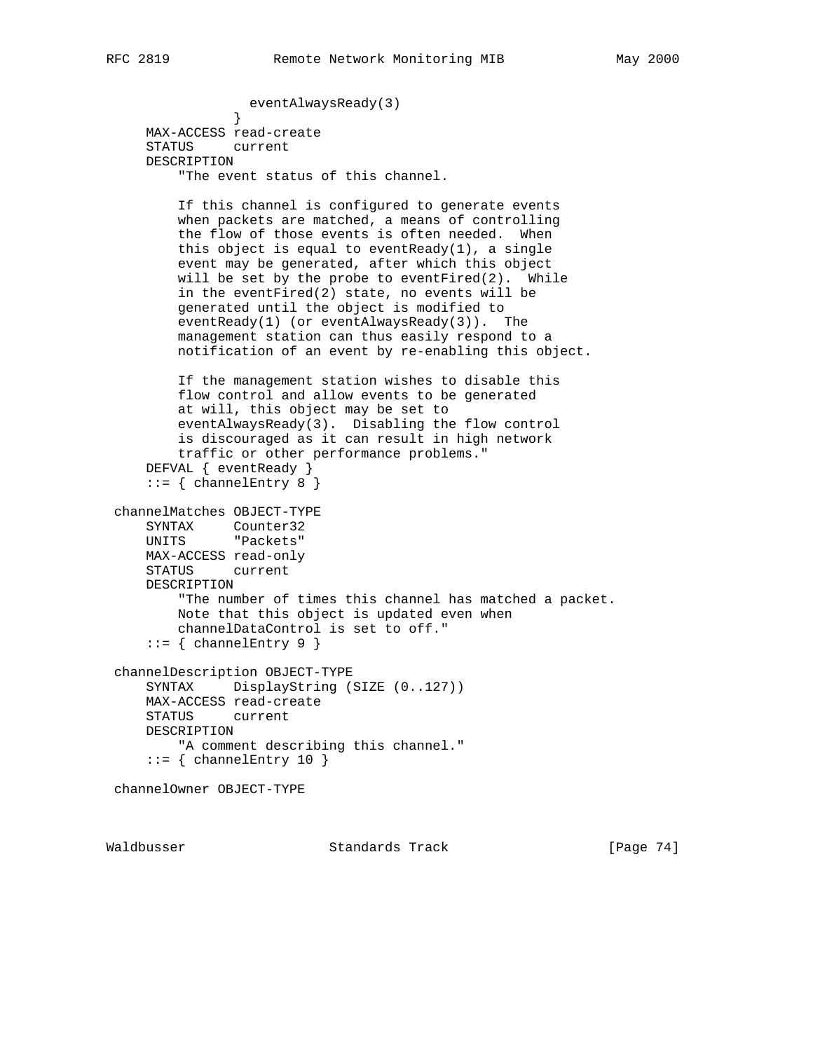```
                  eventAlwaysReady(3)
                }
     MAX-ACCESS read-create
     STATUS     current
     DESCRIPTION
         "The event status of this channel.

         If this channel is configured to generate events
         when packets are matched, a means of controlling
         the flow of those events is often needed.  When
         this object is equal to eventReady(1), a single
         event may be generated, after which this object
         will be set by the probe to eventFired(2).  While
         in the eventFired(2) state, no events will be
         generated until the object is modified to
         eventReady(1) (or eventAlwaysReady(3)).  The
         management station can thus easily respond to a
         notification of an event by re-enabling this object.

         If the management station wishes to disable this
         flow control and allow events to be generated
         at will, this object may be set to
         eventAlwaysReady(3).  Disabling the flow control
         is discouraged as it can result in high network
         traffic or other performance problems."
     DEFVAL { eventReady }
     ::= { channelEntry 8 }

 channelMatches OBJECT-TYPE
     SYNTAX     Counter32
     UNITS      "Packets"
     MAX-ACCESS read-only
     STATUS     current
     DESCRIPTION
         "The number of times this channel has matched a packet.
         Note that this object is updated even when
         channelDataControl is set to off."
     ::= { channelEntry 9 }

 channelDescription OBJECT-TYPE
     SYNTAX     DisplayString (SIZE (0..127))
     MAX-ACCESS read-create
     STATUS     current
     DESCRIPTION
         "A comment describing this channel."
     ::= { channelEntry 10 }

 channelOwner OBJECT-TYPE
```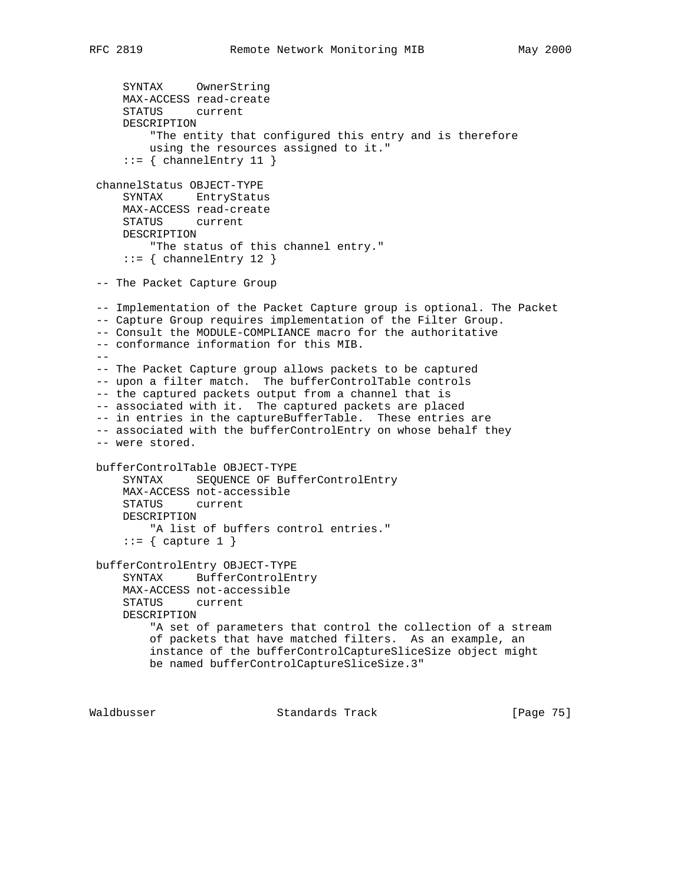```
    SYNTAX     OwnerString
    MAX-ACCESS read-create
    STATUS     current
    DESCRIPTION
        "The entity that configured this entry and is therefore
        using the resources assigned to it."
    ::= { channelEntry 11 }

channelStatus OBJECT-TYPE
    SYNTAX     EntryStatus
    MAX-ACCESS read-create
    STATUS     current
    DESCRIPTION
        "The status of this channel entry."
    ::= { channelEntry 12 }

-- The Packet Capture Group

-- Implementation of the Packet Capture group is optional. The Packet
-- Capture Group requires implementation of the Filter Group.
-- Consult the MODULE-COMPLIANCE macro for the authoritative
-- conformance information for this MIB.
--
-- The Packet Capture group allows packets to be captured
-- upon a filter match.  The bufferControlTable controls
-- the captured packets output from a channel that is
-- associated with it.  The captured packets are placed
-- in entries in the captureBufferTable.  These entries are
-- associated with the bufferControlEntry on whose behalf they
-- were stored.

bufferControlTable OBJECT-TYPE
    SYNTAX     SEQUENCE OF BufferControlEntry
    MAX-ACCESS not-accessible
    STATUS     current
    DESCRIPTION
        "A list of buffers control entries."
    ::= { capture 1 }

bufferControlEntry OBJECT-TYPE
    SYNTAX     BufferControlEntry
    MAX-ACCESS not-accessible
    STATUS     current
    DESCRIPTION
        "A set of parameters that control the collection of a stream
        of packets that have matched filters.  As an example, an
        instance of the bufferControlCaptureSliceSize object might
        be named bufferControlCaptureSliceSize.3"
```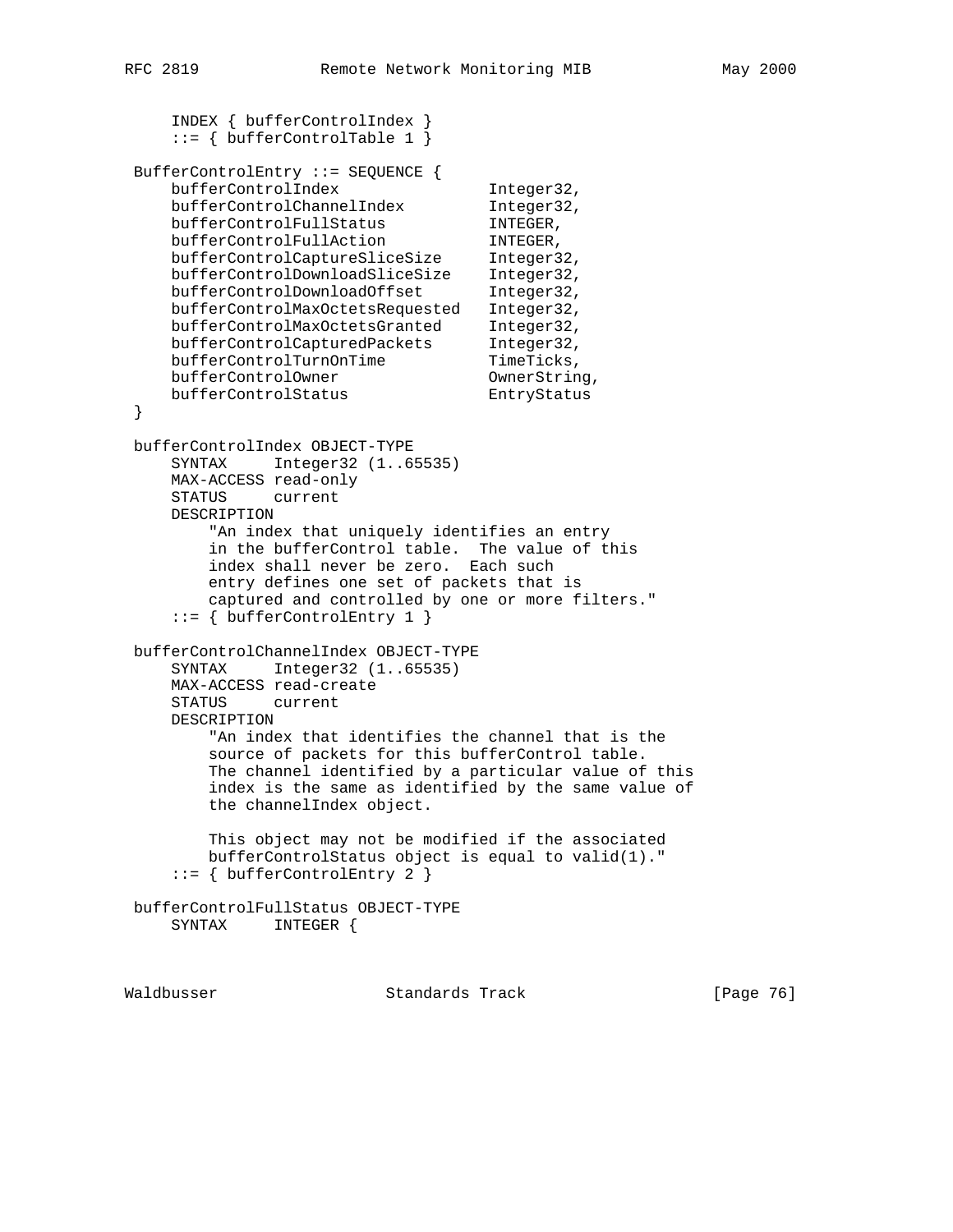```
    INDEX { bufferControlIndex }
    ::= { bufferControlTable 1 }

BufferControlEntry ::= SEQUENCE {
    bufferControlIndex                Integer32,
    bufferControlChannelIndex         Integer32,
    bufferControlFullStatus           INTEGER,
    bufferControlFullAction           INTEGER,
    bufferControlCaptureSliceSize     Integer32,
    bufferControlDownloadSliceSize    Integer32,
    bufferControlDownloadOffset       Integer32,
    bufferControlMaxOctetsRequested   Integer32,
    bufferControlMaxOctetsGranted     Integer32,
    bufferControlCapturedPackets      Integer32,
    bufferControlTurnOnTime           TimeTicks,
    bufferControlOwner                OwnerString,
    bufferControlStatus               EntryStatus
}

bufferControlIndex OBJECT-TYPE
    SYNTAX     Integer32 (1..65535)
    MAX-ACCESS read-only
    STATUS     current
    DESCRIPTION
        "An index that uniquely identifies an entry
        in the bufferControl table.  The value of this
        index shall never be zero.  Each such
        entry defines one set of packets that is
        captured and controlled by one or more filters."
    ::= { bufferControlEntry 1 }

bufferControlChannelIndex OBJECT-TYPE
    SYNTAX     Integer32 (1..65535)
    MAX-ACCESS read-create
    STATUS     current
    DESCRIPTION
        "An index that identifies the channel that is the
        source of packets for this bufferControl table.
        The channel identified by a particular value of this
        index is the same as identified by the same value of
        the channelIndex object.

        This object may not be modified if the associated
        bufferControlStatus object is equal to valid(1)."
    ::= { bufferControlEntry 2 }

bufferControlFullStatus OBJECT-TYPE
    SYNTAX     INTEGER {
```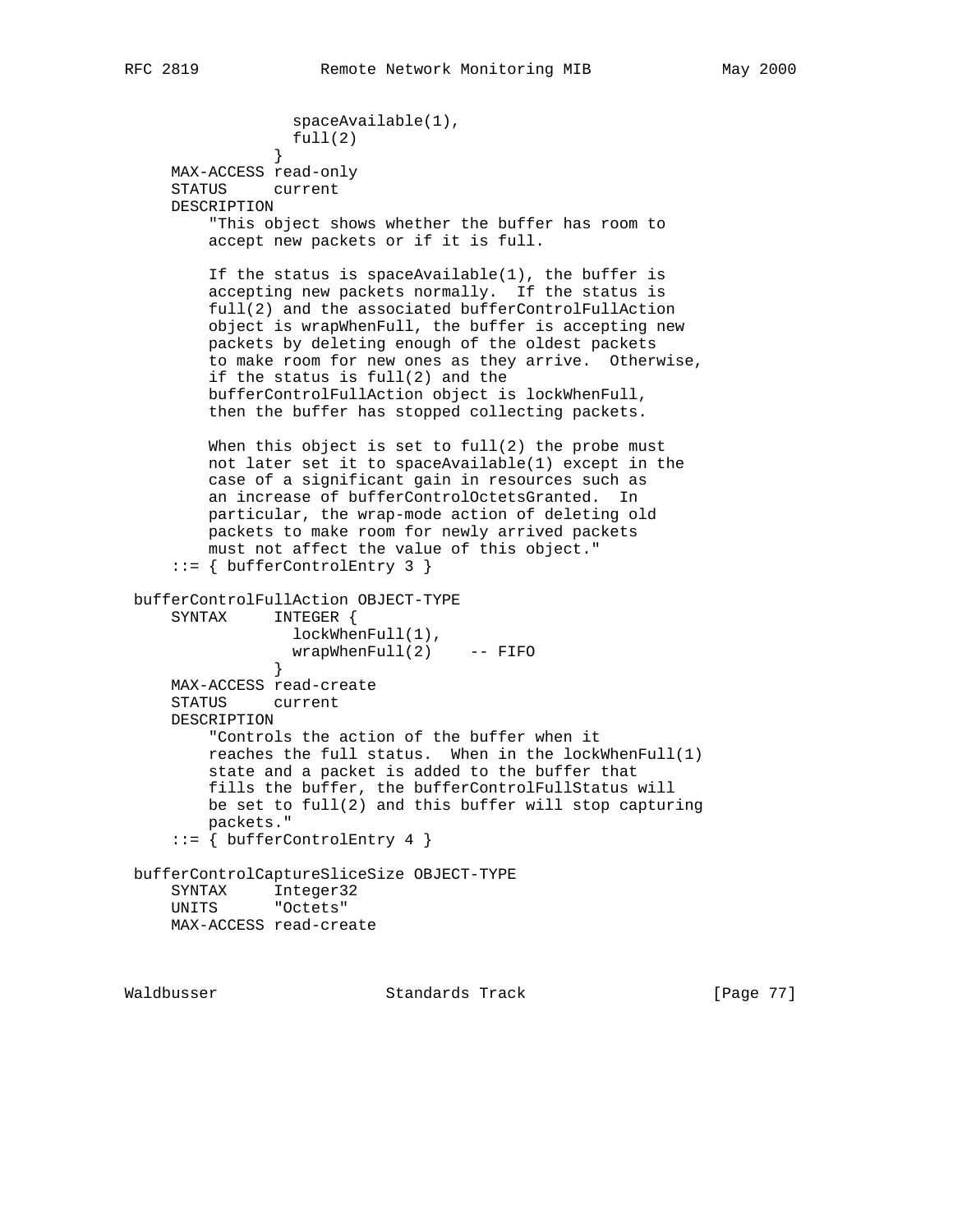```
                 spaceAvailable(1),
                 full(2)
               }
     MAX-ACCESS read-only
     STATUS     current
     DESCRIPTION
         "This object shows whether the buffer has room to
         accept new packets or if it is full.

         If the status is spaceAvailable(1), the buffer is
         accepting new packets normally.  If the status is
         full(2) and the associated bufferControlFullAction
         object is wrapWhenFull, the buffer is accepting new
         packets by deleting enough of the oldest packets
         to make room for new ones as they arrive.  Otherwise,
         if the status is full(2) and the
         bufferControlFullAction object is lockWhenFull,
         then the buffer has stopped collecting packets.

         When this object is set to full(2) the probe must
         not later set it to spaceAvailable(1) except in the
         case of a significant gain in resources such as
         an increase of bufferControlOctetsGranted.  In
         particular, the wrap-mode action of deleting old
         packets to make room for newly arrived packets
         must not affect the value of this object."
     ::= { bufferControlEntry 3 }

 bufferControlFullAction OBJECT-TYPE
     SYNTAX     INTEGER {
                 lockWhenFull(1),
                 wrapWhenFull(2)    -- FIFO
               }
     MAX-ACCESS read-create
     STATUS     current
     DESCRIPTION
         "Controls the action of the buffer when it
         reaches the full status.  When in the lockWhenFull(1)
         state and a packet is added to the buffer that
         fills the buffer, the bufferControlFullStatus will
         be set to full(2) and this buffer will stop capturing
         packets."
     ::= { bufferControlEntry 4 }

 bufferControlCaptureSliceSize OBJECT-TYPE
     SYNTAX     Integer32
     UNITS      "Octets"
     MAX-ACCESS read-create
```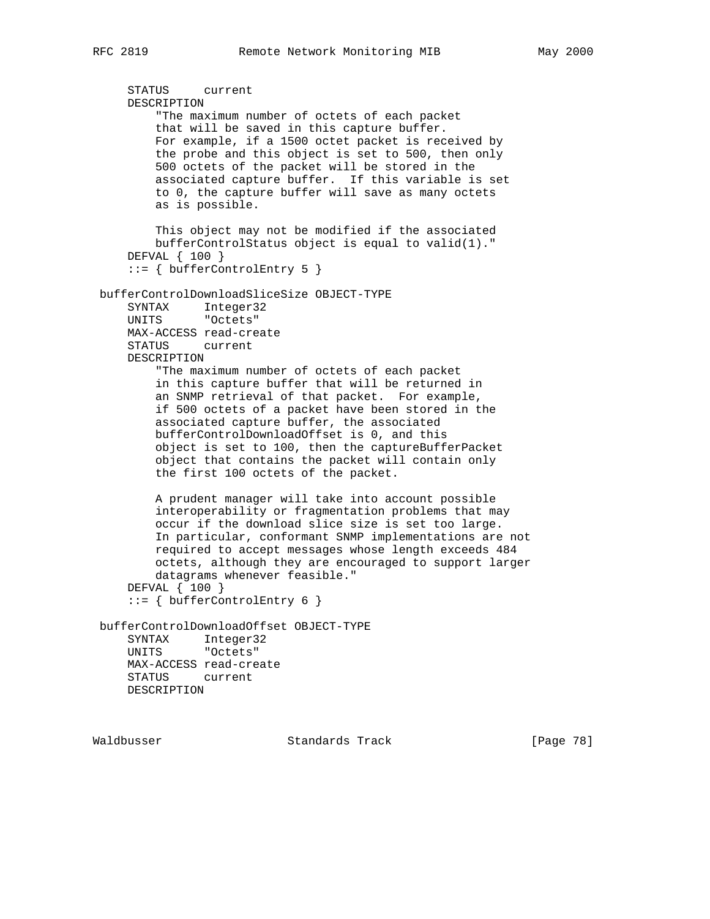```
     STATUS     current
     DESCRIPTION
         "The maximum number of octets of each packet
         that will be saved in this capture buffer.
         For example, if a 1500 octet packet is received by
         the probe and this object is set to 500, then only
         500 octets of the packet will be stored in the
         associated capture buffer.  If this variable is set
         to 0, the capture buffer will save as many octets
         as is possible.

         This object may not be modified if the associated
         bufferControlStatus object is equal to valid(1)."
     DEFVAL { 100 }
     ::= { bufferControlEntry 5 }

 bufferControlDownloadSliceSize OBJECT-TYPE
     SYNTAX     Integer32
     UNITS      "Octets"
     MAX-ACCESS read-create
     STATUS     current
     DESCRIPTION
         "The maximum number of octets of each packet
         in this capture buffer that will be returned in
         an SNMP retrieval of that packet.  For example,
         if 500 octets of a packet have been stored in the
         associated capture buffer, the associated
         bufferControlDownloadOffset is 0, and this
         object is set to 100, then the captureBufferPacket
         object that contains the packet will contain only
         the first 100 octets of the packet.

         A prudent manager will take into account possible
         interoperability or fragmentation problems that may
         occur if the download slice size is set too large.
         In particular, conformant SNMP implementations are not
         required to accept messages whose length exceeds 484
         octets, although they are encouraged to support larger
         datagrams whenever feasible."
     DEFVAL { 100 }
     ::= { bufferControlEntry 6 }

 bufferControlDownloadOffset OBJECT-TYPE
     SYNTAX     Integer32
     UNITS      "Octets"
     MAX-ACCESS read-create
     STATUS     current
     DESCRIPTION
```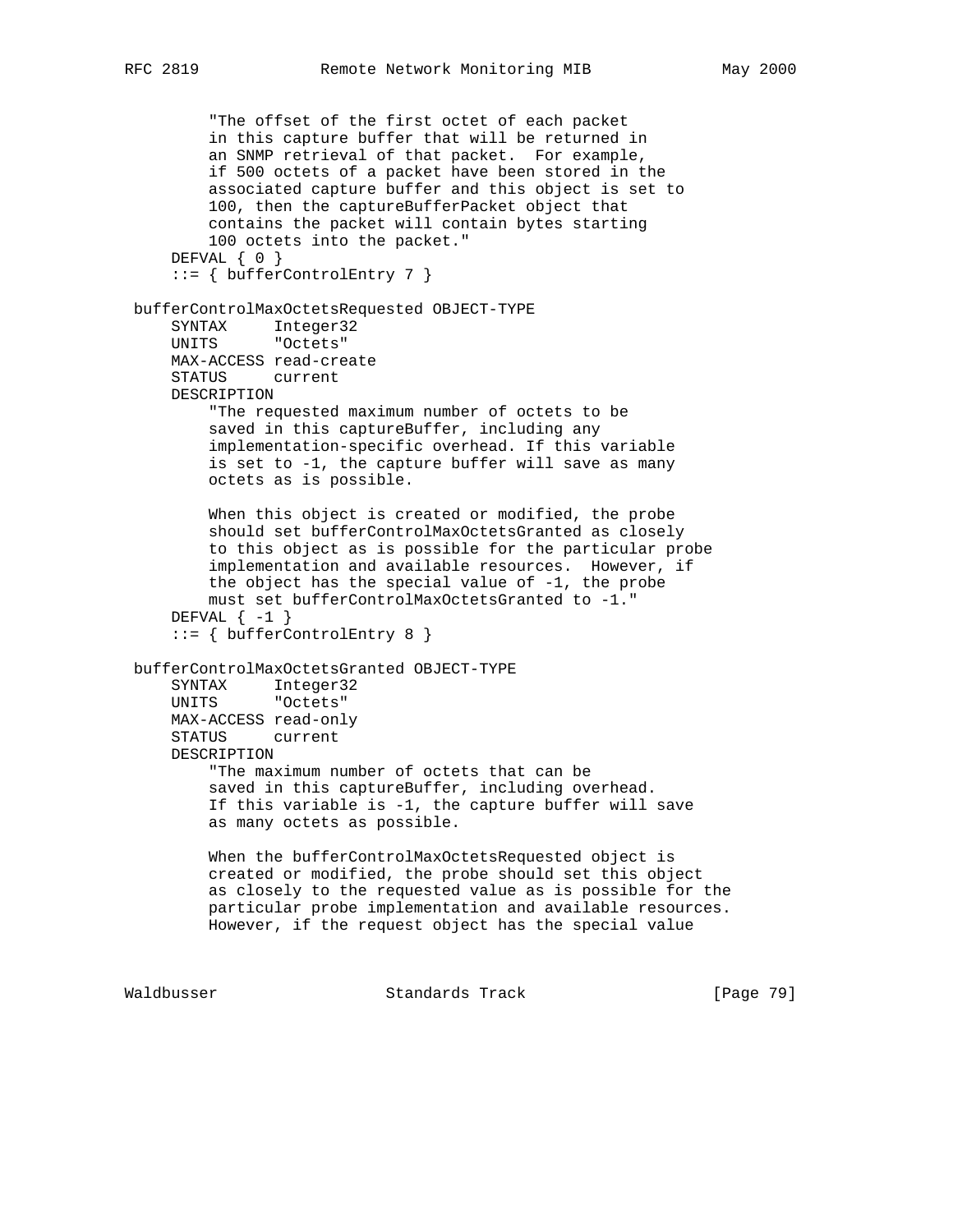```
        "The offset of the first octet of each packet
        in this capture buffer that will be returned in
        an SNMP retrieval of that packet.  For example,
        if 500 octets of a packet have been stored in the
        associated capture buffer and this object is set to
        100, then the captureBufferPacket object that
        contains the packet will contain bytes starting
        100 octets into the packet."
    DEFVAL { 0 }
    ::= { bufferControlEntry 7 }

bufferControlMaxOctetsRequested OBJECT-TYPE
    SYNTAX     Integer32
    UNITS      "Octets"
    MAX-ACCESS read-create
    STATUS     current
    DESCRIPTION
        "The requested maximum number of octets to be
        saved in this captureBuffer, including any
        implementation-specific overhead. If this variable
        is set to -1, the capture buffer will save as many
        octets as is possible.

        When this object is created or modified, the probe
        should set bufferControlMaxOctetsGranted as closely
        to this object as is possible for the particular probe
        implementation and available resources.  However, if
        the object has the special value of -1, the probe
        must set bufferControlMaxOctetsGranted to -1."
    DEFVAL { -1 }
    ::= { bufferControlEntry 8 }

bufferControlMaxOctetsGranted OBJECT-TYPE
    SYNTAX     Integer32
    UNITS      "Octets"
    MAX-ACCESS read-only
    STATUS     current
    DESCRIPTION
        "The maximum number of octets that can be
        saved in this captureBuffer, including overhead.
        If this variable is -1, the capture buffer will save
        as many octets as possible.

        When the bufferControlMaxOctetsRequested object is
        created or modified, the probe should set this object
        as closely to the requested value as is possible for the
        particular probe implementation and available resources.
        However, if the request object has the special value
```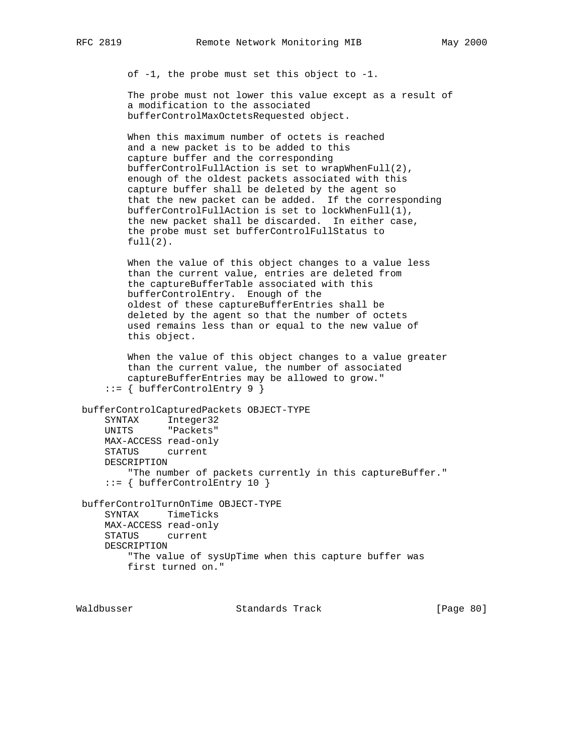```
        of -1, the probe must set this object to -1.

        The probe must not lower this value except as a result of
        a modification to the associated
        bufferControlMaxOctetsRequested object.

        When this maximum number of octets is reached
        and a new packet is to be added to this
        capture buffer and the corresponding
        bufferControlFullAction is set to wrapWhenFull(2),
        enough of the oldest packets associated with this
        capture buffer shall be deleted by the agent so
        that the new packet can be added.  If the corresponding
        bufferControlFullAction is set to lockWhenFull(1),
        the new packet shall be discarded.  In either case,
        the probe must set bufferControlFullStatus to
        full(2).

        When the value of this object changes to a value less
        than the current value, entries are deleted from
        the captureBufferTable associated with this
        bufferControlEntry.  Enough of the
        oldest of these captureBufferEntries shall be
        deleted by the agent so that the number of octets
        used remains less than or equal to the new value of
        this object.

        When the value of this object changes to a value greater
        than the current value, the number of associated
        captureBufferEntries may be allowed to grow."
    ::= { bufferControlEntry 9 }

bufferControlCapturedPackets OBJECT-TYPE
    SYNTAX     Integer32
    UNITS      "Packets"
    MAX-ACCESS read-only
    STATUS     current
    DESCRIPTION
        "The number of packets currently in this captureBuffer."
    ::= { bufferControlEntry 10 }

bufferControlTurnOnTime OBJECT-TYPE
    SYNTAX     TimeTicks
    MAX-ACCESS read-only
    STATUS     current
    DESCRIPTION
        "The value of sysUpTime when this capture buffer was
        first turned on."
```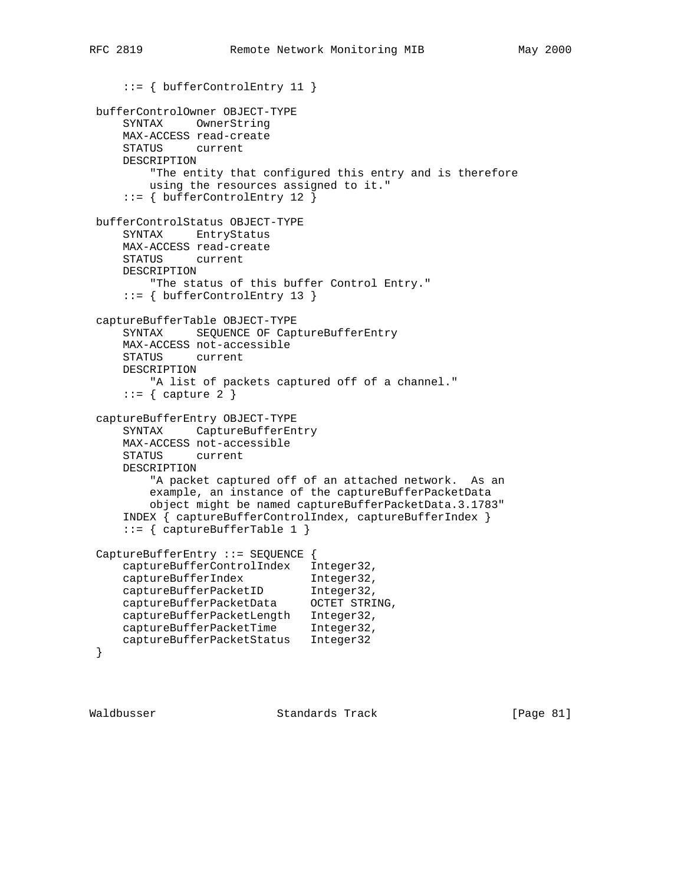```
    ::= { bufferControlEntry 11 }

bufferControlOwner OBJECT-TYPE
    SYNTAX     OwnerString
    MAX-ACCESS read-create
    STATUS     current
    DESCRIPTION
        "The entity that configured this entry and is therefore
        using the resources assigned to it."
    ::= { bufferControlEntry 12 }

bufferControlStatus OBJECT-TYPE
    SYNTAX     EntryStatus
    MAX-ACCESS read-create
    STATUS     current
    DESCRIPTION
        "The status of this buffer Control Entry."
    ::= { bufferControlEntry 13 }

captureBufferTable OBJECT-TYPE
    SYNTAX     SEQUENCE OF CaptureBufferEntry
    MAX-ACCESS not-accessible
    STATUS     current
    DESCRIPTION
        "A list of packets captured off of a channel."
    ::= { capture 2 }

captureBufferEntry OBJECT-TYPE
    SYNTAX     CaptureBufferEntry
    MAX-ACCESS not-accessible
    STATUS     current
    DESCRIPTION
        "A packet captured off of an attached network.  As an
        example, an instance of the captureBufferPacketData
        object might be named captureBufferPacketData.3.1783"
    INDEX { captureBufferControlIndex, captureBufferIndex }
    ::= { captureBufferTable 1 }

CaptureBufferEntry ::= SEQUENCE {
    captureBufferControlIndex   Integer32,
    captureBufferIndex          Integer32,
    captureBufferPacketID       Integer32,
    captureBufferPacketData     OCTET STRING,
    captureBufferPacketLength   Integer32,
    captureBufferPacketTime     Integer32,
    captureBufferPacketStatus   Integer32
}
```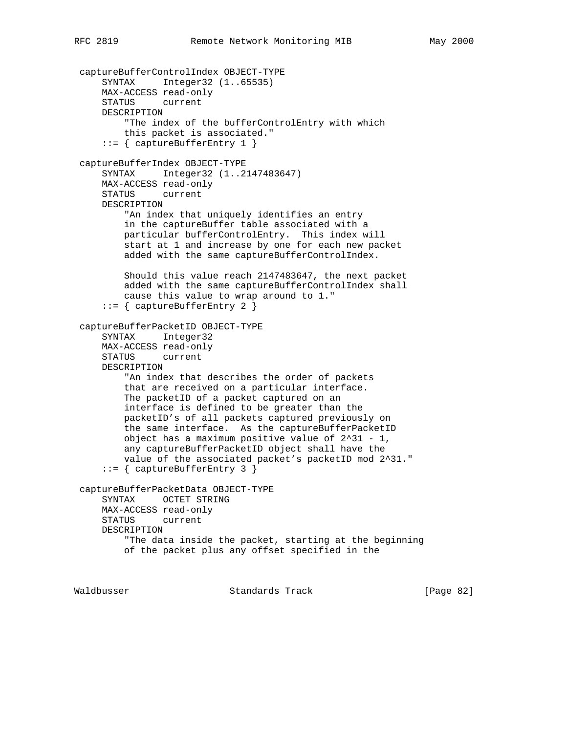```
 captureBufferControlIndex OBJECT-TYPE
     SYNTAX     Integer32 (1..65535)
     MAX-ACCESS read-only
     STATUS     current
     DESCRIPTION
         "The index of the bufferControlEntry with which
         this packet is associated."
     ::= { captureBufferEntry 1 }

 captureBufferIndex OBJECT-TYPE
     SYNTAX     Integer32 (1..2147483647)
     MAX-ACCESS read-only
     STATUS     current
     DESCRIPTION
         "An index that uniquely identifies an entry
         in the captureBuffer table associated with a
         particular bufferControlEntry.  This index will
         start at 1 and increase by one for each new packet
         added with the same captureBufferControlIndex.

         Should this value reach 2147483647, the next packet
         added with the same captureBufferControlIndex shall
         cause this value to wrap around to 1."
     ::= { captureBufferEntry 2 }

 captureBufferPacketID OBJECT-TYPE
     SYNTAX     Integer32
     MAX-ACCESS read-only
     STATUS     current
     DESCRIPTION
         "An index that describes the order of packets
         that are received on a particular interface.
         The packetID of a packet captured on an
         interface is defined to be greater than the
         packetID's of all packets captured previously on
         the same interface.  As the captureBufferPacketID
         object has a maximum positive value of 2^31 - 1,
         any captureBufferPacketID object shall have the
         value of the associated packet's packetID mod 2^31."
     ::= { captureBufferEntry 3 }

 captureBufferPacketData OBJECT-TYPE
     SYNTAX     OCTET STRING
     MAX-ACCESS read-only
     STATUS     current
     DESCRIPTION
         "The data inside the packet, starting at the beginning
         of the packet plus any offset specified in the
```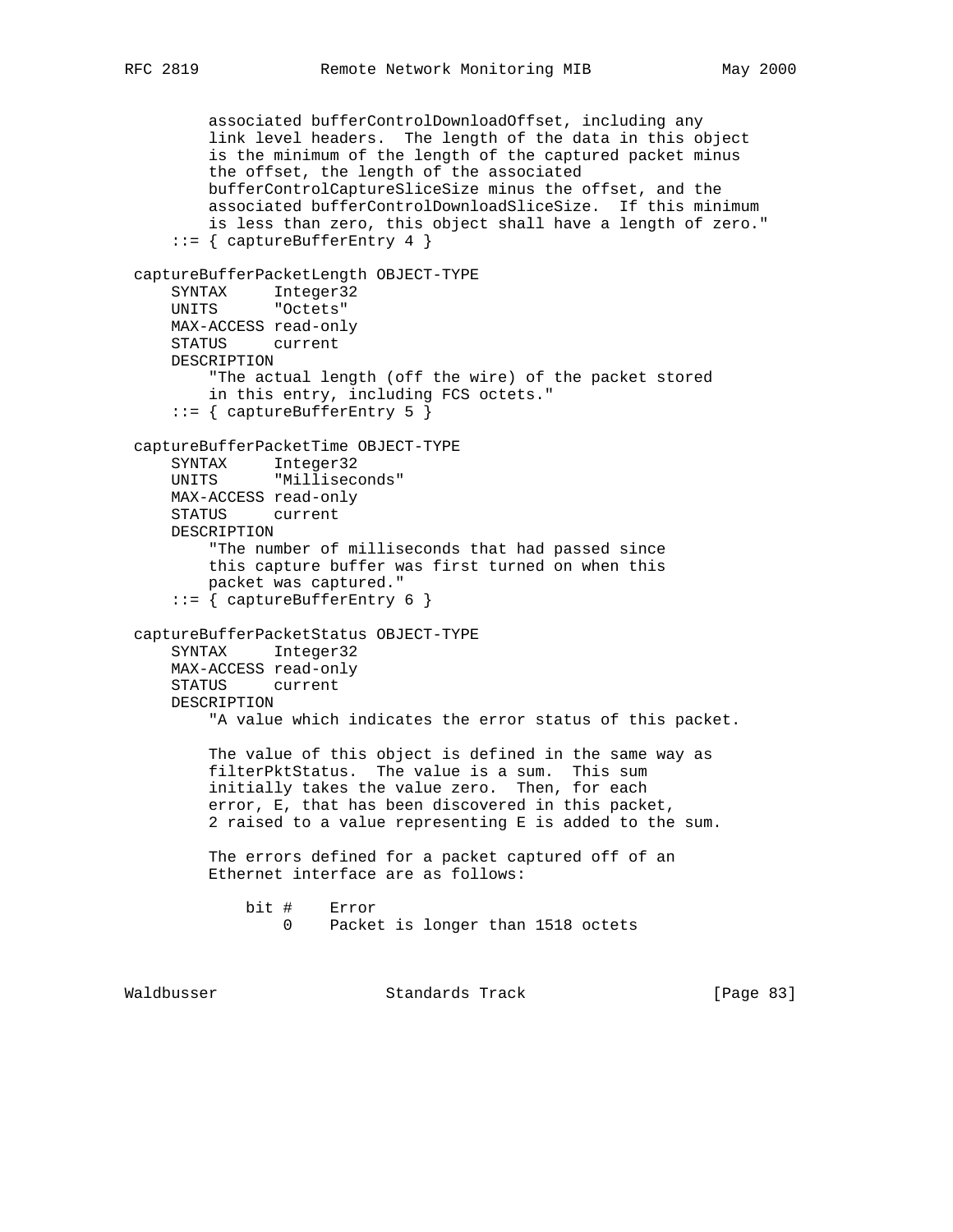```
        associated bufferControlDownloadOffset, including any
        link level headers.  The length of the data in this object
        is the minimum of the length of the captured packet minus
        the offset, the length of the associated
        bufferControlCaptureSliceSize minus the offset, and the
        associated bufferControlDownloadSliceSize.  If this minimum
        is less than zero, this object shall have a length of zero."
    ::= { captureBufferEntry 4 }

captureBufferPacketLength OBJECT-TYPE
    SYNTAX     Integer32
    UNITS      "Octets"
    MAX-ACCESS read-only
    STATUS     current
    DESCRIPTION
        "The actual length (off the wire) of the packet stored
        in this entry, including FCS octets."
    ::= { captureBufferEntry 5 }

captureBufferPacketTime OBJECT-TYPE
    SYNTAX     Integer32
    UNITS      "Milliseconds"
    MAX-ACCESS read-only
    STATUS     current
    DESCRIPTION
        "The number of milliseconds that had passed since
        this capture buffer was first turned on when this
        packet was captured."
    ::= { captureBufferEntry 6 }

captureBufferPacketStatus OBJECT-TYPE
    SYNTAX     Integer32
    MAX-ACCESS read-only
    STATUS     current
    DESCRIPTION
        "A value which indicates the error status of this packet.

        The value of this object is defined in the same way as
        filterPktStatus.  The value is a sum.  This sum
        initially takes the value zero.  Then, for each
        error, E, that has been discovered in this packet,
        2 raised to a value representing E is added to the sum.

        The errors defined for a packet captured off of an
        Ethernet interface are as follows:

            bit #    Error
                0    Packet is longer than 1518 octets
```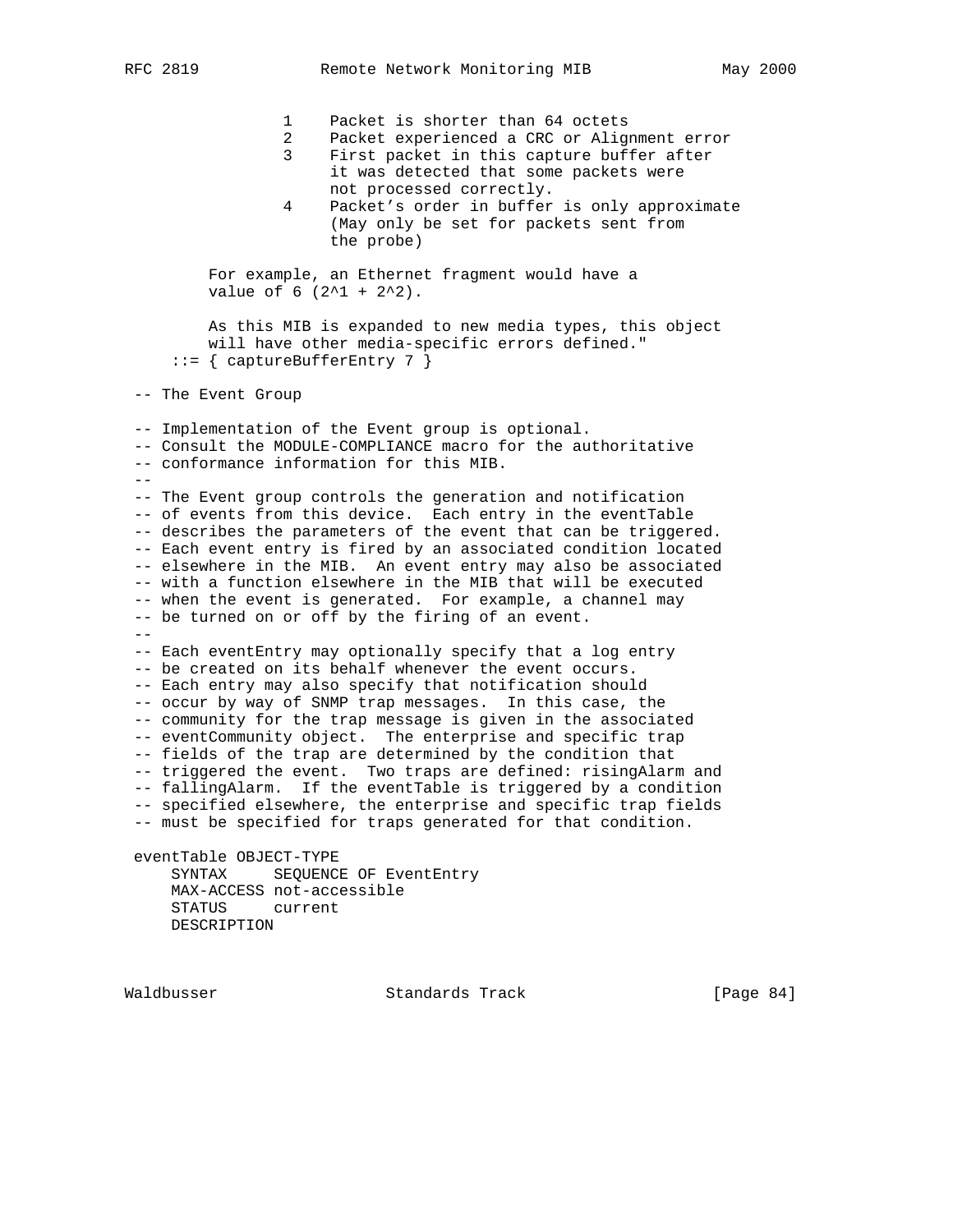```
                 1    Packet is shorter than 64 octets
                 2    Packet experienced a CRC or Alignment error
                 3    First packet in this capture buffer after
                        it was detected that some packets were
                        not processed correctly.
                 4    Packet's order in buffer is only approximate
                        (May only be set for packets sent from
                        the probe)

         For example, an Ethernet fragment would have a
         value of 6 (2^1 + 2^2).

         As this MIB is expanded to new media types, this object
         will have other media-specific errors defined."
     ::= { captureBufferEntry 7 }

 -- The Event Group

 -- Implementation of the Event group is optional.
 -- Consult the MODULE-COMPLIANCE macro for the authoritative
 -- conformance information for this MIB.
 --
 -- The Event group controls the generation and notification
 -- of events from this device.  Each entry in the eventTable
 -- describes the parameters of the event that can be triggered.
 -- Each event entry is fired by an associated condition located
 -- elsewhere in the MIB.  An event entry may also be associated
 -- with a function elsewhere in the MIB that will be executed
 -- when the event is generated.  For example, a channel may
 -- be turned on or off by the firing of an event.
 --
 -- Each eventEntry may optionally specify that a log entry
 -- be created on its behalf whenever the event occurs.
 -- Each entry may also specify that notification should
 -- occur by way of SNMP trap messages.  In this case, the
 -- community for the trap message is given in the associated
 -- eventCommunity object.  The enterprise and specific trap
 -- fields of the trap are determined by the condition that
 -- triggered the event.  Two traps are defined: risingAlarm and
 -- fallingAlarm.  If the eventTable is triggered by a condition
 -- specified elsewhere, the enterprise and specific trap fields
 -- must be specified for traps generated for that condition.

 eventTable OBJECT-TYPE
     SYNTAX     SEQUENCE OF EventEntry
     MAX-ACCESS not-accessible
     STATUS     current
     DESCRIPTION
```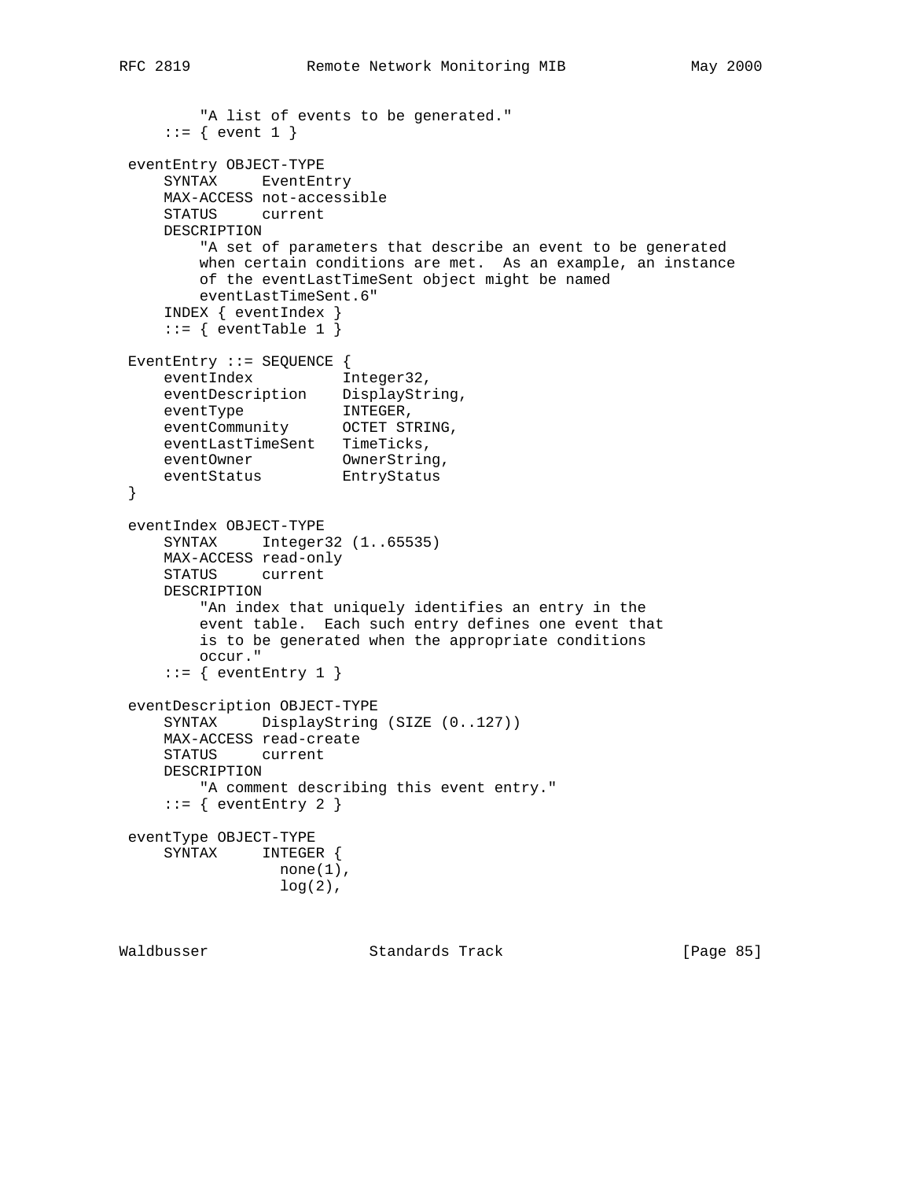```
        "A list of events to be generated."
    ::= { event 1 }

eventEntry OBJECT-TYPE
    SYNTAX     EventEntry
    MAX-ACCESS not-accessible
    STATUS     current
    DESCRIPTION
        "A set of parameters that describe an event to be generated
        when certain conditions are met.  As an example, an instance
        of the eventLastTimeSent object might be named
        eventLastTimeSent.6"
    INDEX { eventIndex }
    ::= { eventTable 1 }

EventEntry ::= SEQUENCE {
    eventIndex          Integer32,
    eventDescription    DisplayString,
    eventType           INTEGER,
    eventCommunity      OCTET STRING,
    eventLastTimeSent   TimeTicks,
    eventOwner          OwnerString,
    eventStatus         EntryStatus
}

eventIndex OBJECT-TYPE
    SYNTAX     Integer32 (1..65535)
    MAX-ACCESS read-only
    STATUS     current
    DESCRIPTION
        "An index that uniquely identifies an entry in the
        event table.  Each such entry defines one event that
        is to be generated when the appropriate conditions
        occur."
    ::= { eventEntry 1 }

eventDescription OBJECT-TYPE
    SYNTAX     DisplayString (SIZE (0..127))
    MAX-ACCESS read-create
    STATUS     current
    DESCRIPTION
        "A comment describing this event entry."
    ::= { eventEntry 2 }

eventType OBJECT-TYPE
    SYNTAX     INTEGER {
                 none(1),
                 log(2),
```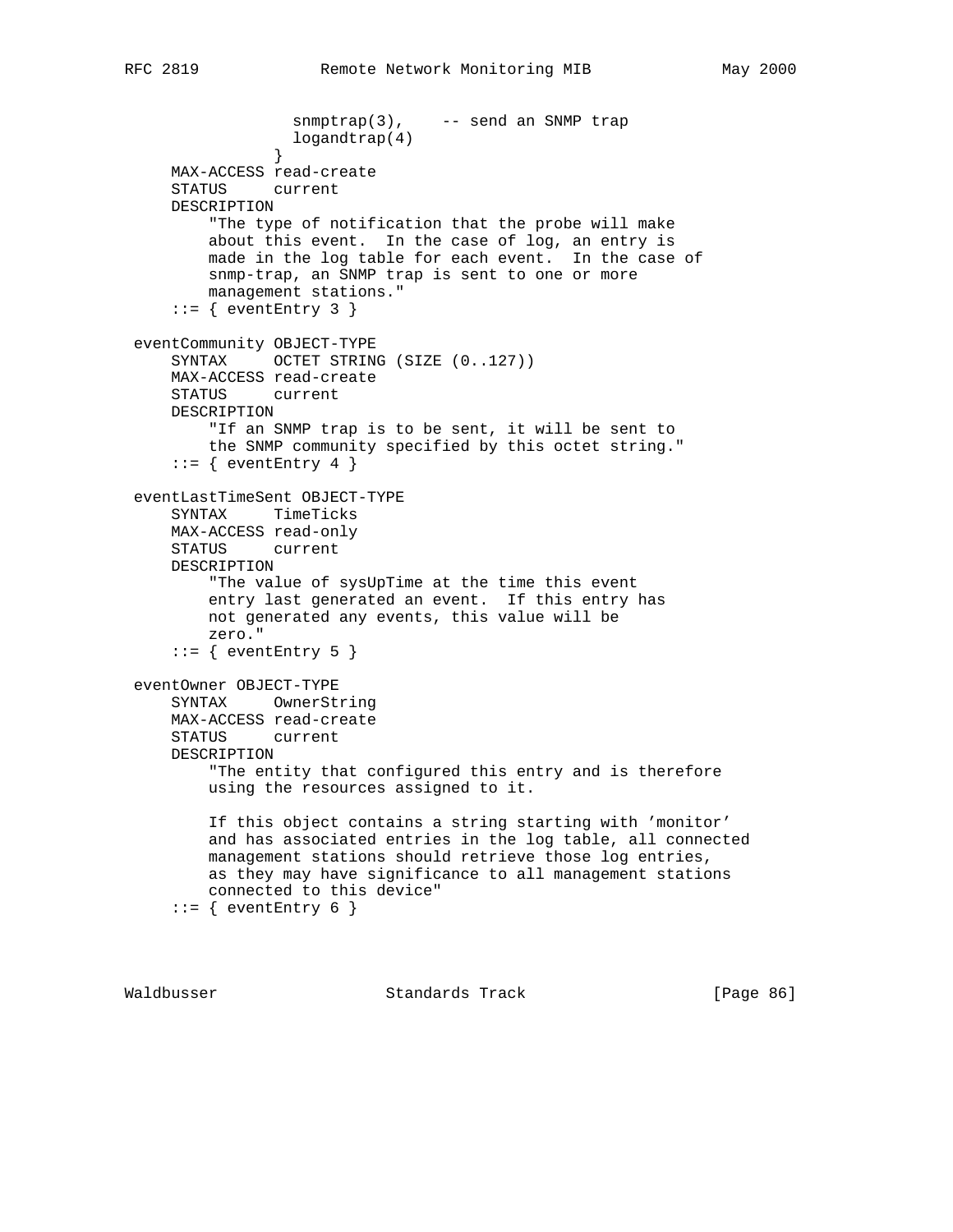```
                  snmptrap(3),    -- send an SNMP trap
                  logandtrap(4)
                }
     MAX-ACCESS read-create
     STATUS     current
     DESCRIPTION
         "The type of notification that the probe will make
         about this event.  In the case of log, an entry is
         made in the log table for each event.  In the case of
         snmp-trap, an SNMP trap is sent to one or more
         management stations."
     ::= { eventEntry 3 }

 eventCommunity OBJECT-TYPE
     SYNTAX     OCTET STRING (SIZE (0..127))
     MAX-ACCESS read-create
     STATUS     current
     DESCRIPTION
         "If an SNMP trap is to be sent, it will be sent to
         the SNMP community specified by this octet string."
     ::= { eventEntry 4 }

 eventLastTimeSent OBJECT-TYPE
     SYNTAX     TimeTicks
     MAX-ACCESS read-only
     STATUS     current
     DESCRIPTION
         "The value of sysUpTime at the time this event
         entry last generated an event.  If this entry has
         not generated any events, this value will be
         zero."
     ::= { eventEntry 5 }

 eventOwner OBJECT-TYPE
     SYNTAX     OwnerString
     MAX-ACCESS read-create
     STATUS     current
     DESCRIPTION
         "The entity that configured this entry and is therefore
         using the resources assigned to it.

         If this object contains a string starting with 'monitor'
         and has associated entries in the log table, all connected
         management stations should retrieve those log entries,
         as they may have significance to all management stations
         connected to this device"
     ::= { eventEntry 6 }
```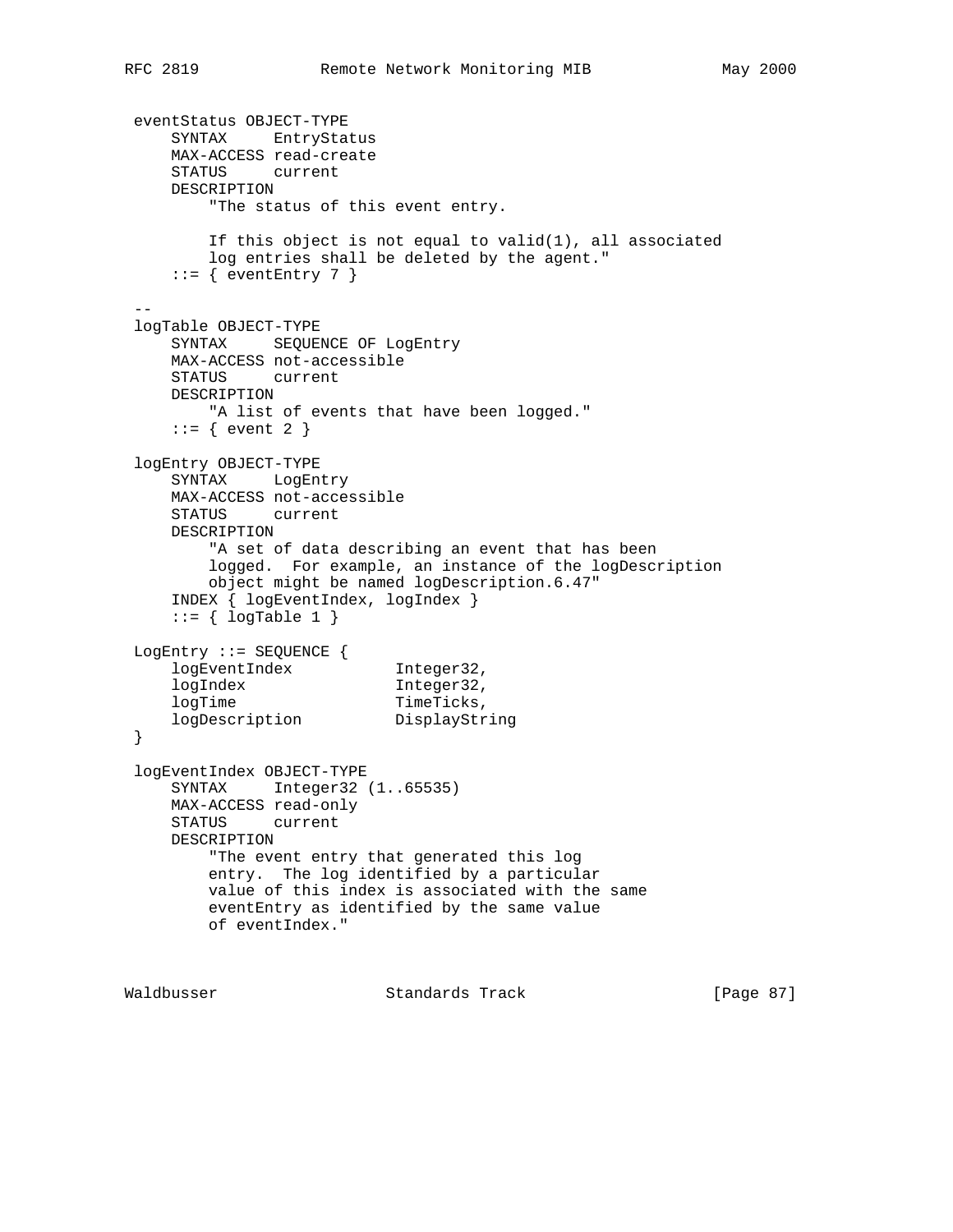```
 eventStatus OBJECT-TYPE
     SYNTAX     EntryStatus
     MAX-ACCESS read-create
     STATUS     current
     DESCRIPTION
         "The status of this event entry.

         If this object is not equal to valid(1), all associated
         log entries shall be deleted by the agent."
     ::= { eventEntry 7 }

 --
 logTable OBJECT-TYPE
     SYNTAX     SEQUENCE OF LogEntry
     MAX-ACCESS not-accessible
     STATUS     current
     DESCRIPTION
         "A list of events that have been logged."
     ::= { event 2 }

 logEntry OBJECT-TYPE
     SYNTAX     LogEntry
     MAX-ACCESS not-accessible
     STATUS     current
     DESCRIPTION
         "A set of data describing an event that has been
         logged.  For example, an instance of the logDescription
         object might be named logDescription.6.47"
     INDEX { logEventIndex, logIndex }
     ::= { logTable 1 }

 LogEntry ::= SEQUENCE {
     logEventIndex           Integer32,
     logIndex                Integer32,
     logTime                 TimeTicks,
     logDescription          DisplayString
 }

 logEventIndex OBJECT-TYPE
     SYNTAX     Integer32 (1..65535)
     MAX-ACCESS read-only
     STATUS     current
     DESCRIPTION
         "The event entry that generated this log
         entry.  The log identified by a particular
         value of this index is associated with the same
         eventEntry as identified by the same value
         of eventIndex."
```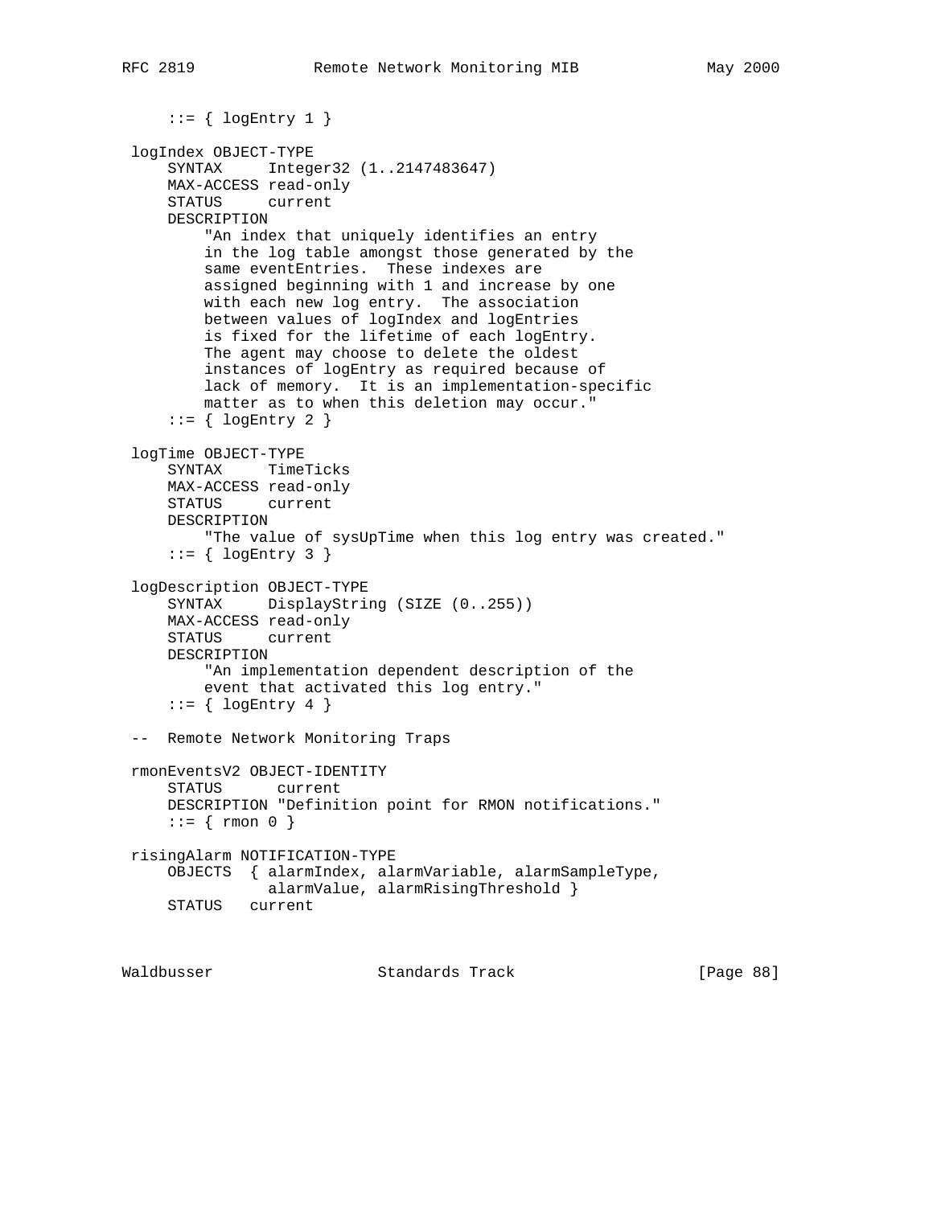```
     ::= { logEntry 1 }

 logIndex OBJECT-TYPE
     SYNTAX     Integer32 (1..2147483647)
     MAX-ACCESS read-only
     STATUS     current
     DESCRIPTION
         "An index that uniquely identifies an entry
         in the log table amongst those generated by the
         same eventEntries.  These indexes are
         assigned beginning with 1 and increase by one
         with each new log entry.  The association
         between values of logIndex and logEntries
         is fixed for the lifetime of each logEntry.
         The agent may choose to delete the oldest
         instances of logEntry as required because of
         lack of memory.  It is an implementation-specific
         matter as to when this deletion may occur."
     ::= { logEntry 2 }

 logTime OBJECT-TYPE
     SYNTAX     TimeTicks
     MAX-ACCESS read-only
     STATUS     current
     DESCRIPTION
         "The value of sysUpTime when this log entry was created."
     ::= { logEntry 3 }

 logDescription OBJECT-TYPE
     SYNTAX     DisplayString (SIZE (0..255))
     MAX-ACCESS read-only
     STATUS     current
     DESCRIPTION
         "An implementation dependent description of the
         event that activated this log entry."
     ::= { logEntry 4 }

 --  Remote Network Monitoring Traps

 rmonEventsV2 OBJECT-IDENTITY
     STATUS      current
     DESCRIPTION "Definition point for RMON notifications."
     ::= { rmon 0 }

 risingAlarm NOTIFICATION-TYPE
     OBJECTS  { alarmIndex, alarmVariable, alarmSampleType,
                alarmValue, alarmRisingThreshold }
     STATUS   current
```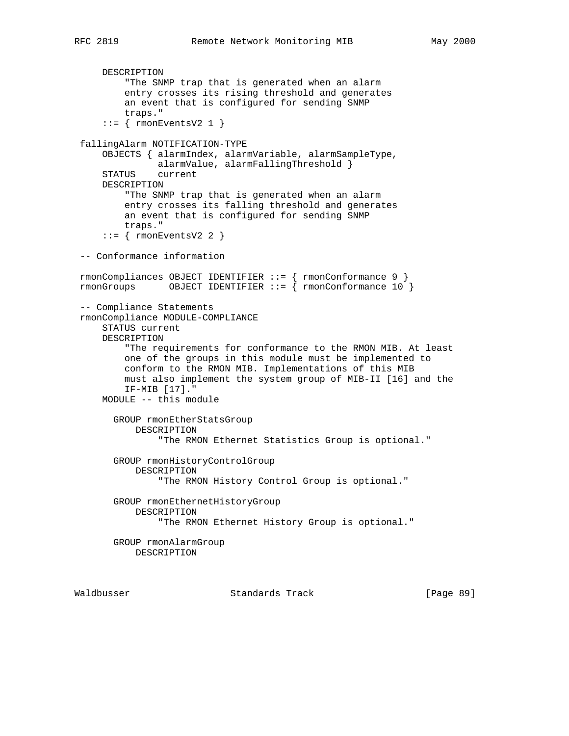```
     DESCRIPTION
         "The SNMP trap that is generated when an alarm
         entry crosses its rising threshold and generates
         an event that is configured for sending SNMP
         traps."
     ::= { rmonEventsV2 1 }

 fallingAlarm NOTIFICATION-TYPE
     OBJECTS { alarmIndex, alarmVariable, alarmSampleType,
               alarmValue, alarmFallingThreshold }
     STATUS    current
     DESCRIPTION
         "The SNMP trap that is generated when an alarm
         entry crosses its falling threshold and generates
         an event that is configured for sending SNMP
         traps."
     ::= { rmonEventsV2 2 }

 -- Conformance information

 rmonCompliances OBJECT IDENTIFIER ::= { rmonConformance 9 }
 rmonGroups      OBJECT IDENTIFIER ::= { rmonConformance 10 }

 -- Compliance Statements
 rmonCompliance MODULE-COMPLIANCE
     STATUS current
     DESCRIPTION
         "The requirements for conformance to the RMON MIB. At least
         one of the groups in this module must be implemented to
         conform to the RMON MIB. Implementations of this MIB
         must also implement the system group of MIB-II [16] and the
         IF-MIB [17]."
     MODULE -- this module

       GROUP rmonEtherStatsGroup
           DESCRIPTION
               "The RMON Ethernet Statistics Group is optional."

       GROUP rmonHistoryControlGroup
           DESCRIPTION
               "The RMON History Control Group is optional."

       GROUP rmonEthernetHistoryGroup
           DESCRIPTION
               "The RMON Ethernet History Group is optional."

       GROUP rmonAlarmGroup
           DESCRIPTION
```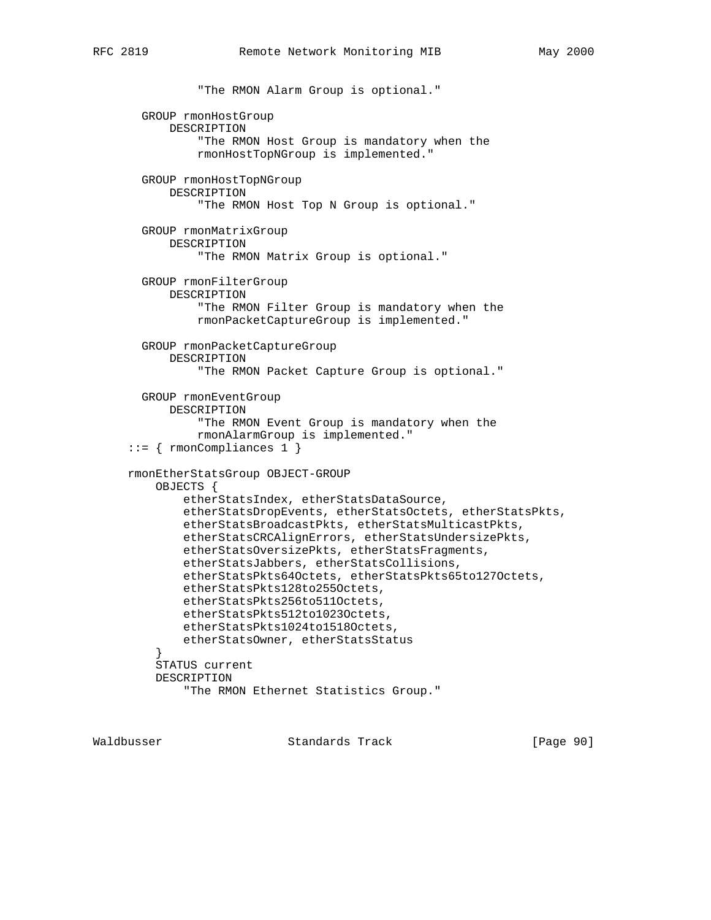```
               "The RMON Alarm Group is optional."

       GROUP rmonHostGroup
           DESCRIPTION
               "The RMON Host Group is mandatory when the
               rmonHostTopNGroup is implemented."

       GROUP rmonHostTopNGroup
           DESCRIPTION
               "The RMON Host Top N Group is optional."

       GROUP rmonMatrixGroup
           DESCRIPTION
               "The RMON Matrix Group is optional."

       GROUP rmonFilterGroup
           DESCRIPTION
               "The RMON Filter Group is mandatory when the
               rmonPacketCaptureGroup is implemented."

       GROUP rmonPacketCaptureGroup
           DESCRIPTION
               "The RMON Packet Capture Group is optional."

       GROUP rmonEventGroup
           DESCRIPTION
               "The RMON Event Group is mandatory when the
               rmonAlarmGroup is implemented."
     ::= { rmonCompliances 1 }

     rmonEtherStatsGroup OBJECT-GROUP
         OBJECTS {
             etherStatsIndex, etherStatsDataSource,
             etherStatsDropEvents, etherStatsOctets, etherStatsPkts,
             etherStatsBroadcastPkts, etherStatsMulticastPkts,
             etherStatsCRCAlignErrors, etherStatsUndersizePkts,
             etherStatsOversizePkts, etherStatsFragments,
             etherStatsJabbers, etherStatsCollisions,
             etherStatsPkts64Octets, etherStatsPkts65to127Octets,
             etherStatsPkts128to255Octets,
             etherStatsPkts256to511Octets,
             etherStatsPkts512to1023Octets,
             etherStatsPkts1024to1518Octets,
             etherStatsOwner, etherStatsStatus
         }
         STATUS current
         DESCRIPTION
             "The RMON Ethernet Statistics Group."
```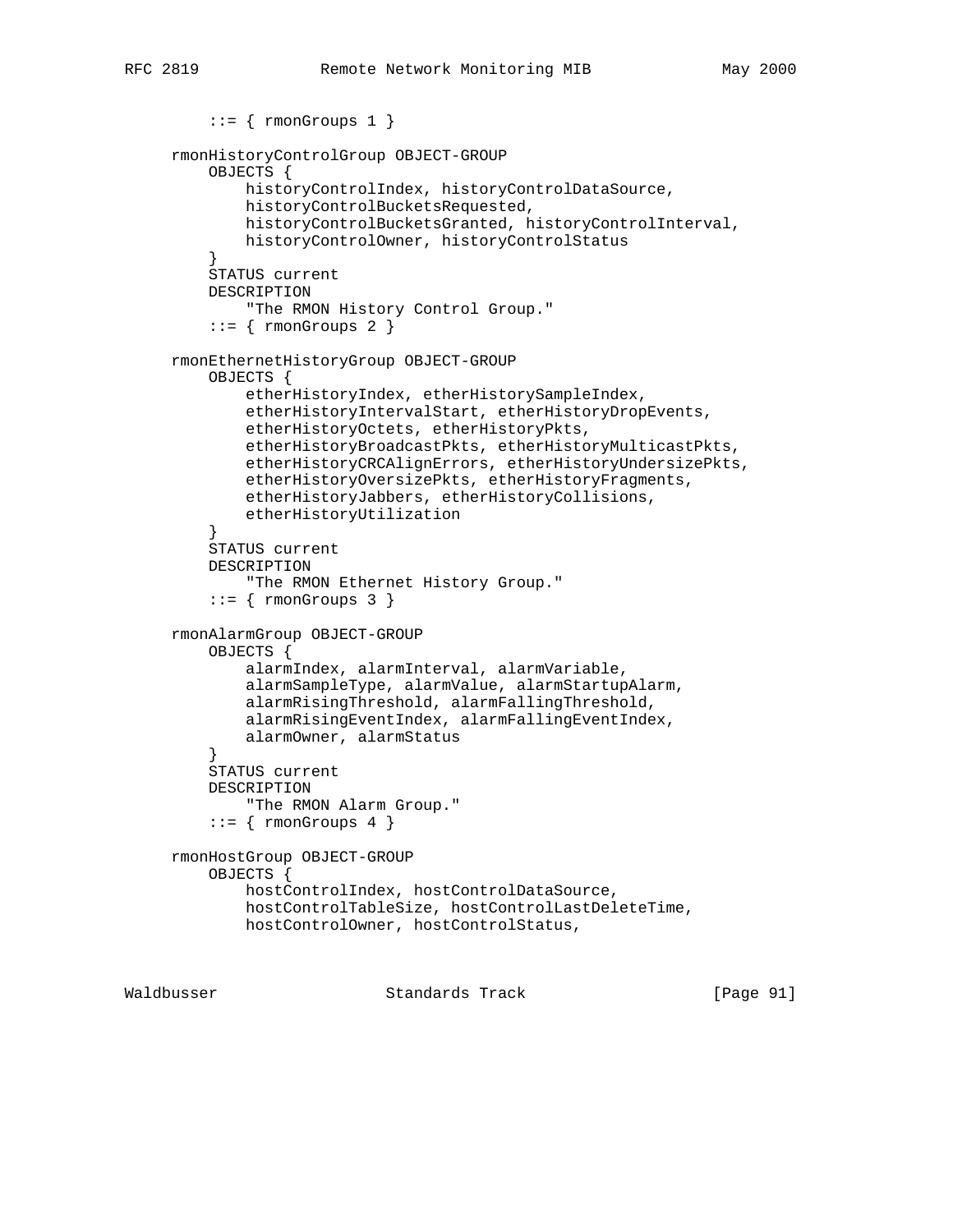```
        ::= { rmonGroups 1 }

    rmonHistoryControlGroup OBJECT-GROUP
        OBJECTS {
            historyControlIndex, historyControlDataSource,
            historyControlBucketsRequested,
            historyControlBucketsGranted, historyControlInterval,
            historyControlOwner, historyControlStatus
        }
        STATUS current
        DESCRIPTION
            "The RMON History Control Group."
        ::= { rmonGroups 2 }

    rmonEthernetHistoryGroup OBJECT-GROUP
        OBJECTS {
            etherHistoryIndex, etherHistorySampleIndex,
            etherHistoryIntervalStart, etherHistoryDropEvents,
            etherHistoryOctets, etherHistoryPkts,
            etherHistoryBroadcastPkts, etherHistoryMulticastPkts,
            etherHistoryCRCAlignErrors, etherHistoryUndersizePkts,
            etherHistoryOversizePkts, etherHistoryFragments,
            etherHistoryJabbers, etherHistoryCollisions,
            etherHistoryUtilization
        }
        STATUS current
        DESCRIPTION
            "The RMON Ethernet History Group."
        ::= { rmonGroups 3 }

    rmonAlarmGroup OBJECT-GROUP
        OBJECTS {
            alarmIndex, alarmInterval, alarmVariable,
            alarmSampleType, alarmValue, alarmStartupAlarm,
            alarmRisingThreshold, alarmFallingThreshold,
            alarmRisingEventIndex, alarmFallingEventIndex,
            alarmOwner, alarmStatus
        }
        STATUS current
        DESCRIPTION
            "The RMON Alarm Group."
        ::= { rmonGroups 4 }

    rmonHostGroup OBJECT-GROUP
        OBJECTS {
            hostControlIndex, hostControlDataSource,
            hostControlTableSize, hostControlLastDeleteTime,
            hostControlOwner, hostControlStatus,
```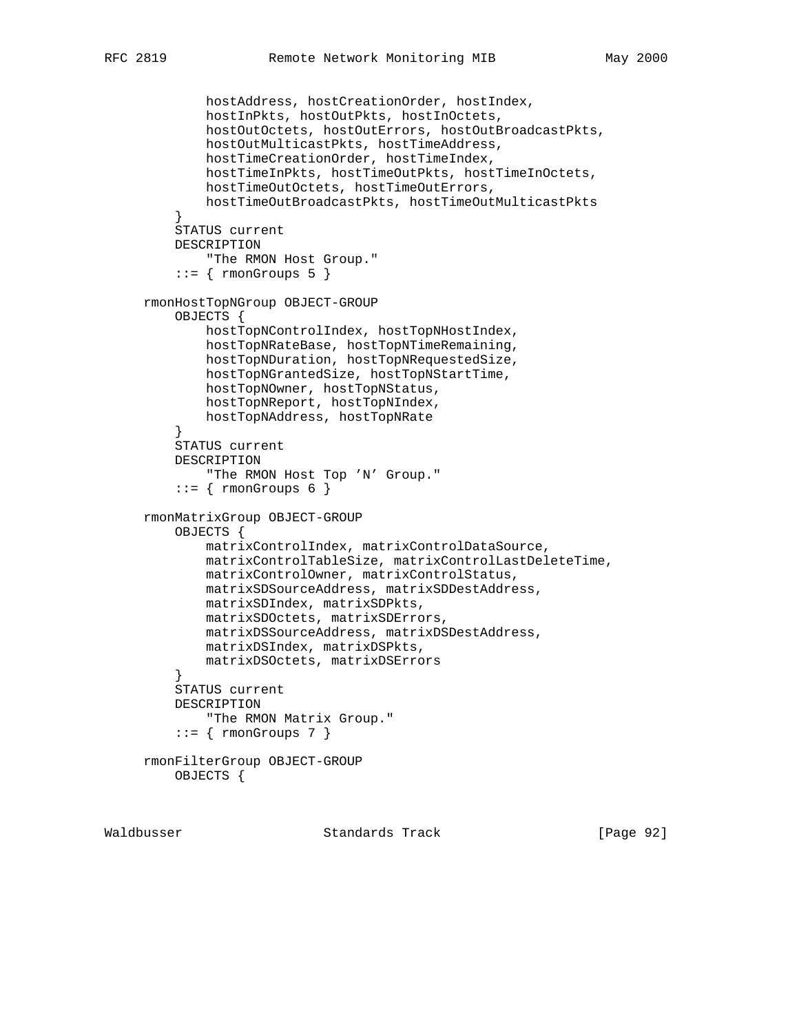```
            hostAddress, hostCreationOrder, hostIndex,
            hostInPkts, hostOutPkts, hostInOctets,
            hostOutOctets, hostOutErrors, hostOutBroadcastPkts,
            hostOutMulticastPkts, hostTimeAddress,
            hostTimeCreationOrder, hostTimeIndex,
            hostTimeInPkts, hostTimeOutPkts, hostTimeInOctets,
            hostTimeOutOctets, hostTimeOutErrors,
            hostTimeOutBroadcastPkts, hostTimeOutMulticastPkts
        }
        STATUS current
        DESCRIPTION
            "The RMON Host Group."
        ::= { rmonGroups 5 }

    rmonHostTopNGroup OBJECT-GROUP
        OBJECTS {
            hostTopNControlIndex, hostTopNHostIndex,
            hostTopNRateBase, hostTopNTimeRemaining,
            hostTopNDuration, hostTopNRequestedSize,
            hostTopNGrantedSize, hostTopNStartTime,
            hostTopNOwner, hostTopNStatus,
            hostTopNReport, hostTopNIndex,
            hostTopNAddress, hostTopNRate
        }
        STATUS current
        DESCRIPTION
            "The RMON Host Top 'N' Group."
        ::= { rmonGroups 6 }

    rmonMatrixGroup OBJECT-GROUP
        OBJECTS {
            matrixControlIndex, matrixControlDataSource,
            matrixControlTableSize, matrixControlLastDeleteTime,
            matrixControlOwner, matrixControlStatus,
            matrixSDSourceAddress, matrixSDDestAddress,
            matrixSDIndex, matrixSDPkts,
            matrixSDOctets, matrixSDErrors,
            matrixDSSourceAddress, matrixDSDestAddress,
            matrixDSIndex, matrixDSPkts,
            matrixDSOctets, matrixDSErrors
        }
        STATUS current
        DESCRIPTION
            "The RMON Matrix Group."
        ::= { rmonGroups 7 }

    rmonFilterGroup OBJECT-GROUP
        OBJECTS {
```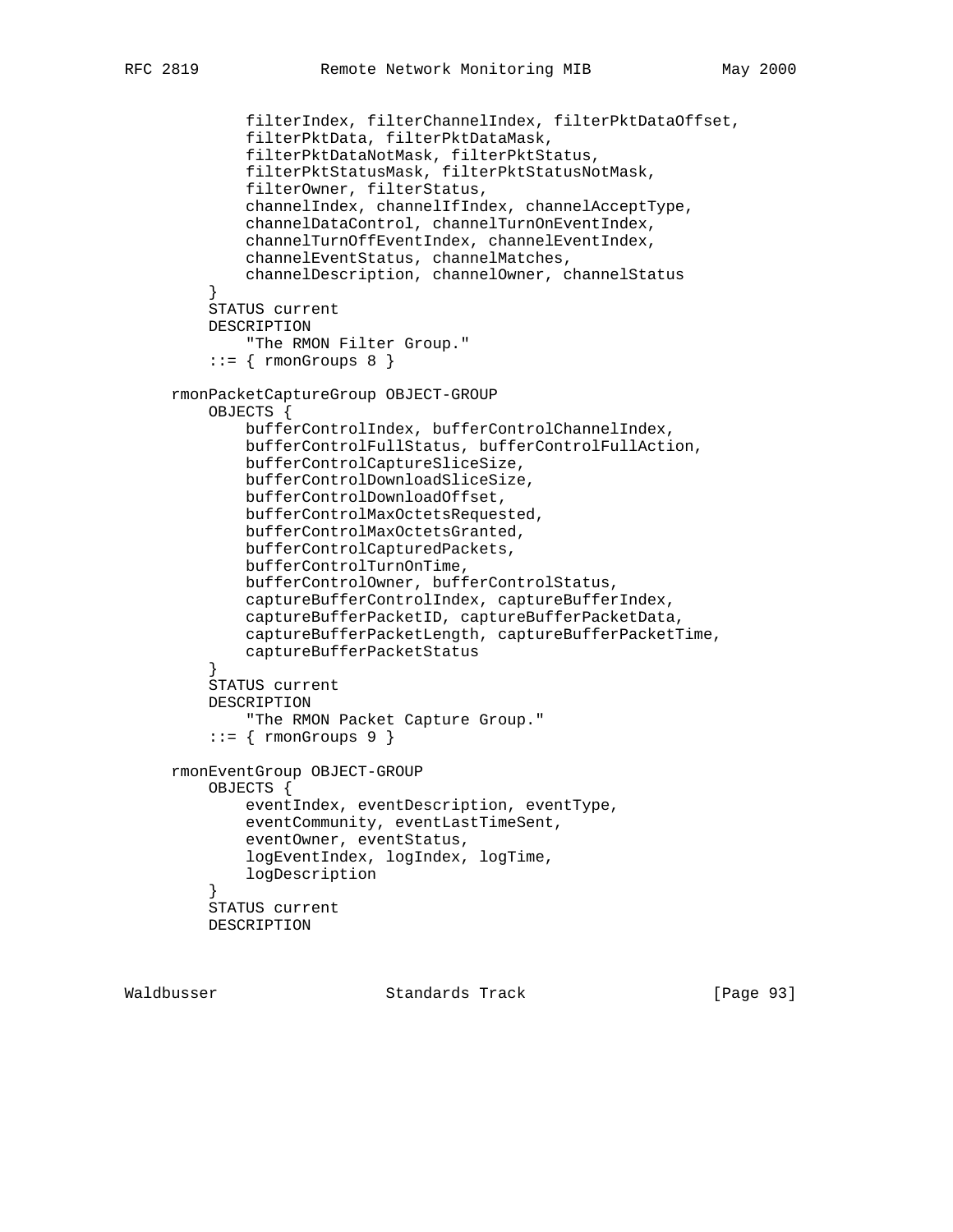```
            filterIndex, filterChannelIndex, filterPktDataOffset,
            filterPktData, filterPktDataMask,
            filterPktDataNotMask, filterPktStatus,
            filterPktStatusMask, filterPktStatusNotMask,
            filterOwner, filterStatus,
            channelIndex, channelIfIndex, channelAcceptType,
            channelDataControl, channelTurnOnEventIndex,
            channelTurnOffEventIndex, channelEventIndex,
            channelEventStatus, channelMatches,
            channelDescription, channelOwner, channelStatus
        }
        STATUS current
        DESCRIPTION
            "The RMON Filter Group."
        ::= { rmonGroups 8 }

    rmonPacketCaptureGroup OBJECT-GROUP
        OBJECTS {
            bufferControlIndex, bufferControlChannelIndex,
            bufferControlFullStatus, bufferControlFullAction,
            bufferControlCaptureSliceSize,
            bufferControlDownloadSliceSize,
            bufferControlDownloadOffset,
            bufferControlMaxOctetsRequested,
            bufferControlMaxOctetsGranted,
            bufferControlCapturedPackets,
            bufferControlTurnOnTime,
            bufferControlOwner, bufferControlStatus,
            captureBufferControlIndex, captureBufferIndex,
            captureBufferPacketID, captureBufferPacketData,
            captureBufferPacketLength, captureBufferPacketTime,
            captureBufferPacketStatus
        }
        STATUS current
        DESCRIPTION
            "The RMON Packet Capture Group."
        ::= { rmonGroups 9 }

    rmonEventGroup OBJECT-GROUP
        OBJECTS {
            eventIndex, eventDescription, eventType,
            eventCommunity, eventLastTimeSent,
            eventOwner, eventStatus,
            logEventIndex, logIndex, logTime,
            logDescription
        }
        STATUS current
        DESCRIPTION
```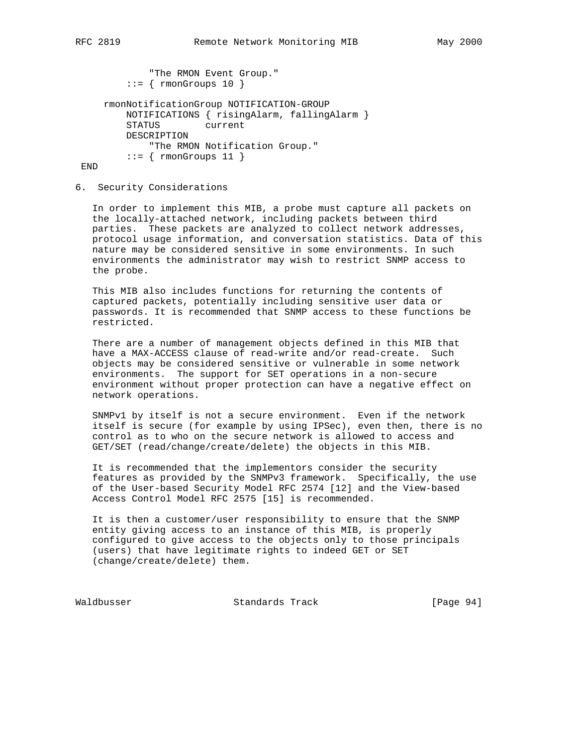```
            "The RMON Event Group."
        ::= { rmonGroups 10 }

    rmonNotificationGroup NOTIFICATION-GROUP
        NOTIFICATIONS { risingAlarm, fallingAlarm }
        STATUS        current
        DESCRIPTION
            "The RMON Notification Group."
        ::= { rmonGroups 11 }
END
```

## 6. Security Considerations

In order to implement this MIB, a probe must capture all packets on the locally-attached network, including packets between third parties. These packets are analyzed to collect network addresses, protocol usage information, and conversation statistics. Data of this nature may be considered sensitive in some environments. In such environments the administrator may wish to restrict SNMP access to the probe.

This MIB also includes functions for returning the contents of captured packets, potentially including sensitive user data or passwords. It is recommended that SNMP access to these functions be restricted.

There are a number of management objects defined in this MIB that have a MAX-ACCESS clause of read-write and/or read-create. Such objects may be considered sensitive or vulnerable in some network environments. The support for SET operations in a non-secure environment without proper protection can have a negative effect on network operations.

SNMPv1 by itself is not a secure environment. Even if the network itself is secure (for example by using IPSec), even then, there is no control as to who on the secure network is allowed to access and GET/SET (read/change/create/delete) the objects in this MIB.

It is recommended that the implementors consider the security features as provided by the SNMPv3 framework. Specifically, the use of the User-based Security Model RFC 2574 [12] and the View-based Access Control Model RFC 2575 [15] is recommended.

It is then a customer/user responsibility to ensure that the SNMP entity giving access to an instance of this MIB, is properly configured to give access to the objects only to those principals (users) that have legitimate rights to indeed GET or SET (change/create/delete) them.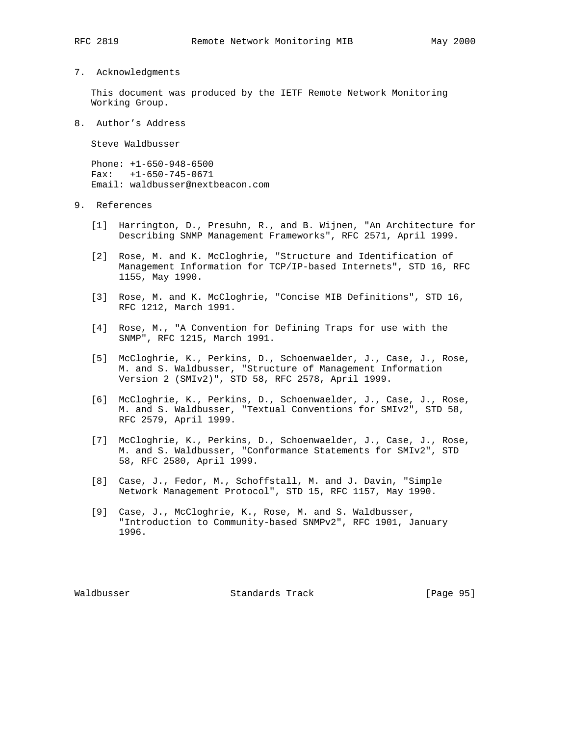## 7. Acknowledgments

This document was produced by the IETF Remote Network Monitoring Working Group.

## 8. Author's Address

Steve Waldbusser

Phone: +1-650-948-6500
Fax: +1-650-745-0671
Email: waldbusser@nextbeacon.com

## 9. References

[1] Harrington, D., Presuhn, R., and B. Wijnen, "An Architecture for Describing SNMP Management Frameworks", RFC 2571, April 1999.

[2] Rose, M. and K. McCloghrie, "Structure and Identification of Management Information for TCP/IP-based Internets", STD 16, RFC 1155, May 1990.

[3] Rose, M. and K. McCloghrie, "Concise MIB Definitions", STD 16, RFC 1212, March 1991.

[4] Rose, M., "A Convention for Defining Traps for use with the SNMP", RFC 1215, March 1991.

[5] McCloghrie, K., Perkins, D., Schoenwaelder, J., Case, J., Rose, M. and S. Waldbusser, "Structure of Management Information Version 2 (SMIv2)", STD 58, RFC 2578, April 1999.

[6] McCloghrie, K., Perkins, D., Schoenwaelder, J., Case, J., Rose, M. and S. Waldbusser, "Textual Conventions for SMIv2", STD 58, RFC 2579, April 1999.

[7] McCloghrie, K., Perkins, D., Schoenwaelder, J., Case, J., Rose, M. and S. Waldbusser, "Conformance Statements for SMIv2", STD 58, RFC 2580, April 1999.

[8] Case, J., Fedor, M., Schoffstall, M. and J. Davin, "Simple Network Management Protocol", STD 15, RFC 1157, May 1990.

[9] Case, J., McCloghrie, K., Rose, M. and S. Waldbusser, "Introduction to Community-based SNMPv2", RFC 1901, January 1996.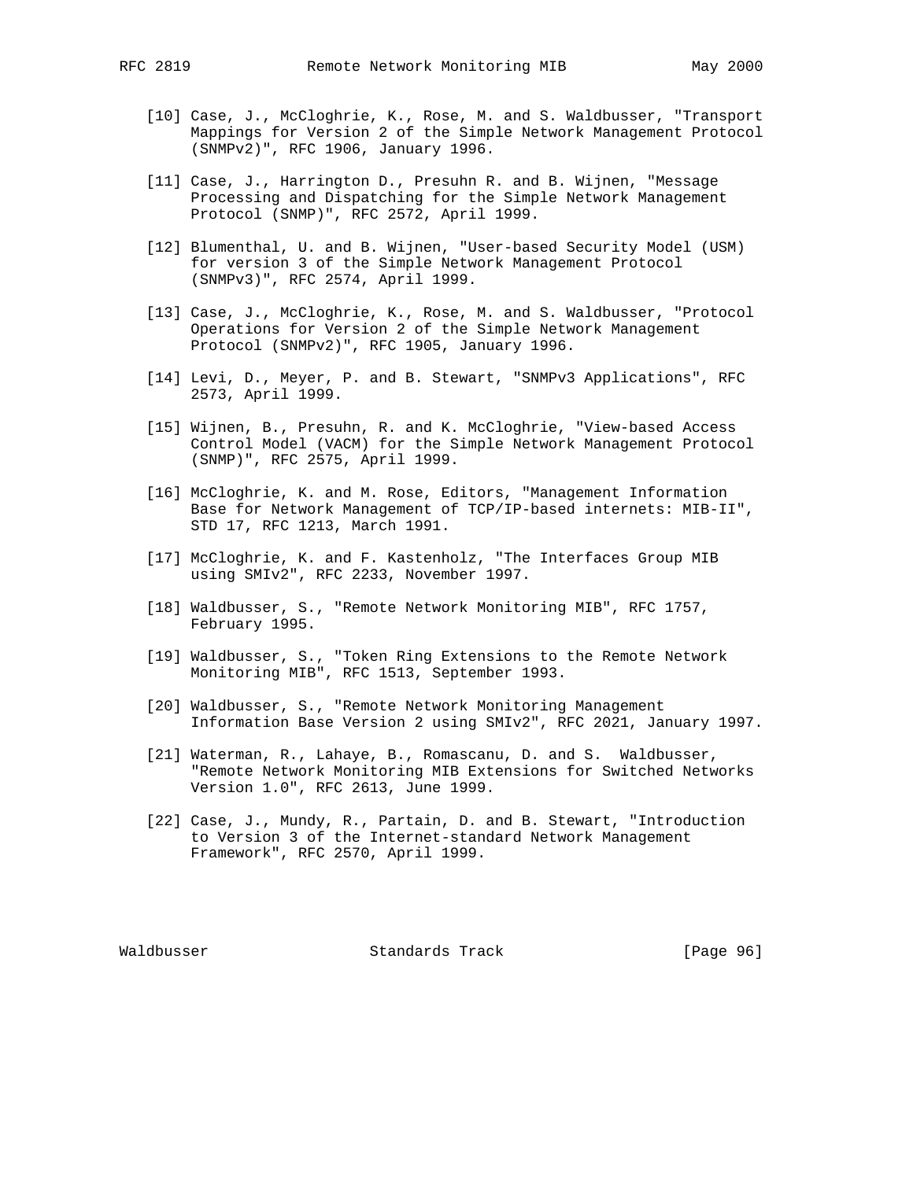[10] Case, J., McCloghrie, K., Rose, M. and S. Waldbusser, "Transport Mappings for Version 2 of the Simple Network Management Protocol (SNMPv2)", RFC 1906, January 1996.

[11] Case, J., Harrington D., Presuhn R. and B. Wijnen, "Message Processing and Dispatching for the Simple Network Management Protocol (SNMP)", RFC 2572, April 1999.

[12] Blumenthal, U. and B. Wijnen, "User-based Security Model (USM) for version 3 of the Simple Network Management Protocol (SNMPv3)", RFC 2574, April 1999.

[13] Case, J., McCloghrie, K., Rose, M. and S. Waldbusser, "Protocol Operations for Version 2 of the Simple Network Management Protocol (SNMPv2)", RFC 1905, January 1996.

[14] Levi, D., Meyer, P. and B. Stewart, "SNMPv3 Applications", RFC 2573, April 1999.

[15] Wijnen, B., Presuhn, R. and K. McCloghrie, "View-based Access Control Model (VACM) for the Simple Network Management Protocol (SNMP)", RFC 2575, April 1999.

[16] McCloghrie, K. and M. Rose, Editors, "Management Information Base for Network Management of TCP/IP-based internets: MIB-II", STD 17, RFC 1213, March 1991.

[17] McCloghrie, K. and F. Kastenholz, "The Interfaces Group MIB using SMIv2", RFC 2233, November 1997.

[18] Waldbusser, S., "Remote Network Monitoring MIB", RFC 1757, February 1995.

[19] Waldbusser, S., "Token Ring Extensions to the Remote Network Monitoring MIB", RFC 1513, September 1993.

[20] Waldbusser, S., "Remote Network Monitoring Management Information Base Version 2 using SMIv2", RFC 2021, January 1997.

[21] Waterman, R., Lahaye, B., Romascanu, D. and S. Waldbusser, "Remote Network Monitoring MIB Extensions for Switched Networks Version 1.0", RFC 2613, June 1999.

[22] Case, J., Mundy, R., Partain, D. and B. Stewart, "Introduction to Version 3 of the Internet-standard Network Management Framework", RFC 2570, April 1999.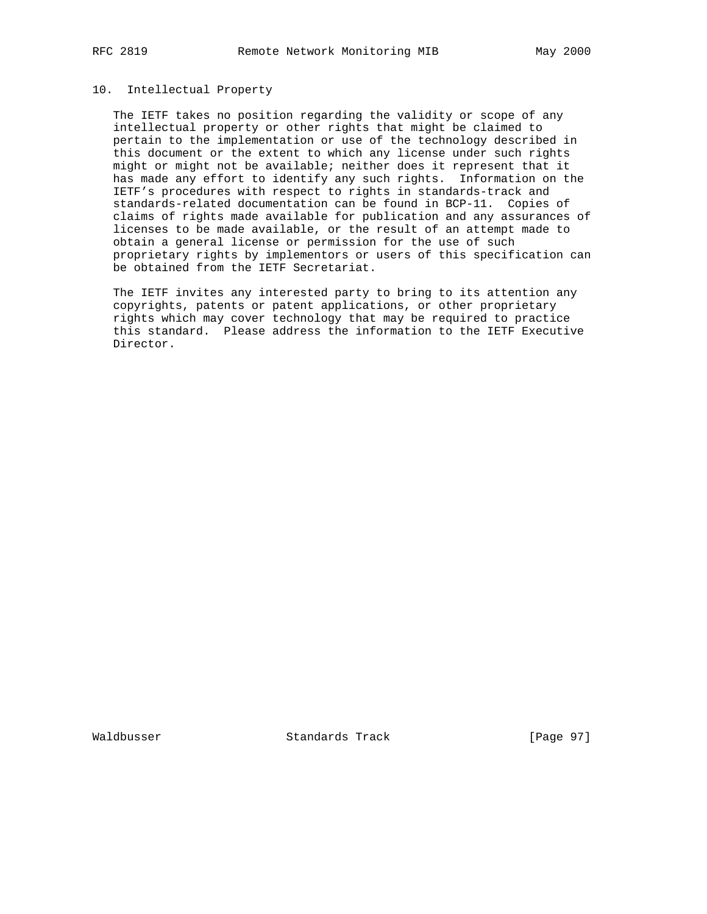## 10. Intellectual Property

The IETF takes no position regarding the validity or scope of any intellectual property or other rights that might be claimed to pertain to the implementation or use of the technology described in this document or the extent to which any license under such rights might or might not be available; neither does it represent that it has made any effort to identify any such rights. Information on the IETF's procedures with respect to rights in standards-track and standards-related documentation can be found in BCP-11. Copies of claims of rights made available for publication and any assurances of licenses to be made available, or the result of an attempt made to obtain a general license or permission for the use of such proprietary rights by implementors or users of this specification can be obtained from the IETF Secretariat.

The IETF invites any interested party to bring to its attention any copyrights, patents or patent applications, or other proprietary rights which may cover technology that may be required to practice this standard. Please address the information to the IETF Executive Director.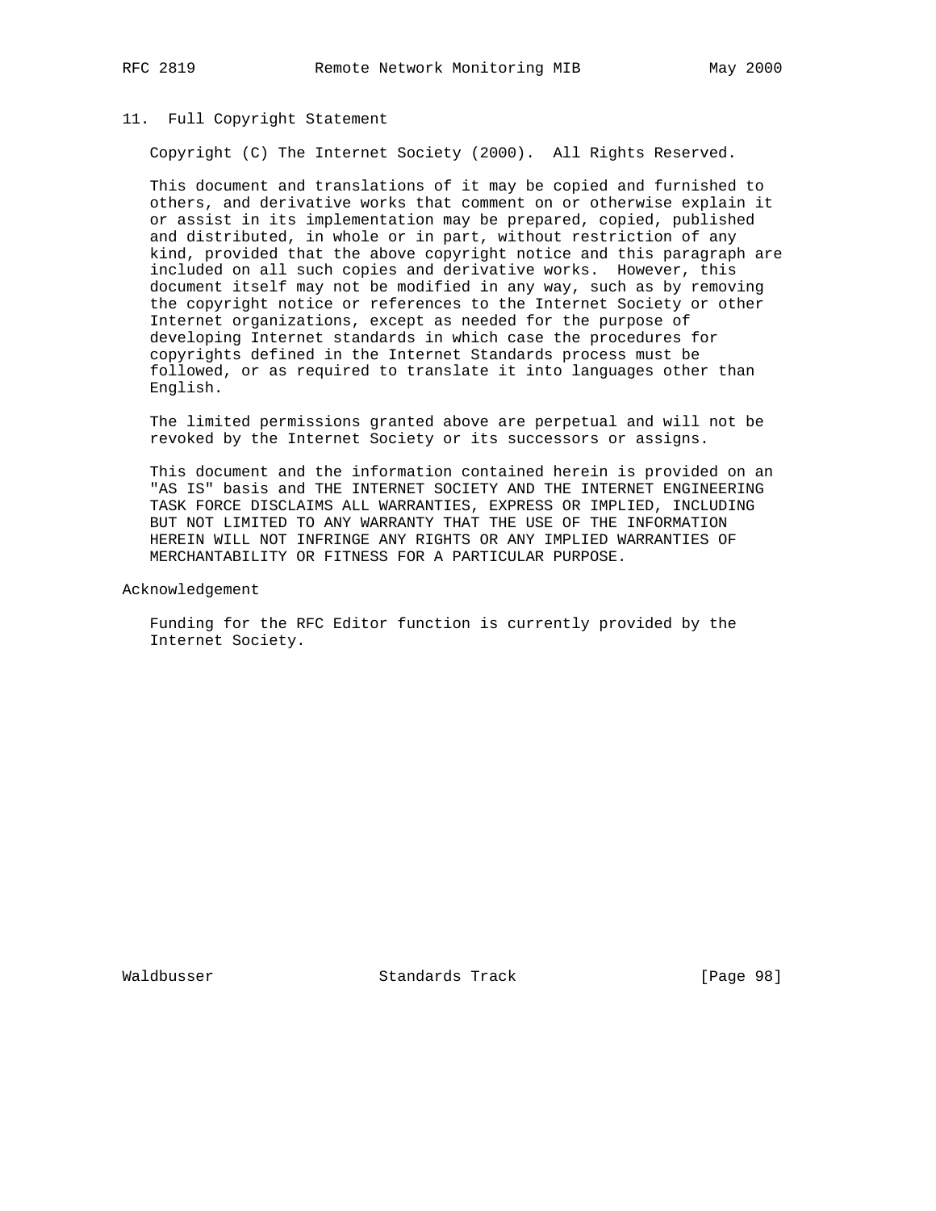## 11. Full Copyright Statement

Copyright (C) The Internet Society (2000). All Rights Reserved.

This document and translations of it may be copied and furnished to others, and derivative works that comment on or otherwise explain it or assist in its implementation may be prepared, copied, published and distributed, in whole or in part, without restriction of any kind, provided that the above copyright notice and this paragraph are included on all such copies and derivative works. However, this document itself may not be modified in any way, such as by removing the copyright notice or references to the Internet Society or other Internet organizations, except as needed for the purpose of developing Internet standards in which case the procedures for copyrights defined in the Internet Standards process must be followed, or as required to translate it into languages other than English.

The limited permissions granted above are perpetual and will not be revoked by the Internet Society or its successors or assigns.

This document and the information contained herein is provided on an "AS IS" basis and THE INTERNET SOCIETY AND THE INTERNET ENGINEERING TASK FORCE DISCLAIMS ALL WARRANTIES, EXPRESS OR IMPLIED, INCLUDING BUT NOT LIMITED TO ANY WARRANTY THAT THE USE OF THE INFORMATION HEREIN WILL NOT INFRINGE ANY RIGHTS OR ANY IMPLIED WARRANTIES OF MERCHANTABILITY OR FITNESS FOR A PARTICULAR PURPOSE.

## Acknowledgement

Funding for the RFC Editor function is currently provided by the Internet Society.